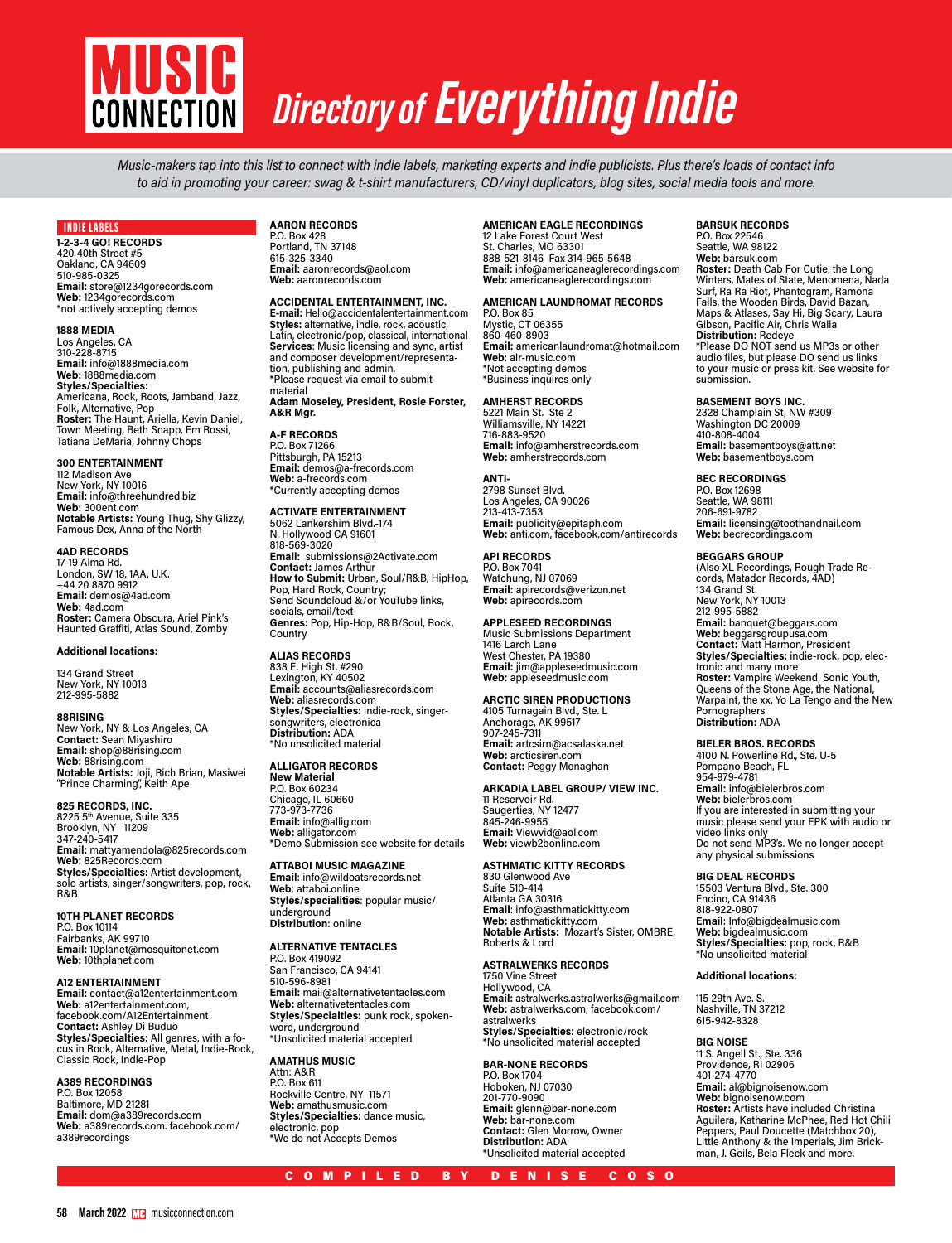# MUSIC CONNECTION Directory of Everything Indie

*Music-makers tap into this list to connect with indie labels, marketing experts and indie publicists. Plus there's loads of contact info to aid in promoting your career: swag & t-shirt manufacturers, CD/vinyl duplicators, blog sites, social media tools and more.*

## INDIE LABELS

**1-2-3-4 GO! RECORDS**
420 40th Street #5
Oakland, CA 94609
510-985-0325
**Email:** store@1234gorecords.com
**Web:** 1234gorecords.com
*not actively accepting demos

**1888 MEDIA**
Los Angeles, CA
310-228-8715
**Email:** info@1888media.com
**Web:** 1888media.com
**Styles/Specialties:**
Americana, Rock, Roots, Jamband, Jazz, Folk, Alternative, Pop
**Roster:** The Haunt, Ariella, Kevin Daniel, Town Meeting, Beth Snapp, Em Rossi, Tatiana DeMaria, Johnny Chops

**300 ENTERTAINMENT**
112 Madison Ave
New York, NY 10016
**Email:** info@threehundred.biz
**Web:** 300ent.com
**Notable Artists:** Young Thug, Shy Glizzy, Famous Dex, Anna of the North

**4AD RECORDS**
17-19 Alma Rd.
London, SW 18, 1AA, U.K.
+44 20 8870 9912
**Email:** demos@4ad.com
**Web:** 4ad.com
**Roster:** Camera Obscura, Ariel Pink's Haunted Graffiti, Atlas Sound, Zomby

**Additional locations:**

134 Grand Street
New York, NY 10013
212-995-5882

**88RISING**
New York, NY & Los Angeles, CA
**Contact:** Sean Miyashiro
**Email:** shop@88rising.com
**Web:** 88rising.com
**Notable Artists:** Joji, Rich Brian, Masiwei "Prince Charming", Keith Ape

**825 RECORDS, INC.**
8225 5th Avenue, Suite 335
Brooklyn, NY 11209
347-240-5417
**Email:** mattyamendola@825records.com
**Web:** 825Records.com
**Styles/Specialties:** Artist development, solo artists, singer/songwriters, pop, rock, R&B

**10TH PLANET RECORDS**
P.O. Box 10114
Fairbanks, AK 99710
**Email:** 10planet@mosquitonet.com
**Web:** 10thplanet.com

**A12 ENTERTAINMENT**
**Email:** contact@a12entertainment.com
**Web:** a12entertainment.com, facebook.com/A12Entertainment
**Contact:** Ashley Di Buduo
**Styles/Specialties:** All genres, with a focus in Rock, Alternative, Metal, Indie-Rock, Classic Rock, Indie-Pop

**A389 RECORDINGS**
P.O. Box 12058
Baltimore, MD 21281
**Email:** dom@a389records.com
**Web:** a389records.com. facebook.com/a389recordings

**AARON RECORDS**
P.O. Box 428
Portland, TN 37148
615-325-3340
**Email:** aaronrecords@aol.com
**Web:** aaronrecords.com

**ACCIDENTAL ENTERTAINMENT, INC.**
**E-mail:** Hello@accidentalentertainment.com
**Styles:** alternative, indie, rock, acoustic, Latin, electronic/pop, classical, international
**Services**: Music licensing and sync, artist and composer development/representation, publishing and admin.
*Please request via email to submit material
**Adam Moseley, President, Rosie Forster, A&R Mgr.**

**A-F RECORDS**
P.O. Box 71266
Pittsburgh, PA 15213
**Email:** demos@a-frecords.com
**Web:** a-frecords.com
*Currently accepting demos

**ACTIVATE ENTERTAINMENT**
5062 Lankershim Blvd.-174
N. Hollywood CA 91601
818-569-3020
**Email:** submissions@2Activate.com
**Contact:** James Arthur
**How to Submit:** Urban, Soul/R&B, HipHop, Pop, Hard Rock, Country;
Send Soundcloud &/or YouTube links, socials, email/text
**Genres:** Pop, Hip-Hop, R&B/Soul, Rock, Country

**ALIAS RECORDS**
838 E. High St. #290
Lexington, KY 40502
**Email:** accounts@aliasrecords.com
**Web:** aliasrecords.com
**Styles/Specialties:** indie-rock, singer-songwriters, electronica
**Distribution:** ADA
*No unsolicited material

**ALLIGATOR RECORDS**
**New Material**
P.O. Box 60234
Chicago, IL 60660
773-973-7736
**Email:** info@allig.com
**Web:** alligator.com
*Demo Submission see website for details

**ATTABOI MUSIC MAGAZINE**
**Email**: info@wildoatsrecords.net
**Web**: attaboi.online
**Styles/specialities**: popular music/underground
**Distribution**: online

**ALTERNATIVE TENTACLES**
P.O. Box 419092
San Francisco, CA 94141
510-596-8981
**Email:** mail@alternativetentacles.com
**Web:** alternativetentacles.com
**Styles/Specialties:** punk rock, spoken-word, underground
*Unsolicited material accepted

**AMATHUS MUSIC**
Attn: A&R
P.O. Box 611
Rockville Centre, NY 11571
**Web:** amathusmusic.com
**Styles/Specialties:** dance music, electronic, pop
*We do not Accepts Demos

**AMERICAN EAGLE RECORDINGS**
12 Lake Forest Court West
St. Charles, MO 63301
888-521-8146 Fax 314-965-5648
**Email:** info@americaneaglerecordings.com
**Web:** americaneaglerecordings.com

**AMERICAN LAUNDROMAT RECORDS**
P.O. Box 85
Mystic, CT 06355
860-460-8903
**Email:** americanlaundromat@hotmail.com
**Web:** alr-music.com
*Not accepting demos
*Business inquires only

**AMHERST RECORDS**
5221 Main St. Ste 2
Williamsville, NY 14221
716-883-9520
**Email:** info@amherstrecords.com
**Web:** amherstrecords.com

**ANTI-**
2798 Sunset Blvd.
Los Angeles, CA 90026
213-413-7353
**Email:** publicity@epitaph.com
**Web:** anti.com, facebook.com/antirecords

**API RECORDS**
P.O. Box 7041
Watchung, NJ 07069
**Email:** apirecords@verizon.net
**Web:** apirecords.com

**APPLESEED RECORDINGS**
Music Submissions Department
1416 Larch Lane
West Chester, PA 19380
**Email:** jim@appleseedmusic.com
**Web:** appleseedmusic.com

**ARCTIC SIREN PRODUCTIONS**
4105 Turnagain Blvd., Ste. L
Anchorage, AK 99517
907-245-7311
**Email:** artcsirn@acsalaska.net
**Web:** arcticsiren.com
**Contact:** Peggy Monaghan

**ARKADIA LABEL GROUP/ VIEW INC.**
11 Reservoir Rd.
Saugerties, NY 12477
845-246-9955
**Email:** Viewvid@aol.com
**Web:** viewb2bonline.com

**ASTHMATIC KITTY RECORDS**
830 Glenwood Ave
Suite 510-414
Atlanta GA 30316
**Email:** info@asthmatickitty.com
**Web:** asthmatickitty.com
**Notable Artists:** Mozart's Sister, OMBRE, Roberts & Lord

**ASTRALWERKS RECORDS**
1750 Vine Street
Hollywood, CA
**Email:** astralwerks.astralwerks@gmail.com
**Web:** astralwerks.com, facebook.com/astralwerks
**Styles/Specialties:** electronic/rock
*No unsolicited material accepted

**BAR-NONE RECORDS**
P.O. Box 1704
Hoboken, NJ 07030
201-770-9090
**Email:** glenn@bar-none.com
**Web:** bar-none.com
**Contact:** Glen Morrow, Owner
**Distribution:** ADA
*Unsolicited material accepted

**BARSUK RECORDS**
P.O. Box 22546
Seattle, WA 98122
**Web:** barsuk.com
**Roster:** Death Cab For Cutie, the Long Winters, Mates of State, Menomena, Nada Surf, Ra Ra Riot, Phantogram, Ramona Falls, the Wooden Birds, David Bazan, Maps & Atlases, Say Hi, Big Scary, Laura Gibson, Pacific Air, Chris Walla
**Distribution:** Redeye
*Please DO NOT send us MP3s or other audio files, but please DO send us links to your music or press kit. See website for submission.

**BASEMENT BOYS INC.**
2328 Champlain St, NW #309
Washington DC 20009
410-808-4004
**Email:** basementboys@att.net
**Web:** basementboys.com

**BEC RECORDINGS**
P.O. Box 12698
Seattle, WA 98111
206-691-9782
**Email:** licensing@toothandnail.com
**Web:** becrecordings.com

**BEGGARS GROUP**
(Also XL Recordings, Rough Trade Records, Matador Records, 4AD)
134 Grand St.
New York, NY 10013
212-995-5882
**Email:** banquet@beggars.com
**Web:** beggarsgroupusa.com
**Contact:** Matt Harmon, President
**Styles/Specialties:** indie-rock, pop, electronic and many more
**Roster:** Vampire Weekend, Sonic Youth, Queens of the Stone Age, the National, Warpaint, the xx, Yo La Tengo and the New Pornographers
**Distribution:** ADA

**BIELER BROS. RECORDS**
4100 N. Powerline Rd., Ste. U-5
Pompano Beach, FL
954-979-4781
**Email:** info@bielerbros.com
**Web:** bielerbros.com
If you are interested in submitting your music please send your EPK with audio or video links only
Do not send MP3's. We no longer accept any physical submissions

**BIG DEAL RECORDS**
15503 Ventura Blvd., Ste. 300
Encino, CA 91436
818-922-0807
**Email**: Info@bigdealmusic.com
**Web:** bigdealmusic.com
**Styles/Specialties:** pop, rock, R&B
*No unsolicited material

**Additional locations:**

115 29th Ave. S.
Nashville, TN 37212
615-942-8328

**BIG NOISE**
11 S. Angell St., Ste. 336
Providence, RI 02906
401-274-4770
**Email:** al@bignoisenow.com
**Web:** bignoisenow.com
**Roster:** Artists have included Christina Aguilera, Katharine McPhee, Red Hot Chili Peppers, Paul Doucette (Matchbox 20), Little Anthony & the Imperials, Jim Brickman, J. Geils, Bela Fleck and more.

COMPILED BY DENISE COSO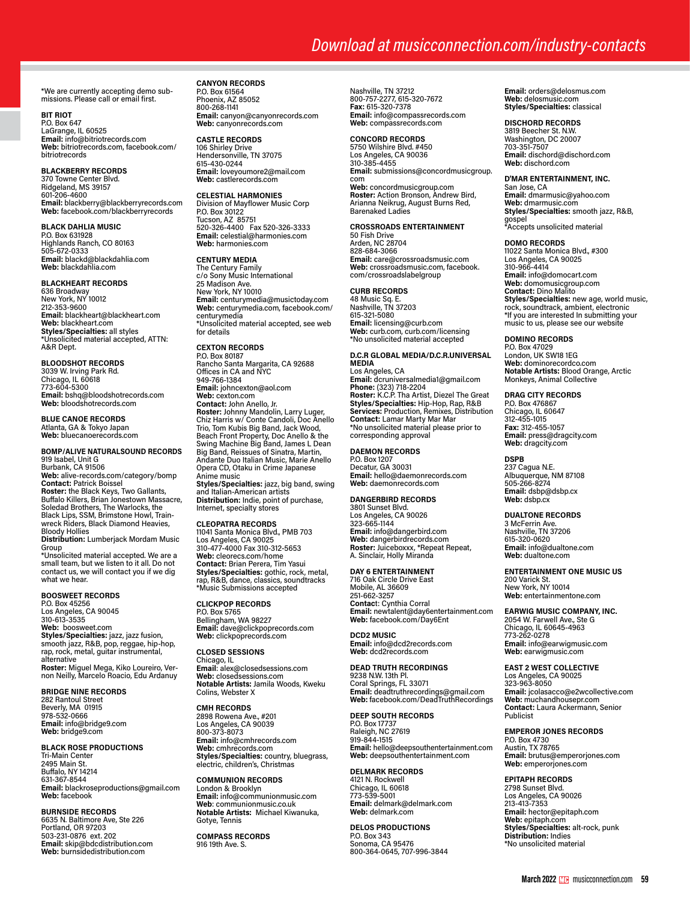*We are currently accepting demo submissions. Please call or email first.

**BIT RIOT**
P.O. Box 647
LaGrange, IL 60525
**Email:** info@bitriotrecords.com
**Web:** bitriotrecords.com, facebook.com/bitriotrecords

**BLACKBERRY RECORDS**
370 Towne Center Blvd.
Ridgeland, MS 39157
601-206-4600
**Email:** blackberry@blackberryrecords.com
**Web:** facebook.com/blackberryrecords

**BLACK DAHLIA MUSIC**
P.O. Box 631928
Highlands Ranch, CO 80163
505-672-0333
**Email:** blackd@blackdahlia.com
**Web:** blackdahlia.com

**BLACKHEART RECORDS**
636 Broadway
New York, NY 10012
212-353-9600
**Email:** blackheart@blackheart.com
**Web:** blackheart.com
**Styles/Specialties:** all styles
*Unsolicited material accepted, ATTN: A&R Dept.

**BLOODSHOT RECORDS**
3039 W. Irving Park Rd.
Chicago, IL 60618
773-604-5300
**Email:** bshq@bloodshotrecords.com
**Web:** bloodshotrecords.com

**BLUE CANOE RECORDS**
Atlanta, GA & Tokyo Japan
**Web:** bluecanoerecords.com

**BOMP/ALIVE NATURALSOUND RECORDS**
919 Isabel, Unit G
Burbank, CA 91506
**Web:** alive-records.com/category/bomp
**Contact:** Patrick Boissel
**Roster:** the Black Keys, Two Gallants, Buffalo Killers, Brian Jonestown Massacre, Soledad Brothers, The Warlocks, the Black Lips, SSM, Brimstone Howl, Trainwreck Riders, Black Diamond Heavies, Bloody Hollies
**Distribution:** Lumberjack Mordam Music Group
*Unsolicited material accepted. We are a small team, but we listen to it all. Do not contact us, we will contact you if we dig what we hear.

**BOOSWEET RECORDS**
P.O. Box 45256
Los Angeles, CA 90045
310-613-3535
**Web:** boosweet.com
**Styles/Specialties:** jazz, jazz fusion, smooth jazz, R&B, pop, reggae, hip-hop, rap, rock, metal, guitar instrumental, alternative
**Roster:** Miguel Mega, Kiko Loureiro, Vernon Neilly, Marcelo Roacio, Edu Ardanuy

**BRIDGE NINE RECORDS**
282 Rantoul Street
Beverly, MA 01915
978-532-0666
**Email:** info@bridge9.com
**Web:** bridge9.com

**BLACK ROSE PRODUCTIONS**
Tri-Main Center
2495 Main St.
Buffalo, NY 14214
631-367-8544
**Email:** blackroseproductions@gmail.com
**Web:** facebook

**BURNSIDE RECORDS**
6635 N. Baltimore Ave, Ste 226
Portland, OR 97203
503-231-0876 ext. 202
**Email:** skip@bdcdistribution.com
**Web:** burnsidedistribution.com

**CANYON RECORDS**
P.O. Box 61564
Phoenix, AZ 85052
800-268-1141
**Email:** canyon@canyonrecords.com
**Web:** canyonrecords.com

**CASTLE RECORDS**
106 Shirley Drive
Hendersonville, TN 37075
615-430-0244
**Email:** loveyoumore2@mail.com
**Web:** castlerecords.com

**CELESTIAL HARMONIES**
Division of Mayflower Music Corp
P.O. Box 30122
Tucson, AZ 85751
520-326-4400 Fax 520-326-3333
**Email:** celestial@harmonies.com
**Web:** harmonies.com

**CENTURY MEDIA**
The Century Family
c/o Sony Music International
25 Madison Ave.
New York, NY 10010
**Email:** centurymedia@musictoday.com
**Web:** centurymedia.com, facebook.com/centurymedia
*Unsolicited material accepted, see web for details

**CEXTON RECORDS**
P.O. Box 80187
Rancho Santa Margarita, CA 92688
Offices in CA and NYC
949-766-1384
**Email:** johncexton@aol.com
**Web:** cexton.com
**Contact:** John Anello, Jr.
**Roster:** Johnny Mandolin, Larry Luger, Chiz Harris w/ Conte Candoli, Doc Anello Trio, Tom Kubis Big Band, Jack Wood, Beach Front Property, Doc Anello & the Swing Machine Big Band, James L Dean Big Band, Reissues of Sinatra, Martin, Andante Duo Italian Music, Marie Anello Opera CD, Otaku in Crime Japanese Anime music
**Styles/Specialties:** jazz, big band, swing and Italian-American artists
**Distribution:** Indie, point of purchase, Internet, specialty stores

**CLEOPATRA RECORDS**
11041 Santa Monica Blvd., PMB 703
Los Angeles, CA 90025
310-477-4000 Fax 310-312-5653
**Web:** cleorecs.com/home
**Contact:** Brian Perera, Tim Yasui
**Styles/Specialties:** gothic, rock, metal, rap, R&B, dance, classics, soundtracks
*Music Submissions accepted

**CLICKPOP RECORDS**
P.O. Box 5765
Bellingham, WA 98227
**Email:** dave@clickpoprecords.com
**Web:** clickpoprecords.com

**CLOSED SESSIONS**
Chicago, IL
**Email**: alex@closedsessions.com
**Web:** closedsessions.com
**Notable Artists:** Jamila Woods, Kweku Colins, Webster X

**CMH RECORDS**
2898 Rowena Ave., #201
Los Angeles, CA 90039
800-373-8073
**Email:** info@cmhrecords.com
**Web:** cmhrecords.com
**Styles/Specialties:** country, bluegrass, electric, children's, Christmas

**COMMUNION RECORDS**
London & Brooklyn
**Email:** info@communionmusic.com
**Web**: communionmusic.co.uk
**Notable Artists:** Michael Kiwanuka, Gotye, Tennis

**COMPASS RECORDS**
916 19th Ave. S.
Nashville, TN 37212
800-757-2277, 615-320-7672
**Fax:** 615-320-7378
**Email:** info@compassrecords.com
**Web:** compassrecords.com

**CONCORD RECORDS**
5750 Wilshire Blvd. #450
Los Angeles, CA 90036
310-385-4455
**Email:** submissions@concordmusicgroup.com
**Web:** concordmusicgroup.com
**Roster:** Action Bronson, Andrew Bird, Arianna Neikrug, August Burns Red, Barenaked Ladies

**CROSSROADS ENTERTAINMENT**
50 Fish Drive
Arden, NC 28704
828-684-3066
**Email:** care@crossroadsmusic.com
**Web:** crossroadsmusic.com, facebook.com/crossroadslabelgroup

**CURB RECORDS**
48 Music Sq. E.
Nashville, TN 37203
615-321-5080
**Email:** licensing@curb.com
**Web:** curb.com, curb.com/licensing
*No unsolicited material accepted

**D.C.R GLOBAL MEDIA/D.C.R.UNIVERSAL MEDIA**
Los Angeles, CA
**Email:** dcruniversalmedia1@gmail.com
**Phone:** (323) 718-2204
**Roster:** K.C.P. Tha Artist, Diezel The Great
**Styles/Specialties:** Hip-Hop, Rap, R&B
**Services:** Production, Remixes, Distribution
**Contact:** Lamar Marty Mar Mar
*No unsolicited material please prior to corresponding approval

**DAEMON RECORDS**
P.O. Box 1207
Decatur, GA 30031
**Email:** hello@daemonrecords.com
**Web:** daemonrecords.com

**DANGERBIRD RECORDS**
3801 Sunset Blvd.
Los Angeles, CA 90026
323-665-1144
**Email:** info@dangerbird.com
**Web:** dangerbirdrecords.com
**Roster:** Juiceboxxx, *Repeat Repeat, A. Sinclair, Holly Miranda

**DAY 6 ENTERTAINMENT**
716 Oak Circle Drive East
Mobile, AL 36609
251-662-3257
**Contac**t: Cynthia Corral
**Email:** newtalent@day6entertainment.com
**Web:** facebook.com/Day6Ent

**DCD2 MUSIC**
**Email:** info@dcd2records.com
**Web:** dcd2records.com

**DEAD TRUTH RECORDINGS**
9238 N.W. 13th Pl.
Coral Springs, FL 33071
**Email:** deadtruthrecordings@gmail.com
**Web:** facebook.com/DeadTruthRecordings

**DEEP SOUTH RECORDS**
P.O. Box 17737
Raleigh, NC 27619
919-844-1515
**Email:** hello@deepsouthentertainment.com
**Web:** deepsouthentertainment.com

**DELMARK RECORDS**
4121 N. Rockwell
Chicago, IL 60618
773-539-5001
**Email:** delmark@delmark.com
**Web:** delmark.com

**DELOS PRODUCTIONS**
P.O. Box 343
Sonoma, CA 95476
800-364-0645, 707-996-3844
**Email:** orders@delosmus.com
**Web:** delosmusic.com
**Styles/Specialties:** classical

**DISCHORD RECORDS**
3819 Beecher St. N.W.
Washington, DC 20007
703-351-7507
**Email:** dischord@dischord.com
**Web:** dischord.com

**D'MAR ENTERTAINMENT, INC.**
San Jose, CA
**Email:** dmarmusic@yahoo.com
**Web:** dmarmusic.com
**Styles/Specialties:** smooth jazz, R&B, gospel
*Accepts unsolicited material

**DOMO RECORDS**
11022 Santa Monica Blvd., #300
Los Angeles, CA 90025
310-966-4414
**Email:** info@domocart.com
**Web:** domomusicgroup.com
**Contact:** Dino Malito
**Styles/Specialties:** new age, world music, rock, soundtrack, ambient, electronic
*If you are interested In submitting your music to us, please see our website

**DOMINO RECORDS**
P.O. Box 47029
London, UK SW18 1EG
**Web:** dominorecordco.com
**Notable Artists:** Blood Orange, Arctic Monkeys, Animal Collective

**DRAG CITY RECORDS**
P.O. Box 476867
Chicago, IL 60647
312-455-1015
**Fax:** 312-455-1057
**Email:** press@dragcity.com
**Web:** dragcity.com

**DSPB**
237 Cagua N.E.
Albuquerque, NM 87108
505-266-8274
**Email:** dsbp@dsbp.cx
**Web:** dsbp.cx

**DUALTONE RECORDS**
3 McFerrin Ave.
Nashville, TN 37206
615-320-0620
**Email:** info@dualtone.com
**Web:** dualtone.com

**ENTERTAINMENT ONE MUSIC US**
200 Varick St.
New York, NY 10014
**Web:** entertainmentone.com

**EARWIG MUSIC COMPANY, INC.**
2054 W. Farwell Ave., Ste G
Chicago, IL 60645-4963
773-262-0278
**Email:** info@earwigmusic.com
**Web:** earwigmusic.com

**EAST 2 WEST COLLECTIVE**
Los Angeles, CA 90025
323-963-8050
**Email:** jcolasacco@e2wcollective.com
**Web:** muchandhousepr.com
**Contact:** Laura Ackermann, Senior Publicist

**EMPEROR JONES RECORDS**
P.O. Box 4730
Austin, TX 78765
**Email:** brutus@emperorjones.com
**Web:** emperorjones.com

**EPITAPH RECORDS**
2798 Sunset Blvd.
Los Angeles, CA 90026
213-413-7353
**Email:** hector@epitaph.com
**Web:** epitaph.com
**Styles/Specialties:** alt-rock, punk
**Distribution:** Indies
*No unsolicited material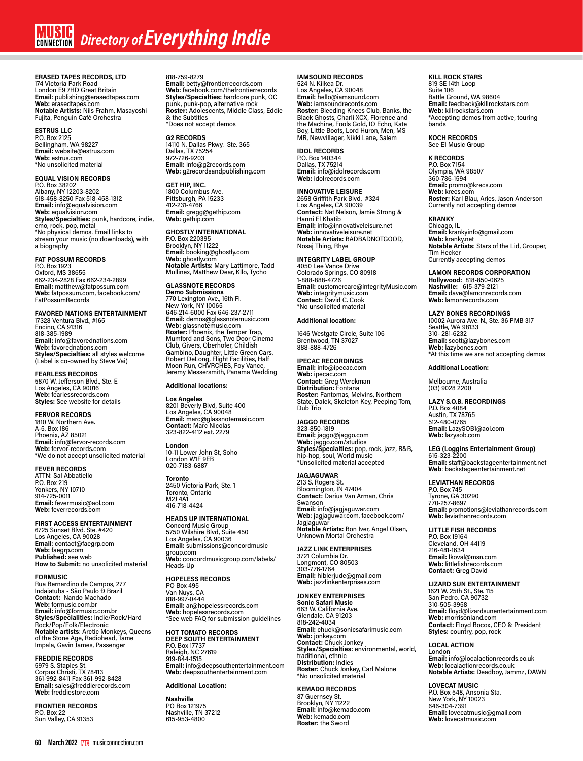# Directory of Everything Indie

**ERASED TAPES RECORDS, LTD**
174 Victoria Park Road
London E9 7HD Great Britain
**Email**: publishing@erasedtapes.com
**Web:** erasedtapes.com
**Notable Artists:** Nils Frahm, Masayoshi Fujita, Penguin Café Orchestra

**ESTRUS LLC**
P.O. Box 2125
Bellingham, WA 98227
**Email:** website@estrus.com
**Web:** estrus.com
*No unsolicited material

**EQUAL VISION RECORDS**
P.O. Box 38202
Albany, NY 12203-8202
518-458-8250 Fax 518-458-1312
**Email:** info@equalvision.com
**Web:** equalvision.com
**Styles/Specialties:** punk, hardcore, indie, emo, rock, pop, metal
*No physical demos. Email links to stream your music (no downloads), with a biography

**FAT POSSUM RECORDS**
P.O. Box 1923
Oxford, MS 38655
662-234-2828 Fax 662-234-2899
**Email:** matthew@fatpossum.com
**Web:** fatpossum.com, facebook.com/FatPossumRecords

**FAVORED NATIONS ENTERTAINMENT**
17328 Ventura Blvd., #165
Encino, CA 91316
818-385-1989
**Email:** info@favorednations.com
**Web:** favorednations.com
**Styles/Specialties:** all styles welcome
(Label is co-owned by Steve Vai)

**FEARLESS RECORDS**
5870 W. Jefferson Blvd., Ste. E
Los Angeles, CA 90016
**Web:** fearlessrecords.com
**Styles:** See website for details

**FERVOR RECORDS**
1810 W. Northern Ave.
A-5, Box 186
Phoenix, AZ 85021
**Email**: info@fervor-records.com
**Web:** fervor-records.com
*We do not accept unsolicited material

**FEVER RECORDS**
ATTN: Sal Abbatiello
P.O. Box 219
Yonkers, NY 10710
914-725-0011
**Email:** fevermusic@aol.com
**Web:** feverrecords.com

**FIRST ACCESS ENTERTAINMENT**
6725 Sunset Blvd. Ste. #420
Los Angeles, CA 90028
**Email**: contact@faegrp.com
**Web:** faegrp.com
**Published:** see web
**How to Submit:** no unsolicited material

**FORMUSIC**
Rua Bernardino de Campos, 277
Indaiatuba - São Paulo Ð Brazil
**Contact:** Nando Machado
**Web:** formusic.com.br
**Email:** info@formusic.com.br
**Styles/Specialities:** Indie/Rock/Hard Rock/Pop/Folk/Electronic
**Notable artists:** Arctic Monkeys, Queens of the Stone Age, Radiohead, Tame Impala, Gavin James, Passenger

**FREDDIE RECORDS**
5979 S. Staples St.
Corpus Christi, TX 78413
361-992-8411 Fax 361-992-8428
**Email:** sales@freddierecords.com
**Web:** freddiestore.com

**FRONTIER RECORDS**
P.O. Box 22
Sun Valley, CA 91353
818-759-8279
**Email:** betty@frontierrecords.com
**Web:** facebook.com/thefrontierrecords
**Styles/Specialties:** hardcore punk, OC punk, punk-pop, alternative rock
**Roster:** Adolescents, Middle Class, Eddie & the Subtitles
*Does not accept demos

**G2 RECORDS**
14110 N. Dallas Pkwy. Ste. 365
Dallas, TX 75254
972-726-9203
**Email:** info@g2records.com
**Web:** g2recordsandpublishing.com

**GET HIP, INC.**
1800 Columbus Ave.
Pittsburgh, PA 15233
412-231-4766
**Email:** gregg@gethip.com
**Web:** gethip.com

**GHOSTLY INTERNATIONAL**
P.O. Box 220395
Brooklyn, NY 11222
**Email**: booking@ghostly.com
**Web:** ghostly.com
**Notable Artists:** Mary Lattimore, Tadd Mullinex, Matthew Dear, Kllo, Tycho

**GLASSNOTE RECORDS**
**Demo Submissions**
770 Lexington Ave., 16th Fl.
New York, NY 10065
646-214-6000 Fax 646-237-2711
**Email:** demos@glassnotemusic.com
**Web:** glassnotemusic.com
**Roster:** Phoenix, the Temper Trap, Mumford and Sons, Two Door Cinema Club, Givers, Oberhofer, Childish Gambino, Daughter, Little Green Cars, Robert DeLong, Flight Facilities, Half Moon Run, CHVRCHES, Foy Vance, Jeremy Messersmith, Panama Wedding

**Additional locations:**

**Los Angeles**
8201 Beverly Blvd, Suite 400
Los Angeles, CA 90048
**Email:** marc@glassnotemusic.com
**Contact:** Marc Nicolas
323-822-4112 ext. 2279

**London**
10-11 Lower John St, Soho
London W1F 9EB
020-7183-6887

**Toronto**
2450 Victoria Park, Ste. 1
Toronto, Ontario
M2J 4A1
416-718-4424

**HEADS UP INTERNATIONAL**
Concord Music Group
5750 Wilshire Blvd, Suite 450
Los Angeles, CA 90036
**Email:** submissions@concordmusicgroup.com
**Web:** concordmusicgroup.com/labels/Heads-Up

**HOPELESS RECORDS**
PO Box 495
Van Nuys, CA
818-997-0444
**Email:** ar@hopelessrecords.com
**Web:** hopelessrecords.com
*See web FAQ for submission guidelines

**HOT TOMATO RECORDS**
**DEEP SOUTH ENTERTAINMENT**
P.O. Box 17737
Raleigh, NC 27619
919-844-1515
**Email:** info@deepsouthentertainment.com
**Web:** deepsouthentertainment.com

**Additional Location:**

**Nashville**
PO Box 121975
Nashville, TN 37212
615-953-4800

**IAMSOUND RECORDS**
524 N. Kilkea Dr.
Los Angeles, CA 90048
**Email:** hello@iamsound.com
**Web:** iamsoundrecords.com
**Roster:** Bleeding Knees Club, Banks, the Black Ghosts, Charli XCX, Florence and the Machine, Fools Gold, IO Echo, Kate Boy, Little Boots, Lord Huron, Men, MS MR, Newvillager, Nikki Lane, Salem

**IDOL RECORDS**
P.O. Box 140344
Dallas, TX 75214
**Email:** info@idolrecords.com
**Web:** idolrecords.com

**INNOVATIVE LEISURE**
2658 Griffith Park Blvd, #324
Los Angeles, CA 90039
**Contact:** Nat Nelson, Jamie Strong & Hanni El Khatib
**Email:** info@innovativeleisure.net
**Web:** innovativeleisure.net
**Notable Artists:** BADBADNOTGOOD, Nosaj Thing, Rhye

**INTEGRITY LABEL GROUP**
4050 Lee Vance Drive
Colorado Springs, CO 80918
1-888-888-4726
**Email:** customercare@integrityMusic.com
**Web:** integritymusic.com
**Contact:** David C. Cook
*No unsolicited material

**Additional location:**

1646 Westgate Circle, Suite 106
Brentwood, TN 37027
888-888-4726

**IPECAC RECORDINGS**
**Email:** info@ipecac.com
**Web:** ipecac.com
**Contact:** Greg Werckman
**Distribution:** Fontana
**Roster:** Fantomas, Melvins, Northern State, Dalek, Skeleton Key, Peeping Tom, Dub Trio

**JAGGO RECORDS**
323-850-1819
**Email:** jaggo@jaggo.com
**Web:** jaggo.com/studios
**Styles/Specialties:** pop, rock, jazz, R&B, hip-hop, soul, World music
*Unsolicited material accepted

**JAGJAGUWAR**
213 S. Rogers St.
Bloomington, IN 47404
**Contact:** Darius Van Arman, Chris Swanson
**Email:** info@jagjaguwar.com
**Web**: jagjaguwar.com, facebook.com/Jagjaguwar
**Notable Artists:** Bon Iver, Angel Olsen, Unknown Mortal Orchestra

**JAZZ LINK ENTERPRISES**
3721 Columbia Dr.
Longmont, CO 80503
303-776-1764
**Email:** hiblerjude@gmail.com
**Web:** jazzlinkenterprises.com

**JONKEY ENTERPRISES**
**Sonic Safari Music**
663 W. California Ave.
Glendale, CA 91203
818-242-4034
**Email:** chuck@sonicsafarimusic.com
**Web:** jonkey.com
**Contact:** Chuck Jonkey
**Styles/Specialties:** environmental, world, traditional, ethnic
**Distribution:** Indies
**Roster:** Chuck Jonkey, Carl Malone
*No unsolicited material

**KEMADO RECORDS**
87 Guernsey St.
Brooklyn, NY 11222
**Email:** info@kemado.com
**Web:** kemado.com
**Roster:** the Sword

**KILL ROCK STARS**
819 SE 14th Loop
Suite 106
Battle Ground, WA 98604
**Email:** feedback@killrockstars.com
**Web:** killrockstars.com
*Accepting demos from active, touring bands

**KOCH RECORDS**
See E1 Music Group

**K RECORDS**
P.O. Box 7154
Olympia, WA 98507
360-786-1594
**Email:** promo@krecs.com
**Web:** krecs.com
**Roster:** Karl Blau, Aries, Jason Anderson
Currently not accepting demos

**KRANKY**
Chicago, IL
**Email:** krankyinfo@gmail.com
**Web:** kranky.net
**Notable Artists**: Stars of the Lid, Grouper, Tim Hecker
Currently accepting demos

**LAMON RECORDS CORPORATION**
**Hollywood:** 818-850-0625
**Nashville:** 615-379-2121
**Email:** dave@lamonrecords.com
**Web:** lamonrecords.com

**LAZY BONES RECORDINGS**
10002 Aurora Ave. N., Ste. 36 PMB 317
Seattle, WA 98133
310- 281-6232
**Email:** scott@lazybones.com
**Web:** lazybones.com
*At this time we are not accepting demos

**Additional Location:**

Melbourne, Australia
(03) 9028 2200

**LAZY S.O.B. RECORDINGS**
P.O. Box 4084
Austin, TX 78765
512-480-0765
**Email:** LazySOB1@aol.com
**Web:** lazysob.com

**LEG (Loggins Entertainment Group)**
615-323-2200
**Email:** staff@backstageentertainment.net
**Web**: backstageentertainment.net

**LEVIATHAN RECORDS**
P.O. Box 745
Tyrone, GA 30290
770-257-8697
**Email:** promotions@leviathanrecords.com
**Web:** leviathanrecords.com

**LITTLE FISH RECORDS**
P.O. Box 19164
Cleveland, OH 44119
216-481-1634
**Email:** lkoval@msn.com
**Web:** littlefishrecords.com
**Contact:** Greg David

**LIZARD SUN ENTERTAINMENT**
1621 W. 25th St., Ste. 115
San Pedro, CA 90732
310-505-3958
**Email:** floyd@lizardsunentertainment.com
**Web:** morrisonland.com
**Contact:** Floyd Bocox, CEO & President
**Styles:** country, pop, rock

**LOCAL ACTION**
London
**Email:** info@localactionrecords.co.uk
**Web:** localactionrecords.co.uk
**Notable Artists:** Deadboy, Jammz, DAWN

**LOVECAT MUSIC**
P.O. Box 548, Ansonia Sta.
New York, NY 10023
646-304-7391
**Email:** lovecatmusic@gmail.com
**Web:** lovecatmusic.com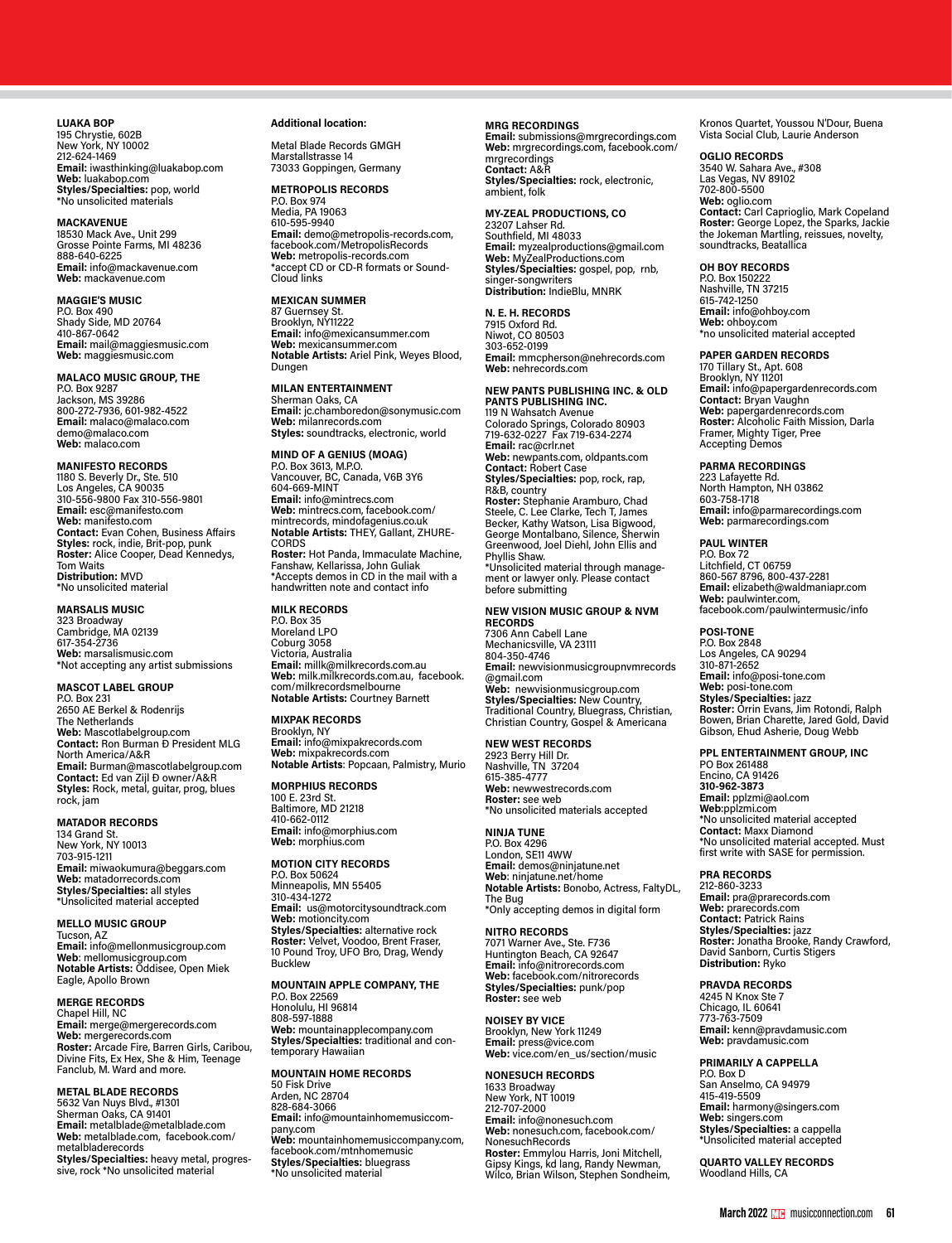**LUAKA BOP**
195 Chrystie, 602B
New York, NY 10002
212-624-1469
**Email:** iwasthinking@luakabop.com
**Web:** luakabop.com
**Styles/Specialties:** pop, world
*No unsolicited materials

**MACKAVENUE**
18530 Mack Ave., Unit 299
Grosse Pointe Farms, MI 48236
888-640-6225
**Email:** info@mackavenue.com
**Web:** mackavenue.com

**MAGGIE'S MUSIC**
P.O. Box 490
Shady Side, MD 20764
410-867-0642
**Email:** mail@maggiesmusic.com
**Web:** maggiesmusic.com

**MALACO MUSIC GROUP, THE**
P.O. Box 9287
Jackson, MS 39286
800-272-7936, 601-982-4522
**Email:** malaco@malaco.com
demo@malaco.com
**Web:** malaco.com

**MANIFESTO RECORDS**
1180 S. Beverly Dr., Ste. 510
Los Angeles, CA 90035
310-556-9800 Fax 310-556-9801
**Email:** esc@manifesto.com
**Web:** manifesto.com
**Contact:** Evan Cohen, Business Affairs
**Styles:** rock, indie, Brit-pop, punk
**Roster:** Alice Cooper, Dead Kennedys, Tom Waits
**Distribution:** MVD
*No unsolicited material

**MARSALIS MUSIC**
323 Broadway
Cambridge, MA 02139
617-354-2736
**Web:** marsalismusic.com
*Not accepting any artist submissions

**MASCOT LABEL GROUP**
P.O. Box 231
2650 AE Berkel & Rodenrijs
The Netherlands
**Web:** Mascotlabelgroup.com
**Contact:** Ron Burman Ð President MLG North America/A&R
**Email:** Burman@mascotlabelgroup.com
**Contact:** Ed van Zijl Ð owner/A&R
**Styles:** Rock, metal, guitar, prog, blues rock, jam

**MATADOR RECORDS**
134 Grand St.
New York, NY 10013
703-915-1211
**Email:** miwaokumura@beggars.com
**Web:** matadorrecords.com
**Styles/Specialties:** all styles
*Unsolicited material accepted

**MELLO MUSIC GROUP**
Tucson, AZ
**Email:** info@mellonmusicgroup.com
**Web**: mellomusicgroup.com
**Notable Artists:** Oddisee, Open Miek Eagle, Apollo Brown

**MERGE RECORDS**
Chapel Hill, NC
**Email:** merge@mergerecords.com
**Web:** mergerecords.com
**Roster:** Arcade Fire, Barren Girls, Caribou, Divine Fits, Ex Hex, She & Him, Teenage Fanclub, M. Ward and more.

**METAL BLADE RECORDS**
5632 Van Nuys Blvd., #1301
Sherman Oaks, CA 91401
**Email:** metalblade@metalblade.com
**Web:** metalblade.com, facebook.com/metalbladerecords
**Styles/Specialties:** heavy metal, progressive, rock *No unsolicited material

**Additional location:**

Metal Blade Records GMGH
Marstallstrasse 14
73033 Goppingen, Germany

**METROPOLIS RECORDS**
P.O. Box 974
Media, PA 19063
610-595-9940
**Email:** demo@metropolis-records.com, facebook.com/MetropolisRecords
**Web:** metropolis-records.com
*accept CD or CD-R formats or SoundCloud links

**MEXICAN SUMMER**
87 Guernsey St.
Brooklyn, NY11222
**Email:** info@mexicansummer.com
**Web:** mexicansummer.com
**Notable Artists:** Ariel Pink, Weyes Blood, Dungen

**MILAN ENTERTAINMENT**
Sherman Oaks, CA
**Email:** jc.chamboredon@sonymusic.com
**Web:** milanrecords.com
**Styles:** soundtracks, electronic, world

**MIND OF A GENIUS (MOAG)**
P.O. Box 3613, M.P.O.
Vancouver, BC, Canada, V6B 3Y6
604-669-MINT
**Email:** info@mintrecs.com
**Web:** mintrecs.com, facebook.com/mintrecords, mindofagenius.co.uk
**Notable Artists:** THEY, Gallant, ZHURECORDS
**Roster:** Hot Panda, Immaculate Machine, Fanshaw, Kellarissa, John Guliak
*Accepts demos in CD in the mail with a handwritten note and contact info

**MILK RECORDS**
P.O. Box 35
Moreland LPO
Coburg 3058
Victoria, Australia
**Email:** millk@milkrecords.com.au
**Web:** milk.milkrecords.com.au, facebook.com/milkrecordsmelbourne
**Notable Artists:** Courtney Barnett

**MIXPAK RECORDS**
Brooklyn, NY
**Email:** info@mixpakrecords.com
**Web:** mixpakrecords.com
**Notable Artists**: Popcaan, Palmistry, Murio

**MORPHIUS RECORDS**
100 E. 23rd St.
Baltimore, MD 21218
410-662-0112
**Email:** info@morphius.com
**Web:** morphius.com

**MOTION CITY RECORDS**
P.O. Box 50624
Minneapolis, MN 55405
310-434-1272
**Email:** us@motorcitysoundtrack.com
**Web:** motioncity.com
**Styles/Specialties:** alternative rock
**Roster:** Velvet, Voodoo, Brent Fraser, 10 Pound Troy, UFO Bro, Drag, Wendy Bucklew

**MOUNTAIN APPLE COMPANY, THE**
P.O. Box 22569
Honolulu, HI 96814
808-597-1888
**Web:** mountainapplecompany.com
**Styles/Specialties:** traditional and contemporary Hawaiian

**MOUNTAIN HOME RECORDS**
50 Fisk Drive
Arden, NC 28704
828-684-3066
**Email:** info@mountainhomemusiccompany.com
**Web:** mountainhomemusiccompany.com, facebook.com/mtnhomemusic
**Styles/Specialties:** bluegrass
*No unsolicited material

**MRG RECORDINGS**
**Email:** submissions@mrgrecordings.com
**Web:** mrgrecordings.com, facebook.com/mrgrecordings
**Contact:** A&R
**Styles/Specialties:** rock, electronic, ambient, folk

**MY-ZEAL PRODUCTIONS, CO**
23207 Lahser Rd.
Southfield, MI 48033
**Email:** myzealproductions@gmail.com
**Web:** MyZealProductions.com
**Styles/Specialties:** gospel, pop, rnb, singer-songwriters
**Distribution:** IndieBlu, MNRK

**N. E. H. RECORDS**
7915 Oxford Rd.
Niwot, CO 80503
303-652-0199
**Email:** mmcpherson@nehrecords.com
**Web:** nehrecords.com

**NEW PANTS PUBLISHING INC. & OLD PANTS PUBLISHING INC.**
119 N Wahsatch Avenue
Colorado Springs, Colorado 80903
719-632-0227 Fax 719-634-2274
**Email:** rac@crlr.net
**Web:** newpants.com, oldpants.com
**Contact:** Robert Case
**Styles/Specialties:** pop, rock, rap, R&B, country
**Roster:** Stephanie Aramburo, Chad Steele, C. Lee Clarke, Tech T, James Becker, Kathy Watson, Lisa Bigwood, George Montalbano, Silence, Sherwin Greenwood, Joel Diehl, John Ellis and Phyllis Shaw.
*Unsolicited material through management or lawyer only. Please contact before submitting

**NEW VISION MUSIC GROUP & NVM RECORDS**
7306 Ann Cabell Lane
Mechanicsville, VA 23111
804-350-4746
**Email:** newvisionmusicgroupnvmrecords@gmail.com
**Web:** newvisionmusicgroup.com
**Styles/Specialties:** New Country, Traditional Country, Bluegrass, Christian, Christian Country, Gospel & Americana

**NEW WEST RECORDS**
2923 Berry Hill Dr.
Nashville, TN 37204
615-385-4777
**Web:** newwestrecords.com
**Roster:** see web
*No unsolicited materials accepted

**NINJA TUNE**
P.O. Box 4296
London, SE11 4WW
**Email:** demos@ninjatune.net
**Web**: ninjatune.net/home
**Notable Artists:** Bonobo, Actress, FaltyDL, The Bug
*Only accepting demos in digital form

**NITRO RECORDS**
7071 Warner Ave., Ste. F736
Huntington Beach, CA 92647
**Email:** info@nitrorecords.com
**Web:** facebook.com/nitrorecords
**Styles/Specialties:** punk/pop
**Roster:** see web

**NOISEY BY VICE**
Brooklyn, New York 11249
**Email:** press@vice.com
**Web:** vice.com/en_us/section/music

**NONESUCH RECORDS**
1633 Broadway
New York, NT 10019
212-707-2000
**Email:** info@nonesuch.com
**Web:** nonesuch.com, facebook.com/NonesuchRecords
**Roster:** Emmylou Harris, Joni Mitchell, Gipsy Kings, kd lang, Randy Newman, Wilco, Brian Wilson, Stephen Sondheim, Kronos Quartet, Youssou N'Dour, Buena Vista Social Club, Laurie Anderson

**OGLIO RECORDS**
3540 W. Sahara Ave., #308
Las Vegas, NV 89102
702-800-5500
**Web:** oglio.com
**Contact:** Carl Caprioglio, Mark Copeland
**Roster:** George Lopez, the Sparks, Jackie the Jokeman Martling, reissues, novelty, soundtracks, Beatallica

**OH BOY RECORDS**
P.O. Box 150222
Nashville, TN 37215
615-742-1250
**Email:** info@ohboy.com
**Web:** ohboy.com
*no unsolicited material accepted

**PAPER GARDEN RECORDS**
170 Tillary St., Apt. 608
Brooklyn, NY 11201
**Email:** info@papergardenrecords.com
**Contact:** Bryan Vaughn
**Web:** papergardenrecords.com
**Roster:** Alcoholic Faith Mission, Darla Framer, Mighty Tiger, Pree
Accepting Demos

**PARMA RECORDINGS**
223 Lafayette Rd.
North Hampton, NH 03862
603-758-1718
**Email:** info@parmarecordings.com
**Web:** parmarecordings.com

**PAUL WINTER**
P.O. Box 72
Litchfield, CT 06759
860-567 8796, 800-437-2281
**Email:** elizabeth@waldmaniapr.com
**Web:** paulwinter.com, facebook.com/paulwintermusic/info

**POSI-TONE**
P.O. Box 2848
Los Angeles, CA 90294
310-871-2652
**Email:** info@posi-tone.com
**Web:** posi-tone.com
**Styles/Specialties:** jazz
**Roster:** Orrin Evans, Jim Rotondi, Ralph Bowen, Brian Charette, Jared Gold, David Gibson, Ehud Asherie, Doug Webb

**PPL ENTERTAINMENT GROUP, INC**
PO Box 261488
Encino, CA 91426
**310-962-3873**
**Email:** pplzmi@aol.com
**Web**:pplzmi.com
*No unsolicited material accepted
**Contact:** Maxx Diamond
*No unsolicited material accepted. Must first write with SASE for permission.

**PRA RECORDS**
212-860-3233
**Email:** pra@prarecords.com
**Web:** prarecords.com
**Contact:** Patrick Rains
**Styles/Specialties:** jazz
**Roster:** Jonatha Brooke, Randy Crawford, David Sanborn, Curtis Stigers
**Distribution:** Ryko

**PRAVDA RECORDS**
4245 N Knox Ste 7
Chicago, IL 60641
773-763-7509
**Email:** kenn@pravdamusic.com
**Web:** pravdamusic.com

**PRIMARILY A CAPPELLA**
P.O. Box D
San Anselmo, CA 94979
415-419-5509
**Email:** harmony@singers.com
**Web:** singers.com
**Styles/Specialties:** a cappella
*Unsolicited material accepted

**QUARTO VALLEY RECORDS**
Woodland Hills, CA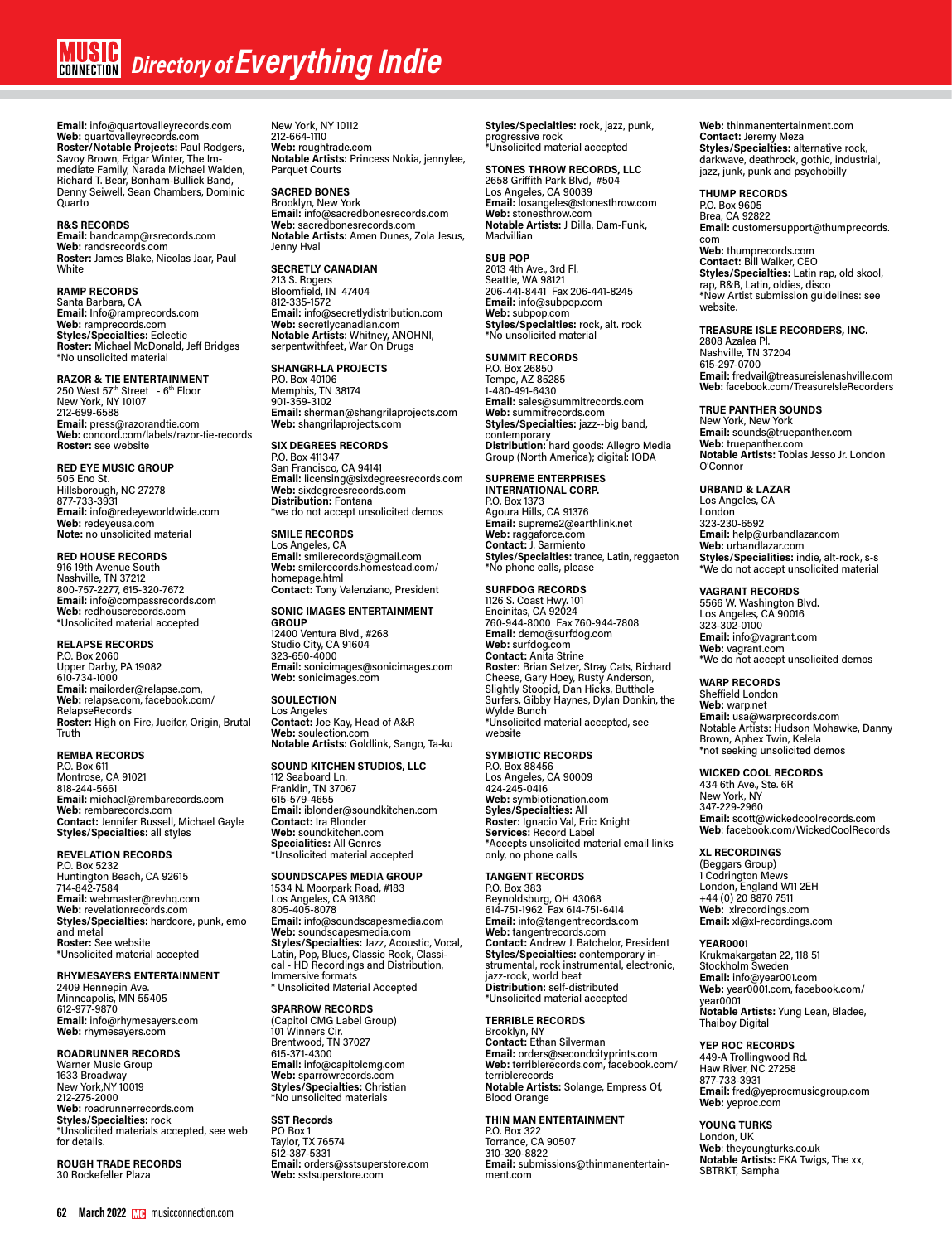Email: info@quartovalleyrecords.com
**Web:** quartovalleyrecords.com
**Roster/Notable Projects:** Paul Rodgers, Savoy Brown, Edgar Winter, The Immediate Family, Narada Michael Walden, Richard T. Bear, Bonham-Bullick Band, Denny Seiwell, Sean Chambers, Dominic Quarto

**R&S RECORDS**
**Email:** bandcamp@rsrecords.com
**Web:** randsrecords.com
**Roster:** James Blake, Nicolas Jaar, Paul White

**RAMP RECORDS**
Santa Barbara, CA
**Email:** Info@ramprecords.com
**Web:** ramprecords.com
**Styles/Specialties:** Eclectic
**Roster:** Michael McDonald, Jeff Bridges
*No unsolicited material

**RAZOR & TIE ENTERTAINMENT**
250 West 57th Street - 6th Floor
New York, NY 10107
212-699-6588
**Email:** press@razorandtie.com
**Web:** concord.com/labels/razor-tie-records
**Roster:** see website

**RED EYE MUSIC GROUP**
505 Eno St.
Hillsborough, NC 27278
877-733-3931
**Email:** info@redeyeworldwide.com
**Web:** redeyeusa.com
**Note:** no unsolicited material

**RED HOUSE RECORDS**
916 19th Avenue South
Nashville, TN 37212
800-757-2277, 615-320-7672
**Email:** info@compassrecords.com
**Web:** redhouserecords.com
*Unsolicited material accepted

**RELAPSE RECORDS**
P.O. Box 2060
Upper Darby, PA 19082
610-734-1000
**Email:** mailorder@relapse.com,
**Web:** relapse.com, facebook.com/RelapseRecords
**Roster:** High on Fire, Jucifer, Origin, Brutal Truth

**REMBA RECORDS**
P.O. Box 611
Montrose, CA 91021
818-244-5661
**Email:** michael@rembarecords.com
**Web:** rembarecords.com
**Contact:** Jennifer Russell, Michael Gayle
**Styles/Specialties:** all styles

**REVELATION RECORDS**
P.O. Box 5232
Huntington Beach, CA 92615
714-842-7584
**Email:** webmaster@revhq.com
**Web:** revelationrecords.com
**Styles/Specialties:** hardcore, punk, emo and metal
**Roster:** See website
*Unsolicited material accepted

**RHYMESAYERS ENTERTAINMENT**
2409 Hennepin Ave.
Minneapolis, MN 55405
612-977-9870
**Email:** info@rhymesayers.com
**Web:** rhymesayers.com

**ROADRUNNER RECORDS**
Warner Music Group
1633 Broadway
New York,NY 10019
212-275-2000
**Web:** roadrunnerrecords.com
**Styles/Specialties:** rock
*Unsolicited materials accepted, see web for details.

**ROUGH TRADE RECORDS**
30 Rockefeller Plaza
New York, NY 10112
212-664-1110
**Web:** roughtrade.com
**Notable Artists:** Princess Nokia, jennylee, Parquet Courts

**SACRED BONES**
Brooklyn, New York
**Email:** info@sacredbonesrecords.com
**Web:** sacredbonesrecords.com
**Notable Artists:** Amen Dunes, Zola Jesus, Jenny Hval

**SECRETLY CANADIAN**
213 S. Rogers
Bloomfield, IN 47404
812-335-1572
**Email:** info@secretlydistribution.com
**Web:** secretlycanadian.com
**Notable Artists:** Whitney, ANOHNI, serpentwithfeet, War On Drugs

**SHANGRI-LA PROJECTS**
P.O. Box 40106
Memphis, TN 38174
901-359-3102
**Email:** sherman@shangrilaprojects.com
**Web:** shangrilaprojects.com

**SIX DEGREES RECORDS**
P.O. Box 411347
San Francisco, CA 94141
**Email:** licensing@sixdegreesrecords.com
**Web:** sixdegreesrecords.com
**Distribution:** Fontana
*we do not accept unsolicited demos

**SMILE RECORDS**
Los Angeles, CA
**Email:** smilerecords@gmail.com
**Web:** smilerecords.homestead.com/homepage.html
**Contact:** Tony Valenziano, President

**SONIC IMAGES ENTERTAINMENT GROUP**
12400 Ventura Blvd., #268
Studio City, CA 91604
323-650-4000
**Email:** sonicimages@sonicimages.com
**Web:** sonicimages.com

**SOULECTION**
Los Angeles
**Contact:** Joe Kay, Head of A&R
**Web:** soulection.com
**Notable Artists:** Goldlink, Sango, Ta-ku

**SOUND KITCHEN STUDIOS, LLC**
112 Seaboard Ln.
Franklin, TN 37067
615-579-4655
**Email:** iblonder@soundkitchen.com
**Contact:** Ira Blonder
**Web:** soundkitchen.com
**Specialities:** All Genres
*Unsolicited material accepted

**SOUNDSCAPES MEDIA GROUP**
1534 N. Moorpark Road, #183
Los Angeles, CA 91360
805-405-8078
**Email:** info@soundscapesmedia.com
**Web:** soundscapesmedia.com
**Styles/Specialties:** Jazz, Acoustic, Vocal, Latin, Pop, Blues, Classic Rock, Classical - HD Recordings and Distribution, Immersive formats
* Unsolicited Material Accepted

**SPARROW RECORDS**
(Capitol CMG Label Group)
101 Winners Cir.
Brentwood, TN 37027
615-371-4300
**Email:** info@capitolcmg.com
**Web:** sparrowrecords.com
**Styles/Specialties:** Christian
*No unsolicited materials

**SST Records**
PO Box 1
Taylor, TX 76574
512-387-5331
**Email:** orders@sstsuperstore.com
**Web:** sstsuperstore.com
**Styles/Specialties:** rock, jazz, punk, progressive rock
*Unsolicited material accepted

**STONES THROW RECORDS, LLC**
2658 Griffith Park Blvd, #504
Los Angeles, CA 90039
**Email:** losangeles@stonesthrow.com
**Web:** stonesthrow.com
**Notable Artists:** J Dilla, Dam-Funk, Madvillian

**SUB POP**
2013 4th Ave., 3rd Fl.
Seattle, WA 98121
206-441-8441 Fax 206-441-8245
**Email:** info@subpop.com
**Web:** subpop.com
**Styles/Specialties:** rock, alt. rock
*No unsolicited material

**SUMMIT RECORDS**
P.O. Box 26850
Tempe, AZ 85285
1-480-491-6430
**Email:** sales@summitrecords.com
**Web:** summitrecords.com
**Styles/Specialties:** jazz--big band, contemporary
**Distribution:** hard goods: Allegro Media Group (North America); digital: IODA

**SUPREME ENTERPRISES INTERNATIONAL CORP.**
P.O. Box 1373
Agoura Hills, CA 91376
**Email:** supreme2@earthlink.net
**Web:** raggaforce.com
**Contact:** J. Sarmiento
**Styles/Specialties:** trance, Latin, reggaeton
*No phone calls, please

**SURFDOG RECORDS**
1126 S. Coast Hwy. 101
Encinitas, CA 92024
760-944-8000 Fax 760-944-7808
**Email:** demo@surfdog.com
**Web:** surfdog.com
**Contact:** Anita Strine
**Roster:** Brian Setzer, Stray Cats, Richard Cheese, Gary Hoey, Rusty Anderson, Slightly Stoopid, Dan Hicks, Butthole Surfers, Gibby Haynes, Dylan Donkin, the Wylde Bunch
*Unsolicited material accepted, see website

**SYMBIOTIC RECORDS**
P.O. Box 88456
Los Angeles, CA 90009
424-245-0416
**Web:** symbioticnation.com
**Syles/Specialties:** All
**Roster:** Ignacio Val, Eric Knight
**Services:** Record Label
*Accepts unsolicited material email links only, no phone calls

**TANGENT RECORDS**
P.O. Box 383
Reynoldsburg, OH 43068
614-751-1962 Fax 614-751-6414
**Email:** info@tangentrecords.com
**Web:** tangentrecords.com
**Contact:** Andrew J. Batchelor, President
**Styles/Specialties:** contemporary instrumental, rock instrumental, electronic, jazz-rock, world beat
**Distribution:** self-distributed
*Unsolicited material accepted

**TERRIBLE RECORDS**
Brooklyn, NY
**Contact:** Ethan Silverman
**Email:** orders@secondcityprints.com
**Web:** terriblerecords.com, facebook.com/terriblerecords
**Notable Artists:** Solange, Empress Of, Blood Orange

**THIN MAN ENTERTAINMENT**
P.O. Box 322
Torrance, CA 90507
310-320-8822
**Email:** submissions@thinmanentertainment.com
**Web:** thinmanentertainment.com
**Contact:** Jeremy Meza
**Styles/Specialties:** alternative rock, darkwave, deathrock, gothic, industrial, jazz, junk, punk and psychobilly

**THUMP RECORDS**
P.O. Box 9605
Brea, CA 92822
**Email:** customersupport@thumprecords.com
**Web:** thumprecords.com
**Contact:** Bill Walker, CEO
**Styles/Specialties:** Latin rap, old skool, rap, R&B, Latin, oldies, disco
*New Artist submission guidelines: see website.

**TREASURE ISLE RECORDERS, INC.**
2808 Azalea Pl.
Nashville, TN 37204
615-297-0700
**Email:** fredvail@treasureislenashville.com
**Web:** facebook.com/TreasureIsleRecorders

**TRUE PANTHER SOUNDS**
New York, New York
**Email:** sounds@truepanther.com
**Web:** truepanther.com
**Notable Artists:** Tobias Jesso Jr. London O'Connor

**URBAND & LAZAR**
Los Angeles, CA
London
323-230-6592
**Email:** help@urbandlazar.com
**Web:** urbandlazar.com
**Styles/Specialties:** indie, alt-rock, s-s
*We do not accept unsolicited material

**VAGRANT RECORDS**
5566 W. Washington Blvd.
Los Angeles, CA 90016
323-302-0100
**Email:** info@vagrant.com
**Web:** vagrant.com
*We do not accept unsolicited demos

**WARP RECORDS**
Sheffield London
**Web:** warp.net
**Email:** usa@warprecords.com
Notable Artists: Hudson Mohawke, Danny Brown, Aphex Twin, Kelela
*not seeking unsolicited demos

**WICKED COOL RECORDS**
434 6th Ave., Ste. 6R
New York, NY
347-229-2960
**Email:** scott@wickedcoolrecords.com
**Web**: facebook.com/WickedCoolRecords

**XL RECORDINGS**
(Beggars Group)
1 Codrington Mews
London, England W11 2EH
+44 (0) 20 8870 7511
**Web:** xlrecordings.com
**Email:** xl@xl-recordings.com

**YEAR0001**
Krukmakargatan 22, 118 51
Stockholm Sweden
**Email:** info@year001.com
**Web:** year0001.com, facebook.com/year0001
**Notable Artists:** Yung Lean, Bladee, Thaiboy Digital

**YEP ROC RECORDS**
449-A Trollingwood Rd.
Haw River, NC 27258
877-733-3931
**Email:** fred@yeprocmusicgroup.com
**Web:** yeproc.com

**YOUNG TURKS**
London, UK
**Web:** theyoungturks.co.uk
**Notable Artists:** FKA Twigs, The xx, SBTRKT, Sampha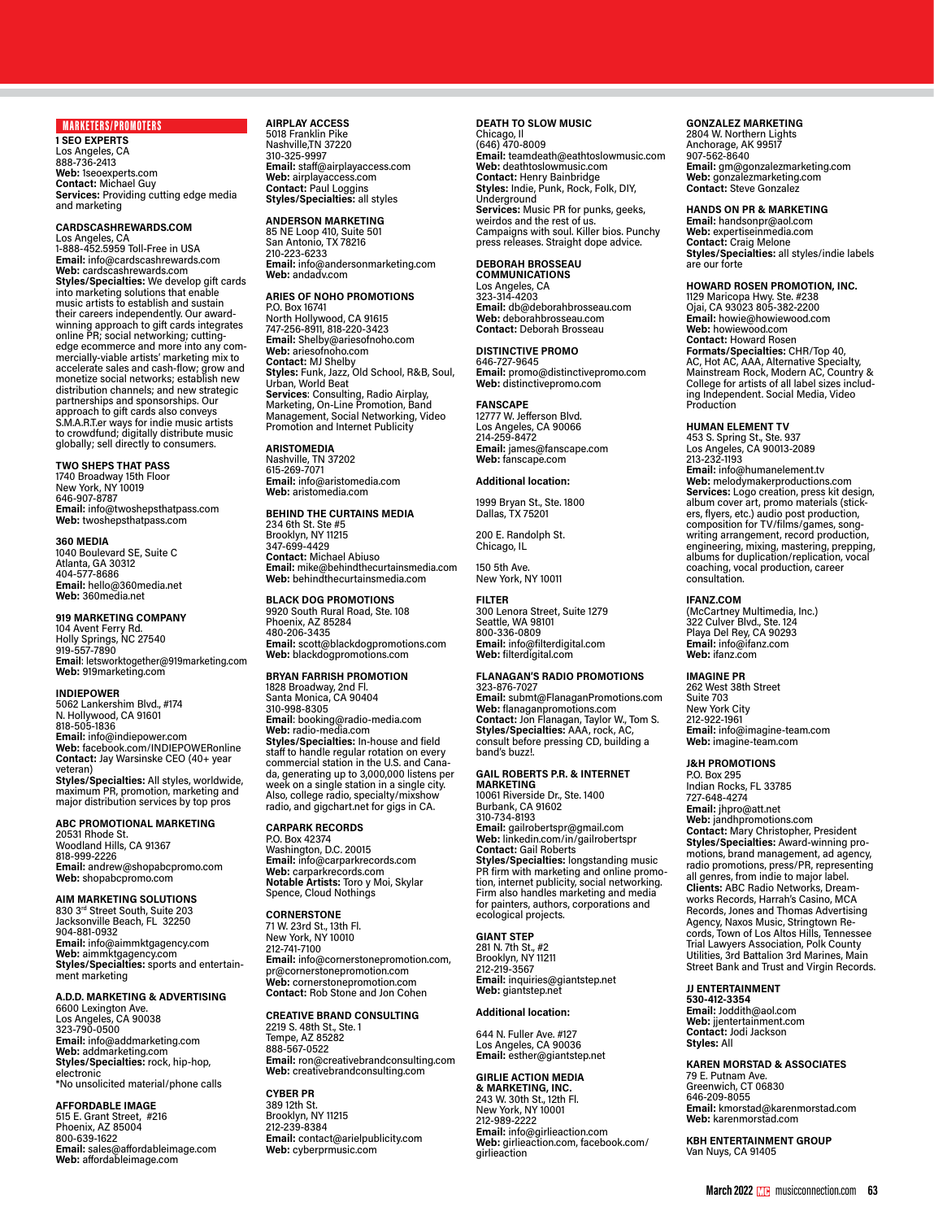## MARKETERS/PROMOTERS

**1 SEO EXPERTS**
Los Angeles, CA
888-736-2413
**Web:** 1seoexperts.com
**Contact:** Michael Guy
**Services:** Providing cutting edge media and marketing

**CARDSCASHREWARDS.COM**
Los Angeles, CA
1-888-452.5959 Toll-Free in USA
**Email:** info@cardscashrewards.com
**Web:** cardscashrewards.com
**Styles/Specialties:** We develop gift cards into marketing solutions that enable music artists to establish and sustain their careers independently. Our award-winning approach to gift cards integrates online PR; social networking; cutting-edge ecommerce and more into any commercially-viable artists' marketing mix to accelerate sales and cash-flow; grow and monetize social networks; establish new distribution channels; and new strategic partnerships and sponsorships. Our approach to gift cards also conveys S.M.A.R.T.er ways for indie music artists to crowdfund; digitally distribute music globally; sell directly to consumers.

**TWO SHEPS THAT PASS**
1740 Broadway 15th Floor
New York, NY 10019
646-907-8787
**Email:** info@twoshepsthatpass.com
**Web:** twoshepsthatpass.com

**360 MEDIA**
1040 Boulevard SE, Suite C
Atlanta, GA 30312
404-577-8686
**Email:** hello@360media.net
**Web:** 360media.net

**919 MARKETING COMPANY**
104 Avent Ferry Rd.
Holly Springs, NC 27540
919-557-7890
**Email:** letsworktogether@919marketing.com
**Web:** 919marketing.com

**INDIEPOWER**
5062 Lankershim Blvd., #174
N. Hollywood, CA 91601
818-505-1836
**Email:** info@indiepower.com
**Web:** facebook.com/INDIEPOWERonline
**Contact:** Jay Warsinske CEO (40+ year veteran)
**Styles/Specialties:** All styles, worldwide, maximum PR, promotion, marketing and major distribution services by top pros

**ABC PROMOTIONAL MARKETING**
20531 Rhode St.
Woodland Hills, CA 91367
818-999-2226
**Email:** andrew@shopabcpromo.com
**Web:** shopabcpromo.com

**AIM MARKETING SOLUTIONS**
830 3rd Street South, Suite 203
Jacksonville Beach, FL 32250
904-881-0932
**Email:** info@aimmktgagency.com
**Web:** aimmktgagency.com
**Styles/Specialties:** sports and entertainment marketing

**A.D.D. MARKETING & ADVERTISING**
6600 Lexington Ave.
Los Angeles, CA 90038
323-790-0500
**Email:** info@addmarketing.com
**Web:** addmarketing.com
**Styles/Specialties:** rock, hip-hop, electronic
*No unsolicited material/phone calls

**AFFORDABLE IMAGE**
515 E. Grant Street, #216
Phoenix, AZ 85004
800-639-1622
**Email:** sales@affordableimage.com
**Web:** affordableimage.com

**AIRPLAY ACCESS**
5018 Franklin Pike
Nashville,TN 37220
310-325-9997
**Email:** staff@airplayaccess.com
**Web:** airplayaccess.com
**Contact:** Paul Loggins
**Styles/Specialties:** all styles

**ANDERSON MARKETING**
85 NE Loop 410, Suite 501
San Antonio, TX 78216
210-223-6233
**Email:** info@andersonmarketing.com
**Web:** andadv.com

**ARIES OF NOHO PROMOTIONS**
P.O. Box 16741
North Hollywood, CA 91615
747-256-8911, 818-220-3423
**Email:** Shelby@ariesofnoho.com
**Web:** ariesofnoho.com
**Contact:** MJ Shelby
**Styles:** Funk, Jazz, Old School, R&B, Soul, Urban, World Beat
**Services**: Consulting, Radio Airplay, Marketing, On-Line Promotion, Band Management, Social Networking, Video Promotion and Internet Publicity

**ARISTOMEDIA**
Nashville, TN 37202
615-269-7071
**Email:** info@aristomedia.com
**Web:** aristomedia.com

**BEHIND THE CURTAINS MEDIA**
234 6th St. Ste #5
Brooklyn, NY 11215
347-699-4429
**Contact:** Michael Abiuso
**Email:** mike@behindthecurtainsmedia.com
**Web:** behindthecurtainsmedia.com

**BLACK DOG PROMOTIONS**
9920 South Rural Road, Ste. 108
Phoenix, AZ 85284
480-206-3435
**Email:** scott@blackdogpromotions.com
**Web:** blackdogpromotions.com

**BRYAN FARRISH PROMOTION**
1828 Broadway, 2nd Fl.
Santa Monica, CA 90404
310-998-8305
**Email**: booking@radio-media.com
**Web:** radio-media.com
**Styles/Specialties:** In-house and field staff to handle regular rotation on every commercial station in the U.S. and Canada, generating up to 3,000,000 listens per week on a single station in a single city. Also, college radio, specialty/mixshow radio, and gigchart.net for gigs in CA.

**CARPARK RECORDS**
P.O. Box 42374
Washington, D.C. 20015
**Email:** info@carparkrecords.com
**Web:** carparkrecords.com
**Notable Artists:** Toro y Moi, Skylar Spence, Cloud Nothings

**CORNERSTONE**
71 W. 23rd St., 13th Fl.
New York, NY 10010
212-741-7100
**Email:** info@cornerstonepromotion.com, pr@cornerstonepromotion.com
**Web:** cornerstonepromotion.com
**Contact:** Rob Stone and Jon Cohen

**CREATIVE BRAND CONSULTING**
2219 S. 48th St., Ste. 1
Tempe, AZ 85282
888-567-0522
**Email:** ron@creativebrandconsulting.com
**Web:** creativebrandconsulting.com

**CYBER PR**
389 12th St.
Brooklyn, NY 11215
212-239-8384
**Email:** contact@arielpublicity.com
**Web:** cyberprmusic.com

**DEATH TO SLOW MUSIC**
Chicago, Il
(646) 470-8009
**Email:** teamdeath@eathtoslowmusic.com
**Web:** deathtoslowmusic.com
**Contact:** Henry Bainbridge
**Styles:** Indie, Punk, Rock, Folk, DIY, Underground
**Services:** Music PR for punks, geeks, weirdos and the rest of us. Campaigns with soul. Killer bios. Punchy press releases. Straight dope advice.

**DEBORAH BROSSEAU COMMUNICATIONS**
Los Angeles, CA
323-314-4203
**Email:** db@deborahbrosseau.com
**Web:** deborahbrosseau.com
**Contact:** Deborah Brosseau

**DISTINCTIVE PROMO**
646-727-9645
**Email:** promo@distinctivepromo.com
**Web:** distinctivepromo.com

**FANSCAPE**
12777 W. Jefferson Blvd.
Los Angeles, CA 90066
214-259-8472
**Email:** james@fanscape.com
**Web:** fanscape.com

**Additional location:**

1999 Bryan St., Ste. 1800
Dallas, TX 75201

200 E. Randolph St.
Chicago, IL

150 5th Ave.
New York, NY 10011

**FILTER**
300 Lenora Street, Suite 1279
Seattle, WA 98101
800-336-0809
**Email:** info@filterdigital.com
**Web:** filterdigital.com

**FLANAGAN'S RADIO PROMOTIONS**
323-876-7027
**Email:** submt@FlanaganPromotions.com
**Web:** flanaganpromotions.com
**Contact:** Jon Flanagan, Taylor W., Tom S.
**Styles/Specialties:** AAA, rock, AC, consult before pressing CD, building a band's buzz!.

**GAIL ROBERTS P.R. & INTERNET MARKETING**
10061 Riverside Dr., Ste. 1400
Burbank, CA 91602
310-734-8193
**Email:** gailrobertspr@gmail.com
**Web:** linkedin.com/in/gailrobertspr
**Contact:** Gail Roberts
**Styles/Specialties:** longstanding music PR firm with marketing and online promotion, internet publicity, social networking. Firm also handles marketing and media for painters, authors, corporations and ecological projects.

**GIANT STEP**
281 N. 7th St., #2
Brooklyn, NY 11211
212-219-3567
**Email:** inquiries@giantstep.net
**Web:** giantstep.net

**Additional location:**

644 N. Fuller Ave. #127
Los Angeles, CA 90036
**Email:** esther@giantstep.net

**GIRLIE ACTION MEDIA & MARKETING, INC.**
243 W. 30th St., 12th Fl.
New York, NY 10001
212-989-2222
**Email:** info@girlieaction.com
**Web:** girlieaction.com, facebook.com/girlieaction

**GONZALEZ MARKETING**
2804 W. Northern Lights
Anchorage, AK 99517
907-562-8640
**Email:** gm@gonzalezmarketing.com
**Web:** gonzalezmarketing.com
**Contact:** Steve Gonzalez

**HANDS ON PR & MARKETING**
**Email:** handsonpr@aol.com
**Web:** expertiseinmedia.com
**Contact:** Craig Melone
**Styles/Specialties:** all styles/indie labels are our forte

**HOWARD ROSEN PROMOTION, INC.**
1129 Maricopa Hwy. Ste. #238
Ojai, CA 93023 805-382-2200
**Email:** howie@howiewood.com
**Web:** howiewood.com
**Contact:** Howard Rosen
**Formats/Specialties:** CHR/Top 40, AC, Hot AC, AAA, Alternative Specialty, Mainstream Rock, Modern AC, Country & College for artists of all label sizes including Independent. Social Media, Video Production

**HUMAN ELEMENT TV**
453 S. Spring St., Ste. 937
Los Angeles, CA 90013-2089
213-232-1193
**Email:** info@humanelement.tv
**Web:** melodymakerproductions.com
**Services:** Logo creation, press kit design, album cover art, promo materials (stickers, flyers, etc.) audio post production, composition for TV/films/games, songwriting arrangement, record production, engineering, mixing, mastering, prepping, albums for duplication/replication, vocal coaching, vocal production, career consultation.

**IFANZ.COM**
(McCartney Multimedia, Inc.)
322 Culver Blvd., Ste. 124
Playa Del Rey, CA 90293
**Email:** info@ifanz.com
**Web:** ifanz.com

**IMAGINE PR**
262 West 38th Street
Suite 703
New York City
212-922-1961
**Email:** info@imagine-team.com
**Web:** imagine-team.com

**J&H PROMOTIONS**
P.O. Box 295
Indian Rocks, FL 33785
727-648-4274
**Email:** jhpro@att.net
**Web:** jandhpromotions.com
**Contact:** Mary Christopher, President
**Styles/Specialties:** Award-winning promotions, brand management, ad agency, radio promotions, press/PR, representing all genres, from indie to major label.
**Clients:** ABC Radio Networks, Dreamworks Records, Harrah's Casino, MCA Records, Jones and Thomas Advertising Agency, Naxos Music, Stringtown Records, Town of Los Altos Hills, Tennessee Trial Lawyers Association, Polk County Utilities, 3rd Battalion 3rd Marines, Main Street Bank and Trust and Virgin Records.

**JJ ENTERTAINMENT**
**530-412-3354**
**Email:** Joddith@aol.com
**Web:** jjentertainment.com
**Contact:** Jodi Jackson
**Styles:** All

**KAREN MORSTAD & ASSOCIATES**
79 E. Putnam Ave.
Greenwich, CT 06830
646-209-8055
**Email:** kmorstad@karenmorstad.com
**Web:** karenmorstad.com

**KBH ENTERTAINMENT GROUP**
Van Nuys, CA 91405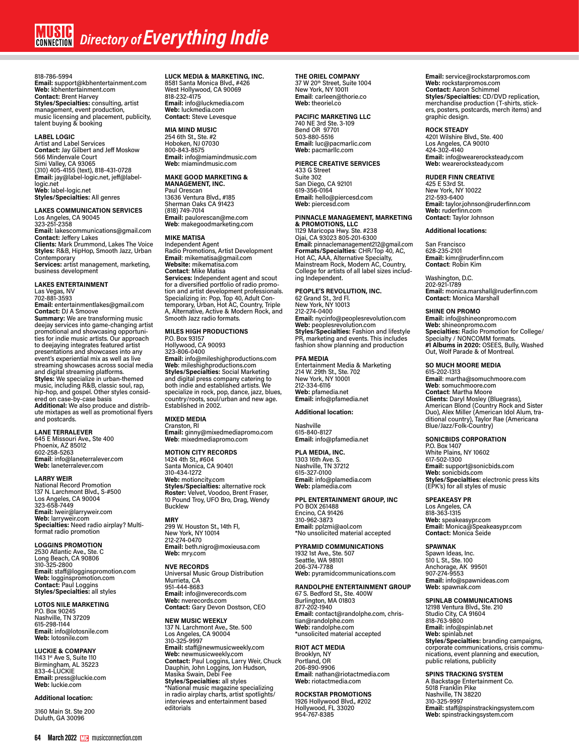818-786-5994
**Email:** support@kbhentertainment.com
**Web:** kbhentertainment.com
**Contact:** Brent Harvey
**Styles/Specialties:** consulting, artist management, event production, music licensing and placement, publicity, talent buying & booking

**LABEL LOGIC**
Artist and Label Services
**Contact:** Jay Gilbert and Jeff Moskow
566 Mindenvale Court
Simi Valley, CA 93065
(310) 405-4155 (text), 818-431-0728
**Email:** jay@label-logic.net, jeff@label-logic.net
**Web:** label-logic.net
**Styles/Specialties:** All genres

**LAKES COMMUNICATION SERVICES**
Los Angeles, CA 90045
323-251-2358
**Email:** lakescommunications@gmail.com
**Contact:** Jeffery Lakes
**Clients:** Mark Drummond, Lakes The Voice
**Styles:** R&B, HipHop, Smooth Jazz, Urban Contemporary
**Services:** artist management, marketing, business development

**LAKES ENTERTAINMENT**
Las Vegas, NV
702-881-3593
**Email:** entertainmentlakes@gmail.com
**Contact:** DJ A Smoove
**Summary:** We are transforming music deejay services into game-changing artist promotional and showcasing opportunities for indie music artists. Our approach to deejaying integrates featured artist presentations and showcases into any event's experiential mix as well as live streaming showcases across social media and digital streaming platforms.
**Styles:** We specialize in urban-themed music, including R&B, classic soul, rap, hip-hop, and gospel. Other styles considered on case-by-case basis
**Additional:** We also produce and distribute mixtapes as well as promotional flyers and postcards.

**LANE TERRALEVER**
645 E Missouri Ave., Ste 400
Phoenix, AZ 85012
602-258-5263
**Email**: info@laneterralever.com
**Web:** laneterralever.com

**LARRY WEIR**
National Record Promotion
137 N. Larchmont Blvd., S-#500
Los Angeles, CA 90004
323-658-7449
**Email:** lweir@larryweir.com
**Web:** larryweir.com
**Specialties:** Need radio airplay? Multi-format radio promotion

**LOGGINS PROMOTION**
2530 Atlantic Ave., Ste. C
Long Beach, CA 90806
310-325-2800
**Email:** staff@logginspromotion.com
**Web:** logginspromotion.com
**Contact:** Paul Loggins
**Styles/Specialties:** all styles

**LOTOS NILE MARKETING**
P.O. Box 90245
Nashville, TN 37209
615-298-1144
**Email:** info@lotosnile.com
**Web:** lotosnile.com

**LUCKIE & COMPANY**
1143 1st Ave S, Suite 110
Birmingham, AL 35223
833-4-LUCKIE
**Email:** press@luckie.com
**Web:** luckie.com

**Additional location:**

3160 Main St. Ste 200
Duluth, GA 30096

**LUCK MEDIA & MARKETING, INC.**
8581 Santa Monica Blvd., #426
West Hollywood, CA 90069
818-232-4175
**Email:** info@luckmedia.com
**Web:** luckmedia.com
**Contact:** Steve Levesque

**MIA MIND MUSIC**
254 6th St., Ste. #2
Hoboken, NJ 07030
800-843-8575
**Email:** info@miamindmusic.com
**Web:** miamindmusic.com

**MAKE GOOD MARKETING & MANAGEMENT, INC.**
Paul Orescan
13636 Ventura Blvd., #185
Sherman Oaks CA 91423
(818) 749-7014
**Email:** paulorescan@me.com
**Web**: makegoodmarketing.com

**MIKE MATISA**
Independent Agent
Radio Promotions, Artist Development
**Email**: mikematisa@gmail.com
**Website:** mikematisa.com
**Contact**: Mike Matisa
**Services:** Independent agent and scout for a diversified portfolio of radio promotion and artist development professionals. Specializing in: Pop, Top 40, Adult Contemporary, Urban, Hot AC, Country, Triple A, Alternative, Active & Modern Rock, and Smooth Jazz radio formats.

**MILES HIGH PRODUCTIONS**
P.O. Box 93157
Hollywood, CA 90093
323-806-0400
**Email:** info@mileshighproductions.com
**Web**: mileshighproductions.com
**Styles/Specialties:** Social Marketing and digital press company catering to both indie and established artists. We specialize in rock, pop, dance, jazz, blues, country/roots, soul/urban and new age. Established in 2002.

**MIXED MEDIA**
Cranston, RI
**Email:** ginny@mixedmediapromo.com
**Web**: mixedmediapromo.com

**MOTION CITY RECORDS**
1424 4th St., #604
Santa Monica, CA 90401
310-434-1272
**Web:** motioncity.com
**Styles/Specialties:** alternative rock
**Roster:** Velvet, Voodoo, Brent Fraser, 10 Pound Troy, UFO Bro, Drag, Wendy Bucklew

**MRY**
299 W. Houston St., 14th Fl,
New York, NY 10014
212-274-0470
**Email:** beth.nigro@moxieusa.com
**Web:** mry.com

**NVE RECORDS**
Universal Music Group Distribution
Murrieta, CA
951-444-8683
**Email:** info@nverecords.com
**Web:** nverecords.com
**Contact:** Gary Devon Dostson, CEO

**NEW MUSIC WEEKLY**
137 N. Larchmont Ave., Ste. 500
Los Angeles, CA 90004
310-325-9997
**Email:** staff@newmusicweekly.com
**Web:** newmusicweekly.com
**Contact:** Paul Loggins, Larry Weir, Chuck Dauphin, John Loggins, Jon Hudson, Masika Swain, Debi Fee
**Styles/Specialties:** all styles
*National music magazine specializing in radio airplay charts, artist spotlights/interviews and entertainment based editorials

**THE ORIEL COMPANY**
37 W 20th Street, Suite 1004
New York, NY 10011
**Email**: carleen@thorie.co
**Web:** theoriel.co

**PACIFIC MARKETING LLC**
740 NE 3rd Ste. 3-109
Bend OR 97701
503-880-5516
**Email:** luc@pacmarlic.com
**Web:** pacmarllc.com

**PIERCE CREATIVE SERVICES**
433 G Street
Suite 302
San Diego, CA 92101
619-356-0164
**Email:** hello@piercesd.com
**Web:** piercesd.com

**PINNACLE MANAGEMENT, MARKETING & PROMOTIONS, LLC**
1129 Maricopa Hwy. Ste. #238
Ojai, CA 93023 805-201-6300
**Email:** pinnaclemanagement212@gmail.com
**Formats/Specialties**: CHR/Top 40, AC, Hot AC, AAA, Alternative Specialty, Mainstream Rock, Modern AC, Country, College for artists of all label sizes including Independent.

**PEOPLE'S REVOLUTION, INC.**
62 Grand St., 3rd Fl.
New York, NY 10013
212-274-0400
**Email:** nycinfo@peoplesrevolution.com
**Web:** peoplesrevolution.com
**Styles/Specialties:** Fashion and lifestyle PR, marketing and events. This includes fashion show planning and production

**PFA MEDIA**
Entertainment Media & Marketing
214 W. 29th St., Ste. 702
New York, NY 10001
212-334-6116
**Web:** pfamedia.net
**Email:** info@pfamedia.net

**Additional location:**

Nashville
615-840-8127
**Email:** info@pfamedia.net

**PLA MEDIA, INC.**
1303 16th Ave. S.
Nashville, TN 37212
615-327-0100
**Email:** info@plamedia.com
**Web:** plamedia.com

**PPL ENTERTAINMENT GROUP, INC**
PO BOX 261488
Encino, CA 91426
310-962-3873
**Email:** pplzmi@aol.com
*No unsolicited material accepted

**PYRAMID COMMUNICATIONS**
1932 1st Ave., Ste. 507
Seattle, WA 98101
206-374-7788
**Web:** pyramidcommunications.com

**RANDOLPHE ENTERTAINMENT GROUP**
67 S. Bedford St., Ste. 400W
Burlington, MA 01803
877-202-1940
**Email:** contact@randolphe.com, christian@randolphe.com
**Web:** randolphe.com
*unsolicited material accepted

**RIOT ACT MEDIA**
Brooklyn, NY
Portland, OR
206-890-9906
**Email**: nathan@riotactmedia.com
**Web:** riotactmedia.com

**ROCKSTAR PROMOTIONS**
1926 Hollywood Blvd., #202
Hollywood, FL 33020
954-767-8385
**Email:** service@rockstarpromos.com
**Web:** rockstarpromos.com
**Contact:** Aaron Schimmel
**Styles/Specialties:** CD/DVD replication, merchandise production (T-shirts, stickers, posters, postcards, merch items) and graphic design.

**ROCK STEADY**
4201 Wilshire Blvd., Ste. 400
Los Angeles, CA 90010
424-302-4140
**Email:** info@wearerocksteady.com
**Web:** wearerocksteady.com

**RUDER FINN CREATIVE**
425 E 53rd St.
New York, NY 10022
212-593-6400
**Email:** taylor.johnson@ruderfinn.com
**Web:** ruderfinn.com
**Contact:** Taylor Johnson

**Additional locations:**

San Francisco
628-235-2101
**Email:** kimr@ruderfinn.com
**Contact:** Robin Kim

Washington, D.C.
202-921-1789
**Email:** monica.marshall@ruderfinn.com
**Contact:** Monica Marshall

**SHINE ON PROMO**
**Email:** info@shineonpromo.com
**Web:** shineonpromo.com
**Specialties:** Radio Promotion for College/Specialty / NONCOMM formats.
**#1 Albums in 2020:** OSEES, Bully, Washed Out, Wolf Parade & of Montreal.

**SO MUCH MOORE MEDIA**
615-202-1313
**Email**: martha@somuchmoore.com
**Web**: somuchmoore.com
**Contact**: Martha Moore
**Clients:** Daryl Mosley (Bluegrass), American Blond (Country Rock and Sister Duo), Alex Miller (American Idol Alum, traditional country), Taylor Rae (Americana Blue/Jazz/Folk-Country)

**SONICBIDS CORPORATION**
P.O. Box 1407
White Plains, NY 10602
617-502-1300
**Email:** support@sonicbids.com
**Web:** sonicbids.com
**Styles/Specialties:** electronic press kits (EPK's) for all styles of music

**SPEAKEASY PR**
Los Angeles, CA
818-363-1315
**Web:** speakeasypr.com
**Email:** Monica@Speakeasypr.com
**Contact:** Monica Seide

**SPAWNAK**
Spawn Ideas, Inc.
510 L St., Ste. 100
Anchorage, AK 99501
907-274-9553
**Email:** info@spawnideas.com
**Web:** spawnak.com

**SPINLAB COMMUNICATIONS**
12198 Ventura Blvd., Ste. 210
Studio City, CA 91604
818-763-9800
**Email:** info@spinlab.net
**Web:** spinlab.net
**Styles/Specialties:** branding campaigns, corporate communications, crisis communications, event planning and execution, public relations, publicity

**SPINS TRACKING SYSTEM**
A Backstage Entertainment Co.
5018 Franklin Pike
Nashville, TN 38220
310-325-9997
**Email:** staff@spinstrackingsystem.com
**Web:** spinstrackingsystem.com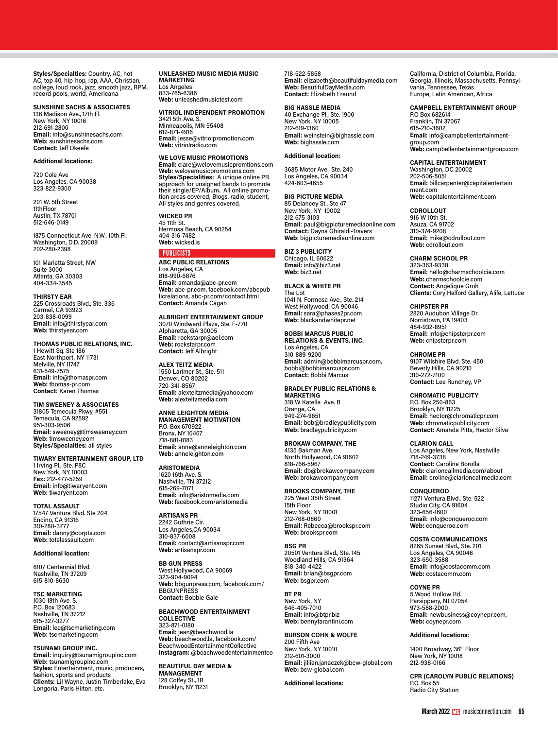**Styles/Specialties:** Country, AC, hot AC, top 40, hip-hop, rap, AAA, Christian, college, loud rock, jazz, smooth jazz, RPM, record pools, world, Americana

**SUNSHINE SACHS & ASSOCIATES**
136 Madison Ave., 17th Fl.
New York, NY 10016
212-691-2800
**Email:** info@sunshinesachs.com
**Web:** sunshinesachs.com
**Contact:** Jeff Okeefe

**Additional locations:**

720 Cole Ave
Los Angeles, CA 90038
323-822-9300

201 W. 5th Street
11thFloor
Austin, TX 78701
512-646-0149

1875 Connecticut Ave. N.W., 10th Fl.
Washington, D.D. 20009
202-280-2398

101 Marietta Street, NW
Suite 3000
Atlanta, GA 30303
404-334-3545

**THIRSTY EAR**
225 Crossroads Blvd., Ste. 336
Carmel, CA 93923
203-838-0099
**Email:** info@thirstyear.com
**Web:** thirstyear.com

**THOMAS PUBLIC RELATIONS, INC.**
1 Hewitt Sq. Ste 186
East Northport, NY 11731
Melville, NY 11747
631-549-7575
**Email:** info@thomaspr.com
**Web:** thomas-pr.com
**Contact:** Karen Thomas

**TIM SWEENEY & ASSOCIATES**
31805 Temecula Pkwy, #551
Temecula, CA 92592
951-303-9506
**Email:** sweeney@timsweeney.com
**Web:** timsweeney.com
**Styles/Specialties:** all styles

**TIWARY ENTERTAINMENT GROUP, LTD**
1 Irving Pl., Ste. P8C
New York, NY 10003
**Fax:** 212-477-5259
**Email:** info@tiwaryent.com
**Web:** tiwaryent.com

**TOTAL ASSAULT**
17547 Ventura Blvd. Ste 204
Encino, CA 91316
310-280-3777
**Email:** danny@corpta.com
**Web:** totalassault.com

**Additional location:**

6107 Centennial Blvd.
Nashville, TN 37209
615-810-8630

**TSC MARKETING**
1030 18th Ave. S.
P.O. Box 120683
Nashville, TN 37212
615-327-3277
**Email:** lee@tscmarketing.com
**Web:** tscmarketing.com

**TSUNAMI GROUP INC.**
**Email:** inquiry@tsunamigroupinc.com
**Web:** tsunamigroupinc.com
**Styles:** Entertainment, music, producers, fashion, sports and products
**Clients:** Lil Wayne, Justin Timberlake, Eva Longoria, Paris Hilton, etc.

**UNLEASHED MUSIC MEDIA MUSIC MARKETING**
Los Angeles
833-765-6386
**Web:** unleashedmusictest.com

**VITRIOL INDEPENDENT PROMOTION**
3421 5th Ave. S.
Minneapolis, MN 55408
612-871-4916
**Email:** jesse@vitriolpromotion.com
**Web:** vitriolradio.com

**WE LOVE MUSIC PROMOTIONS**
**Email:** clare@welovemusicpromtions.com
**Web:** welovemusicpromotions.com
**Styles/Specialities:** A unique online PR approach for unsigned bands to promote their single/EP/Album. All online promotion areas covered; Blogs, radio, student, All styles and genres covered.

**WICKED PR**
45 11th St.
Hermosa Beach, CA 90254
404-316-7482
**Web:** wicked.is

## PUBLICISTS

**ABC PUBLIC RELATIONS**
Los Angeles, CA
818-990-6876
**Email:** amanda@abc-pr.com
**Web:** abc-pr.com, facebook.com/abcpublicrelations, abc-pr.com/contact.html
**Contact:** Amanda Cagan

**ALBRIGHT ENTERTAINMENT GROUP**
3070 Windward Plaza, Ste. F-770
Alpharetta, GA 30005
**Email:** rockstarpr@aol.com
**Web:** rockstarpr.com
**Contact:** Jeff Albright

**ALEX TEITZ MEDIA**
1550 Larimer St., Ste. 511
Denver, CO 80202
720-341-8567
**Email:** alexteitzmedia@yahoo.com
**Web:** alexteitzmedia.com

**ANNE LEIGHTON MEDIA MANAGEMENT MOTIVATION**
P.O. Box 670922
Bronx, NY 10467
718-881-8183
**Email:** anne@anneleighton.com
**Web:** anneleighton.com

**ARISTOMEDIA**
1620 16th Ave. S.
Nashville, TN 37212
615-269-7071
**Email:** info@aristomedia.com
**Web:** facebook.com/aristomedia

**ARTISANS PR**
2242 Guthrie Cir.
Los Angeles,CA 90034
310-837-6008
**Email:** contact@artisanspr.com
**Web:** artisanspr.com

**BB GUN PRESS**
West Hollywood, CA 90069
323-904-9094
**Web:** bbgunpress.com, facebook.com/BBGUNPRESS
**Contact:** Bobbie Gale

**BEACHWOOD ENTERTAINMENT COLLECTIVE**
323-871-0180
**Email:** jean@beachwood.la
**Web:** beachwood.la, facebook.com/BeachwoodEntertainmentCollective
**Instagram:** @beachwoodentertainmentco

**BEAUTIFUL DAY MEDIA & MANAGEMENT**
128 Coffey St., 1R
Brooklyn, NY 11231
718-522-5858
**Email:** elizabeth@beautifuldaymedia.com
**Web:** BeautifulDayMedia.com
**Contact:** Elizabeth Freund

**BIG HASSLE MEDIA**
40 Exchange Pl., Ste. 1900
New York, NY 10005
212-619-1360
**Email:** weinstein@bighassle.com
**Web:** bighassle.com

**Additional location:**

3685 Motor Ave., Ste. 240
Los Angeles, CA 90034
424-603-4655

**BIG PICTURE MEDIA**
85 Delancey St., Ste 47
New York, NY 10002
212-675-3103
**Email**: paul@bigpicturemediaonline.com
**Contact:** Dayna Ghiraldi-Travers
**Web**: bigpicturemediaonline.com

**BIZ 3 PUBLICITY**
Chicago, IL 60622
**Email:** info@biz3.net
**Web:** biz3.net

**BLACK & WHITE PR**
The Lot
1041 N. Formosa Ave., Ste. 214
West Hollywood, CA 90046
**Email:** sara@phases2pr.com
**Web:** blackandwhitepr.net

**BOBBI MARCUS PUBLIC RELATIONS & EVENTS, INC.**
Los Angeles, CA
310-889-9200
**Email:** admin@bobbimarcuspr.com, bobbi@bobbimarcuspr.com
**Contact:** Bobbi Marcus

**BRADLEY PUBLIC RELATIONS & MARKETING**
318 W Katella Ave. B
Orange, CA
949-274-9651
**Email:** bob@bradleypublicity.com
**Web:** bradleypublicity.com

**BROKAW COMPANY, THE**
4135 Bakman Ave.
North Hollywood, CA 91602
818-766-5967
**Email:** db@brokawcompany.com
**Web:** brokawcompany.com

**BROOKS COMPANY, THE**
225 West 35th Street
15th Floor
New York, NY 10001
212-768-0860
**Email:** Rebecca@brookspr.com
**Web:** brookspr.com

**BSG PR**
20501 Ventura Blvd., Ste. 145
Woodland Hills, CA 91364
818-340-4422
**Email:** brian@bsgpr.com
**Web:** bsgpr.com

**BT PR**
New York, NY
646-405-7010
**Email:** info@btpr.biz
**Web:** bennytarantini.com

**BURSON COHN & WOLFE**
200 Fifth Ave
New York, NY 10010
212-601-3000
**Email:** jillian.janaczek@bcw-global.com
**Web:** bcw-global.com

**Additional locations:**

California, District of Columbia, Florida, Georgia, Illinois, Massachusetts, Pennsylvania, Tennessee, Texas
Europe, Latin American, Africa

**CAMPBELL ENTERTAINMENT GROUP**
P.O Box 682614
Franklin, TN 37067
615-210-3602
**Email:** info@campbellentertainmentgroup.com
**Web:** campbellentertainmentgroup.com

**CAPITAL ENTERTAINMENT**
Washington, DC 20002
202-506-5051
**Email:** billcarpenter@capitalentertainment.com
**Web:** capitalentertainment.com

**CDROLLOUT**
916 W 10th St.
Asuza, CA 91702
310-374-9208
**Email:** mike@cdrollout.com
**Web:** cdrollout.com

**CHARM SCHOOL PR**
323-363-9338
**Email:** hello@charmschoolcie.com
**Web:** charmschoolcie.com
**Contact:** Angelique Groh
**Clients:** Cory Helford Gallery, Alife, Lettuce

**CHIPSTER PR**
2820 Audubon Village Dr.
Norristown, PA 19403
484-932-8951
**Email:** info@chipsterpr.com
**Web:** chipsterpr.com

**CHROME PR**
9107 Wilshire Blvd. Ste. 450
Beverly Hills, CA 90210
310-272-7100
**Contact**: Lee Runchey, VP

**CHROMATIC PUBLICITY**
P.O. Box 250-863
Brooklyn, NY 11225
**Email:** hector@chromaticpr.com
**Web**: chromaticpublicity.com
**Contact:** Amanda Pitts, Hector Silva

**CLARION CALL**
Los Angeles, New York, Nashville
718-249-3738
**Contact:** Caroline Borolla
**Web:** clarioncallmedia.com/about
**Email:** croline@clarioncallmedia.com

**CONQUEROO**
11271 Ventura Blvd., Ste. 522
Studio City, CA 91604
323-656-1600
**Email:** info@conqueroo.com
**Web:** conqueroo.com

**COSTA COMMUNICATIONS**
8265 Sunset Blvd., Ste. 201
Los Angeles, CA 90046
323-650-3588
**Email:** info@costacomm.com
**Web:** costacomm.com

**COYNE PR**
5 Wood Hollow Rd.
Parsippany, NJ 07054
973-588-2000
**Email:** newbusiness@coynepr.com,
**Web:** coynepr.com

**Additional locations:**

1400 Broadway, 36th Floor
New York, NY 10018
212-938-0166

**CPR (CAROLYN PUBLIC RELATIONS)**
P.O. Box 55
Radio City Station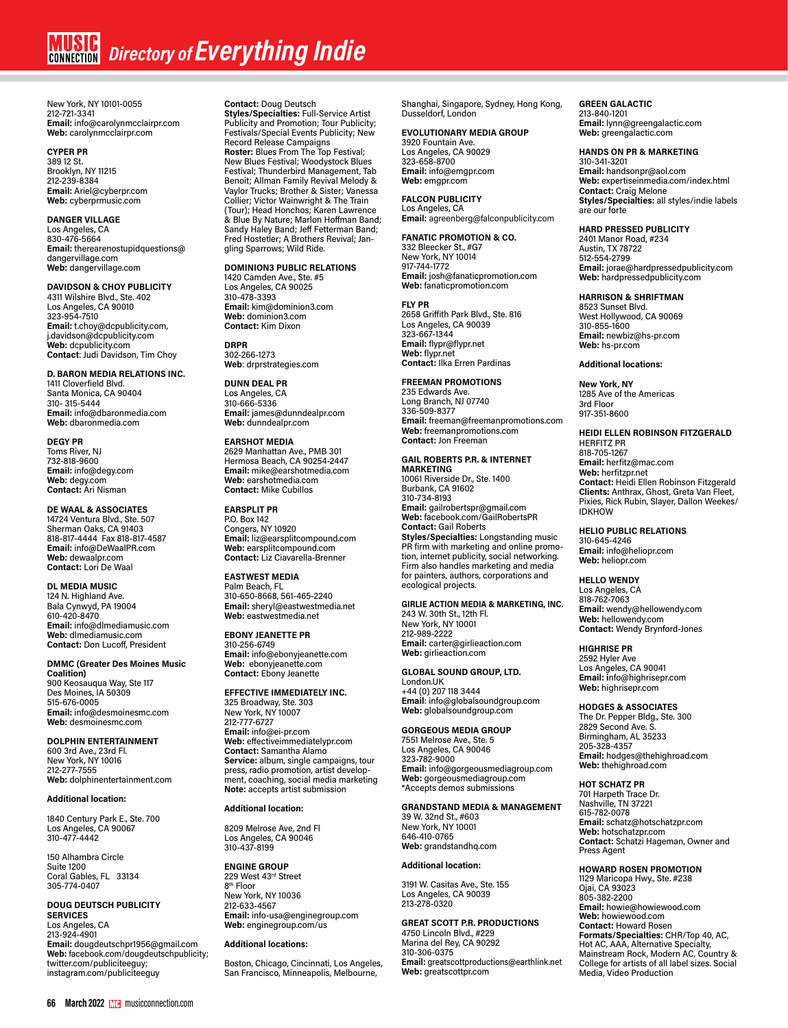New York, NY 10101-0055
212-721-3341
**Email:** info@carolynmcclairpr.com
**Web:** carolynmcclairpr.com

**CYPER PR**
389 12 St.
Brooklyn, NY 11215
212-239-8384
**Email:** Ariel@cyberpr.com
**Web:** cyberprmusic.com

**DANGER VILLAGE**
Los Angeles, CA
830-476-5664
**Email:** therearenostupidquestions@dangervillage.com
**Web:** dangervillage.com

**DAVIDSON & CHOY PUBLICITY**
4311 Wilshire Blvd., Ste. 402
Los Angeles, CA 90010
323-954-7510
**Email:** t.choy@dcpublicity.com, j.davidson@dcpublicity.com
**Web:** dcpublicity.com
**Contact**: Judi Davidson, Tim Choy

**D. BARON MEDIA RELATIONS INC.**
1411 Cloverfield Blvd.
Santa Monica, CA 90404
310- 315-5444
**Email:** info@dbaronmedia.com
**Web:** dbaronmedia.com

**DEGY PR**
Toms River, NJ
732-818-9600
**Email:** info@degy.com
**Web:** degy.com
**Contact:** Ari Nisman

**DE WAAL & ASSOCIATES**
14724 Ventura Blvd., Ste. 507
Sherman Oaks, CA 91403
818-817-4444 Fax 818-817-4587
**Email:** info@DeWaalPR.com
**Web:** dewaalpr.com
**Contact:** Lori De Waal

**DL MEDIA MUSIC**
124 N. Highland Ave.
Bala Cynwyd, PA 19004
610-420-8470
**Email:** info@dlmediamusic.com
**Web:** dlmediamusic.com
**Contact:** Don Lucoff, President

**DMMC (Greater Des Moines Music Coalition)**
900 Keosauqua Way, Ste 117
Des Moines, IA 50309
515-676-0005
**Email:** info@desmoinesmc.com
**Web:** desmoinesmc.com

**DOLPHIN ENTERTAINMENT**
600 3rd Ave., 23rd Fl.
New York, NY 10016
212-277-7555
**Web:** dolphinentertainment.com

**Additional location:**

1840 Century Park E., Ste. 700
Los Angeles, CA 90067
310-477-4442

150 Alhambra Circle
Suite 1200
Coral Gables, FL 33134
305-774-0407

**DOUG DEUTSCH PUBLICITY SERVICES**
Los Angeles, CA
213-924-4901
**Email:** dougdeutschpr1956@gmail.com
**Web:** facebook.com/dougdeutschpublicity; twitter.com/publiciteeguy; instagram.com/publiciteeguy
**Contact:** Doug Deutsch
**Styles/Specialties:** Full-Service Artist Publicity and Promotion; Tour Publicity; Festivals/Special Events Publicity; New Record Release Campaigns
**Roster:** Blues From The Top Festival; New Blues Festival; Woodystock Blues Festival; Thunderbird Management, Tab Benoit; Allman Family Revival Melody & Vaylor Trucks; Brother & Sister; Vanessa Collier; Victor Wainwright & The Train (Tour); Head Honchos; Karen Lawrence & Blue By Nature; Marlon Hoffman Band; Sandy Haley Band; Jeff Fetterman Band; Fred Hostetler; A Brothers Revival; Jangling Sparrows; Wild Ride.

**DOMINION3 PUBLIC RELATIONS**
1420 Camden Ave., Ste. #5
Los Angeles, CA 90025
310-478-3393
**Email:** kim@dominion3.com
**Web:** dominion3.com
**Contact:** Kim Dixon

**DRPR**
302-266-1273
**Web**: drprstrategies.com

**DUNN DEAL PR**
Los Angeles, CA
310-666-5336
**Email:** james@dunndealpr.com
**Web:** dunndealpr.com

**EARSHOT MEDIA**
2629 Manhattan Ave., PMB 301
Hermosa Beach, CA 90254-2447
**Email:** mike@earshotmedia.com
**Web:** earshotmedia.com
**Contact:** Mike Cubillos

**EARSPLIT PR**
P.O. Box 142
Congers, NY 10920
**Email:** liz@earsplitcompound.com
**Web:** earsplitcompound.com
**Contact:** Liz Ciavarella-Brenner

**EASTWEST MEDIA**
Palm Beach, FL
310-650-8668, 561-465-2240
**Email:** sheryl@eastwestmedia.net
**Web:** eastwestmedia.net

**EBONY JEANETTE PR**
310-256-6749
**Email:** info@ebonyjeanette.com
**Web:** ebonyjeanette.com
**Contact:** Ebony Jeanette

**EFFECTIVE IMMEDIATELY INC.**
325 Broadway, Ste. 303
New York, NY 10007
212-777-6727
**Email:** info@ei-pr.com
**Web:** effectiveimmediatelypr.com
**Contact:** Samantha Alamo
**Service:** album, single campaigns, tour press, radio promotion, artist development, coaching, social media marketing
**Note:** accepts artist submission

**Additional location:**

8209 Melrose Ave, 2nd Fl
Los Angeles, CA 90046
310-437-8199

**ENGINE GROUP**
229 West 43rd Street
8th Floor
New York, NY 10036
212-633-4567
**Email:** info-usa@enginegroup.com
**Web:** enginegroup.com/us

**Additional locations:**

Boston, Chicago, Cincinnati, Los Angeles, San Francisco, Minneapolis, Melbourne, Shanghai, Singapore, Sydney, Hong Kong, Dusseldorf, London

**EVOLUTIONARY MEDIA GROUP**
3920 Fountain Ave.
Los Angeles, CA 90029
323-658-8700
**Email:** info@emgpr.com
**Web:** emgpr.com

**FALCON PUBLICITY**
Los Angeles, CA
**Email:** agreenberg@falconpublicity.com

**FANATIC PROMOTION & CO.**
332 Bleecker St., #G7
New York, NY 10014
917-744-1772
**Email:** josh@fanaticpromotion.com
**Web:** fanaticpromotion.com

**FLY PR**
2658 Griffith Park Blvd., Ste. 816
Los Angeles, CA 90039
323-667-1344
**Email:** flypr@flypr.net
**Web:** flypr.net
**Contact:** Ilka Erren Pardinas

**FREEMAN PROMOTIONS**
235 Edwards Ave.
Long Branch, NJ 07740
336-509-8377
**Email:** freeman@freemanpromotions.com
**Web:** freemanpromotions.com
**Contact:** Jon Freeman

**GAIL ROBERTS P.R. & INTERNET MARKETING**
10061 Riverside Dr., Ste. 1400
Burbank, CA 91602
310-734-8193
**Email:** gailrobertspr@gmail.com
**Web:** facebook.com/GailRobertsPR
**Contact:** Gail Roberts
**Styles/Specialties:** Longstanding music PR firm with marketing and online promotion, internet publicity, social networking. Firm also handles marketing and media for painters, authors, corporations and ecological projects.

**GIRLIE ACTION MEDIA & MARKETING, INC.**
243 W. 30th St., 12th Fl.
New York, NY 10001
212-989-2222
**Email:** carter@girlieaction.com
**Web:** girlieaction.com

**GLOBAL SOUND GROUP, LTD.**
London.UK
+44 (0) 207 118 3444
**Email**: info@globalsoundgroup.com
**Web:** globalsoundgroup.com

**GORGEOUS MEDIA GROUP**
7551 Melrose Ave., Ste. 5
Los Angeles, CA 90046
323-782-9000
**Email:** info@gorgeousmediagroup.com
**Web:** gorgeousmediagroup.com
*Accepts demos submissions

**GRANDSTAND MEDIA & MANAGEMENT**
39 W. 32nd St., #603
New York, NY 10001
646-410-0765
**Web:** grandstandhq.com

**Additional location:**

3191 W. Casitas Ave., Ste. 155
Los Angeles, CA 90039
213-278-0320

**GREAT SCOTT P.R. PRODUCTIONS**
4750 Lincoln Blvd., #229
Marina del Rey, CA 90292
310-306-0375
**Email:** greatscottproductions@earthlink.net
**Web:** greatscottpr.com

**GREEN GALACTIC**
213-840-1201
**Email:** lynn@greengalactic.com
**Web:** greengalactic.com

**HANDS ON PR & MARKETING**
310-341-3201
**Email:** handsonpr@aol.com
**Web:** expertiseinmedia.com/index.html
**Contact:** Craig Melone
**Styles/Specialties:** all styles/indie labels are our forte

**HARD PRESSED PUBLICITY**
2401 Manor Road, #234
Austin, TX 78722
512-554-2799
**Email:** jorae@hardpressedpublicity.com
**Web:** hardpressedpublicity.com

**HARRISON & SHRIFTMAN**
8523 Sunset Blvd.
West Hollywood, CA 90069
310-855-1600
**Email:** newbiz@hs-pr.com
**Web:** hs-pr.com

**Additional locations:**

**New York, NY**
1285 Ave of the Americas
3rd Floor
917-351-8600

**HEIDI ELLEN ROBINSON FITZGERALD**
HERFITZ PR
818-705-1267
**Email:** herfitz@mac.com
**Web:** herfitzpr.net
**Contact:** Heidi Ellen Robinson Fitzgerald
**Clients:** Anthrax, Ghost, Greta Van Fleet, Pixies, Rick Rubin, Slayer, Dallon Weekes/IDKHOW

**HELIO PUBLIC RELATIONS**
310-645-4246
**Email:** info@heliopr.com
**Web:** heliopr.com

**HELLO WENDY**
Los Angeles, CA
818-762-7063
**Email:** wendy@hellowendy.com
**Web:** hellowendy.com
**Contact:** Wendy Brynford-Jones

**HIGHRISE PR**
2592 Hyler Ave
Los Angeles, CA 90041
**Email:** info@highrisepr.com
**Web:** highrisepr.com

**HODGES & ASSOCIATES**
The Dr. Pepper Bldg., Ste. 300
2829 Second Ave. S.
Birmingham, AL 35233
205-328-4357
**Email:** hodges@thehighroad.com
**Web:** thehighroad.com

**HOT SCHATZ PR**
701 Harpeth Trace Dr.
Nashville, TN 37221
615-782-0078
**Email:** schatz@hotschatzpr.com
**Web:** hotschatzpr.com
**Contact:** Schatzi Hageman, Owner and Press Agent

**HOWARD ROSEN PROMOTION**
1129 Maricopa Hwy., Ste. #238
Ojai, CA 93023
805-382-2200
**Email:** howie@howiewood.com
**Web:** howiewood.com
**Contact:** Howard Rosen
**Formats/Specialties:** CHR/Top 40, AC, Hot AC, AAA, Alternative Specialty, Mainstream Rock, Modern AC, Country & College for artists of all label sizes. Social Media, Video Production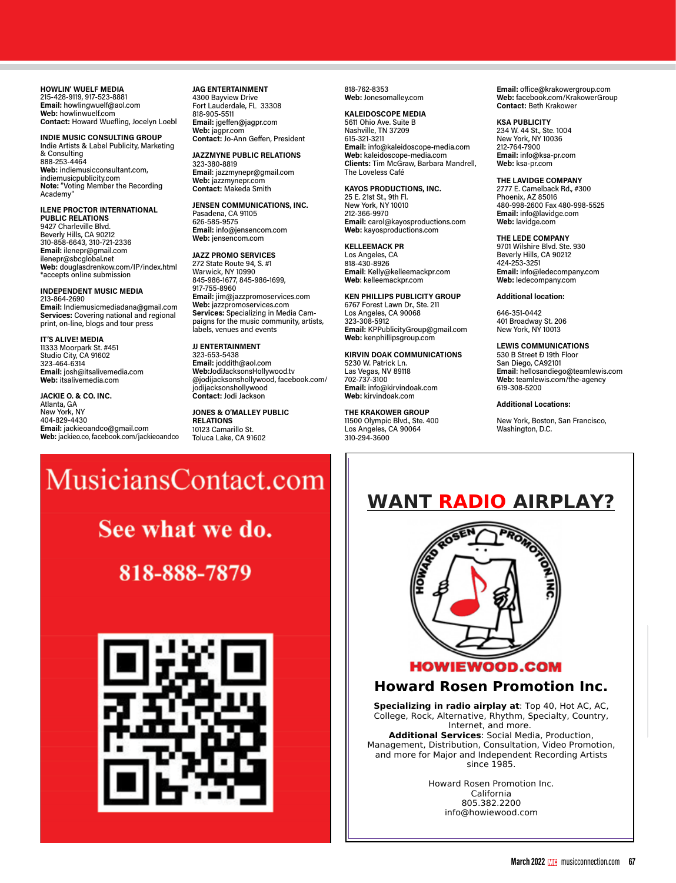**HOWLIN' WUELF MEDIA**
215-428-9119, 917-523-8881
**Email:** howlingwuelf@aol.com
**Web:** howlinwuelf.com
**Contact:** Howard Wuefling, Jocelyn Loebl

**INDIE MUSIC CONSULTING GROUP**
Indie Artists & Label Publicity, Marketing & Consulting
888-253-4464
**Web:** indiemusicconsultant.com, indiemusicpublicity.com
**Note:** "Voting Member the Recording Academy"

**ILENE PROCTOR INTERNATIONAL PUBLIC RELATIONS**
9427 Charleville Blvd.
Beverly Hills, CA 90212
310-858-6643, 310-721-2336
**Email:** ilenepr@gmail.com
ilenepr@sbcglobal.net
**Web:** douglasdrenkow.com/IP/index.html
*accepts online submission

**INDEPENDENT MUSIC MEDIA**
213-864-2690
**Email:** Indiemusicmediadana@gmail.com
**Services:** Covering national and regional print, on-line, blogs and tour press

**IT'S ALIVE! MEDIA**
11333 Moorpark St. #451
Studio City, CA 91602
323-464-6314
**Email:** josh@itsalivemedia.com
**Web:** itsalivemedia.com

**JACKIE O. & CO. INC.**
Atlanta, GA
New York, NY
404-829-4430
**Email:** jackieoandco@gmail.com
**Web:** jackieo.co, facebook.com/jackieoandco

**JAG ENTERTAINMENT**
4300 Bayview Drive
Fort Lauderdale, FL 33308
818-905-5511
**Email:** jgeffen@jagpr.com
**Web:** jagpr.com
**Contact:** Jo-Ann Geffen, President

**JAZZMYNE PUBLIC RELATIONS**
323-380-8819
**Email**: jazzmynepr@gmail.com
**Web:** jazzmynepr.com
**Contact:** Makeda Smith

**JENSEN COMMUNICATIONS, INC.**
Pasadena, CA 91105
626-585-9575
**Email:** info@jensencom.com
**Web:** jensencom.com

**JAZZ PROMO SERVICES**
272 State Route 94, S. #1
Warwick, NY 10990
845-986-1677, 845-986-1699, 917-755-8960
**Email:** jim@jazzpromoservices.com
**Web:** jazzpromoservices.com
**Services:** Specializing in Media Campaigns for the music community, artists, labels, venues and events

**JJ ENTERTAINMENT**
323-653-5438
**Email:** joddith@aol.com
**Web:**JodiJacksonsHollywood.tv
@jodijacksonshollywood, facebook.com/jodijacksonshollywood
**Contact:** Jodi Jackson

**JONES & O'MALLEY PUBLIC RELATIONS**
10123 Camarillo St.
Toluca Lake, CA 91602
818-762-8353
**Web:** Jonesomalley.com

**KALEIDOSCOPE MEDIA**
5611 Ohio Ave. Suite B
Nashville, TN 37209
615-321-3211
**Email:** info@kaleidoscope-media.com
**Web:** kaleidoscope-media.com
**Clients:** Tim McGraw, Barbara Mandrell, The Loveless Café

**KAYOS PRODUCTIONS, INC.**
25 E. 21st St., 9th Fl.
New York, NY 10010
212-366-9970
**Email:** carol@kayosproductions.com
**Web:** kayosproductions.com

**KELLEEMACK PR**
Los Angeles, CA
818-430-8926
**Email**: Kelly@kelleemackpr.com
**Web**: kelleemackpr.com

**KEN PHILLIPS PUBLICITY GROUP**
6767 Forest Lawn Dr., Ste. 211
Los Angeles, CA 90068
323-308-5912
**Email:** KPPublicityGroup@gmail.com
**Web:** kenphillipsgroup.com

**KIRVIN DOAK COMMUNICATIONS**
5230 W. Patrick Ln.
Las Vegas, NV 89118
702-737-3100
**Email:** info@kirvindoak.com
**Web:** kirvindoak.com

**THE KRAKOWER GROUP**
11500 Olympic Blvd., Ste. 400
Los Angeles, CA 90064
310-294-3600
**Email:** office@krakowergroup.com
**Web:** facebook.com/KrakowerGroup
**Contact:** Beth Krakower

**KSA PUBLICITY**
234 W. 44 St., Ste. 1004
New York, NY 10036
212-764-7900
**Email:** info@ksa-pr.com
**Web:** ksa-pr.com

**THE LAVIDGE COMPANY**
2777 E. Camelback Rd., #300
Phoenix, AZ 85016
480-998-2600 Fax 480-998-5525
**Email:** info@lavidge.com
**Web:** lavidge.com

**THE LEDE COMPANY**
9701 Wilshire Blvd. Ste. 930
Beverly Hills, CA 90212
424-253-3251
**Email:** info@ledecompany.com
**Web:** ledecompany.com

**Additional location:**

646-351-0442
401 Broadway St. 206
New York, NY 10013

**LEWIS COMMUNICATIONS**
530 B Street Ð 19th Floor
San Diego, CA92101
**Email**: hellosandiego@teamlewis.com
**Web:** teamlewis.com/the-agency
619-308-5200

**Additional Locations:**

New York, Boston, San Francisco, Washington, D.C.

MusiciansContact.com

See what we do.

818-888-7879

**WANT RADIO AIRPLAY?**

HOWIEWOOD.COM

**Howard Rosen Promotion Inc.**

**Specializing in radio airplay at**: Top 40, Hot AC, AC, College, Rock, Alternative, Rhythm, Specialty, Country, Internet, and more.
**Additional Services**: Social Media, Production, Management, Distribution, Consultation, Video Promotion, and more for Major and Independent Recording Artists since 1985.

Howard Rosen Promotion Inc.
California
805.382.2200
info@howiewood.com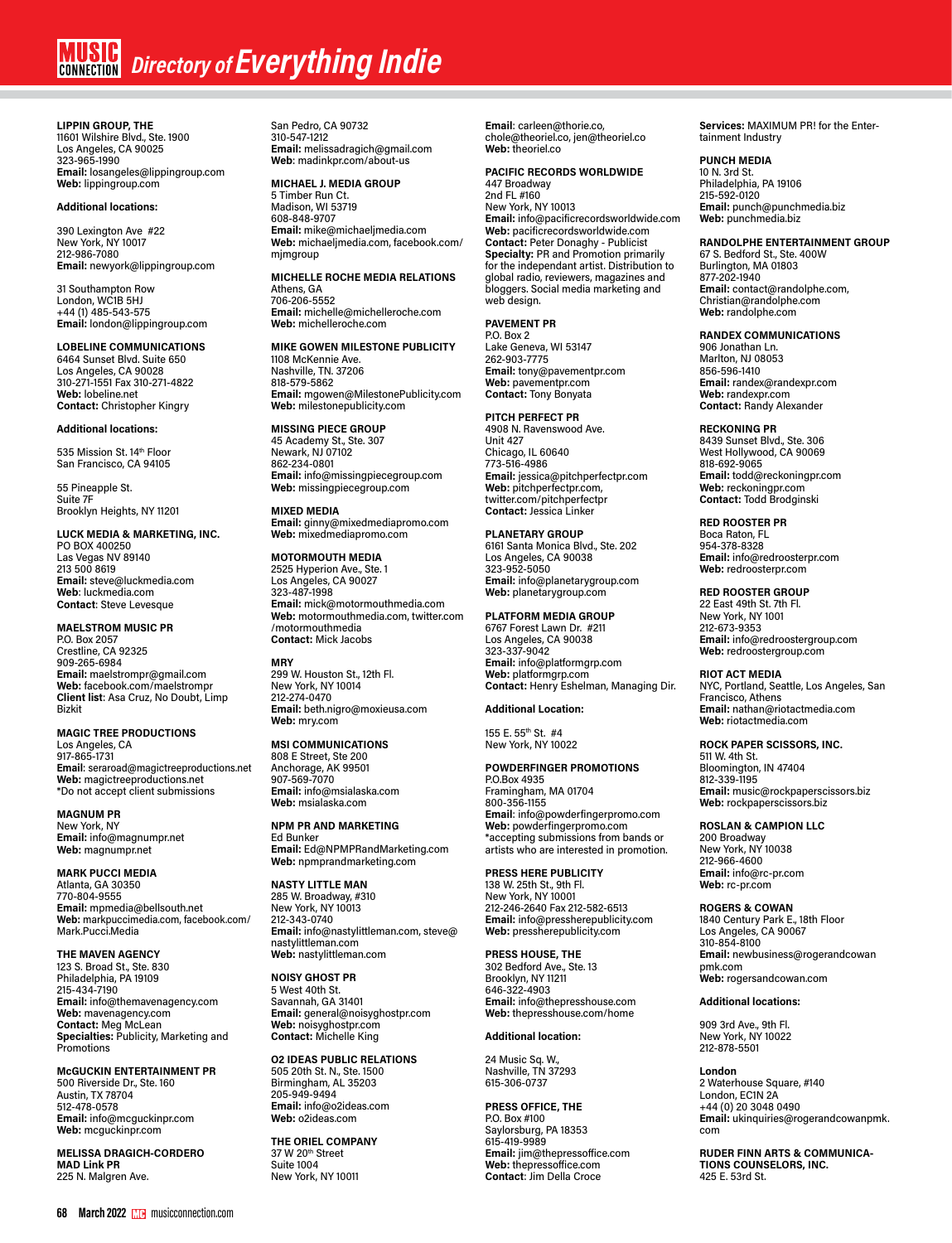**LIPPIN GROUP, THE**
11601 Wilshire Blvd., Ste. 1900
Los Angeles, CA 90025
323-965-1990
**Email:** losangeles@lippingroup.com
**Web:** lippingroup.com

**Additional locations:**

390 Lexington Ave #22
New York, NY 10017
212-986-7080
**Email:** newyork@lippingroup.com

31 Southampton Row
London, WC1B 5HJ
+44 (1) 485-543-575
**Email:** london@lippingroup.com

**LOBELINE COMMUNICATIONS**
6464 Sunset Blvd. Suite 650
Los Angeles, CA 90028
310-271-1551 Fax 310-271-4822
**Web:** lobeline.net
**Contact:** Christopher Kingry

**Additional locations:**

535 Mission St. 14th Floor
San Francisco, CA 94105

55 Pineapple St.
Suite 7F
Brooklyn Heights, NY 11201

**LUCK MEDIA & MARKETING, INC.**
PO BOX 400250
Las Vegas NV 89140
213 500 8619
**Email:** steve@luckmedia.com
**Web**: luckmedia.com
**Contact**: Steve Levesque

**MAELSTROM MUSIC PR**
P.O. Box 2057
Crestline, CA 92325
909-265-6984
**Email:** maelstrompr@gmail.com
**Web:** facebook.com/maelstrompr
**Client list**: Asa Cruz, No Doubt, Limp Bizkit

**MAGIC TREE PRODUCTIONS**
Los Angeles, CA
917-865-1731
**Email**: seraroad@magictreeproductions.net
**Web:** magictreeproductions.net
*Do not accept client submissions

**MAGNUM PR**
New York, NY
**Email:** info@magnumpr.net
**Web:** magnumpr.net

**MARK PUCCI MEDIA**
Atlanta, GA 30350
770-804-9555
**Email:** mpmedia@bellsouth.net
**Web:** markpuccimedia.com, facebook.com/Mark.Pucci.Media

**THE MAVEN AGENCY**
123 S. Broad St., Ste. 830
Philadelphia, PA 19109
215-434-7190
**Email:** info@themavenagency.com
**Web:** mavenagency.com
**Contact:** Meg McLean
**Specialties:** Publicity, Marketing and Promotions

**McGUCKIN ENTERTAINMENT PR**
500 Riverside Dr., Ste. 160
Austin, TX 78704
512-478-0578
**Email:** info@mcguckinpr.com
**Web:** mcguckinpr.com

**MELISSA DRAGICH-CORDERO**
**MAD Link PR**
225 N. Malgren Ave.
San Pedro, CA 90732
310-547-1212
**Email:** melissadragich@gmail.com
**Web**: madinkpr.com/about-us

**MICHAEL J. MEDIA GROUP**
5 Timber Run Ct.
Madison, WI 53719
608-848-9707
**Email:** mike@michaeljmedia.com
**Web:** michaeljmedia.com, facebook.com/mjmgroup

**MICHELLE ROCHE MEDIA RELATIONS**
Athens, GA
706-206-5552
**Email:** michelle@michelleroche.com
**Web:** michelleroche.com

**MIKE GOWEN MILESTONE PUBLICITY**
1108 McKennie Ave.
Nashville, TN. 37206
818-579-5862
**Email:** mgowen@MilestonePublicity.com
**Web:** milestonepublicity.com

**MISSING PIECE GROUP**
45 Academy St., Ste. 307
Newark, NJ 07102
862-234-0801
**Email:** info@missingpiecegroup.com
**Web:** missingpiecegroup.com

**MIXED MEDIA**
**Email:** ginny@mixedmediapromo.com
**Web:** mixedmediapromo.com

**MOTORMOUTH MEDIA**
2525 Hyperion Ave., Ste. 1
Los Angeles, CA 90027
323-487-1998
**Email:** mick@motormouthmedia.com
**Web:** motormouthmedia.com, twitter.com/motormouthmedia
**Contact:** Mick Jacobs

**MRY**
299 W. Houston St., 12th Fl.
New York, NY 10014
212-274-0470
**Email:** beth.nigro@moxieusa.com
**Web:** mry.com

**MSI COMMUNICATIONS**
808 E Street, Ste 200
Anchorage, AK 99501
907-569-7070
**Email:** info@msialaska.com
**Web:** msialaska.com

**NPM PR AND MARKETING**
Ed Bunker
**Email:** Ed@NPMPRandMarketing.com
**Web:** npmprandmarketing.com

**NASTY LITTLE MAN**
285 W. Broadway, #310
New York, NY 10013
212-343-0740
**Email:** info@nastylittleman.com, steve@nastylittleman.com
**Web:** nastylittleman.com

**NOISY GHOST PR**
5 West 40th St.
Savannah, GA 31401
**Email:** general@noisyghostpr.com
**Web:** noisyghostpr.com
**Contact:** Michelle King

**O2 IDEAS PUBLIC RELATIONS**
505 20th St. N., Ste. 1500
Birmingham, AL 35203
205-949-9494
**Email:** info@o2ideas.com
**Web:** o2ideas.com

**THE ORIEL COMPANY**
37 W 20th Street
Suite 1004
New York, NY 10011
**Email**: carleen@thorie.co, chole@theoriel.co, jen@theoriel.co
**Web:** theoriel.co

**PACIFIC RECORDS WORLDWIDE**
447 Broadway
2nd FL #160
New York, NY 10013
**Email:** info@pacificrecordsworldwide.com
**Web:** pacificrecordsworldwide.com
**Contact:** Peter Donaghy - Publicist
**Specialty:** PR and Promotion primarily for the independant artist. Distribution to global radio, reviewers, magazines and bloggers. Social media marketing and web design.

**PAVEMENT PR**
P.O. Box 2
Lake Geneva, WI 53147
262-903-7775
**Email:** tony@pavementpr.com
**Web:** pavementpr.com
**Contact:** Tony Bonyata

**PITCH PERFECT PR**
4908 N. Ravenswood Ave.
Unit 427
Chicago, IL 60640
773-516-4986
**Email:** jessica@pitchperfectpr.com
**Web:** pitchperfectpr.com, twitter.com/pitchperfectpr
**Contact:** Jessica Linker

**PLANETARY GROUP**
6161 Santa Monica Blvd., Ste. 202
Los Angeles, CA 90038
323-952-5050
**Email:** info@planetarygroup.com
**Web:** planetarygroup.com

**PLATFORM MEDIA GROUP**
6767 Forest Lawn Dr. #211
Los Angeles, CA 90038
323-337-9042
**Email:** info@platformgrp.com
**Web:** platformgrp.com
**Contact:** Henry Eshelman, Managing Dir.

**Additional Location:**

155 E. 55th St. #4
New York, NY 10022

**POWDERFINGER PROMOTIONS**
P.O.Box 4935
Framingham, MA 01704
800-356-1155
**Email**: info@powderfingerpromo.com
**Web:** powderfingerpromo.com
*accepting submissions from bands or artists who are interested in promotion.

**PRESS HERE PUBLICITY**
138 W. 25th St., 9th Fl.
New York, NY 10001
212-246-2640 Fax 212-582-6513
**Email:** info@pressherepublicity.com
**Web:** pressherepublicity.com

**PRESS HOUSE, THE**
302 Bedford Ave., Ste. 13
Brooklyn, NY 11211
646-322-4903
**Email:** info@thepresshouse.com
**Web:** thepresshouse.com/home

**Additional location:**

24 Music Sq. W.,
Nashville, TN 37293
615-306-0737

**PRESS OFFICE, THE**
P.O. Box #100
Saylorsburg, PA 18353
615-419-9989
**Email:** jim@thepressoffice.com
**Web:** thepressoffice.com
**Contact**: Jim Della Croce

**Services:** MAXIMUM PR! for the Entertainment Industry

**PUNCH MEDIA**
10 N. 3rd St.
Philadelphia, PA 19106
215-592-0120
**Email:** punch@punchmedia.biz
**Web:** punchmedia.biz

**RANDOLPHE ENTERTAINMENT GROUP**
67 S. Bedford St., Ste. 400W
Burlington, MA 01803
877-202-1940
**Email:** contact@randolphe.com, Christian@randolphe.com
**Web:** randolphe.com

**RANDEX COMMUNICATIONS**
906 Jonathan Ln.
Marlton, NJ 08053
856-596-1410
**Email:** randex@randexpr.com
**Web:** randexpr.com
**Contact:** Randy Alexander

**RECKONING PR**
8439 Sunset Blvd., Ste. 306
West Hollywood, CA 90069
818-692-9065
**Email:** todd@reckoningpr.com
**Web:** reckoningpr.com
**Contact:** Todd Brodginski

**RED ROOSTER PR**
Boca Raton, FL
954-378-8328
**Email:** info@redroosterpr.com
**Web:** redroosterpr.com

**RED ROOSTER GROUP**
22 East 49th St. 7th Fl.
New York, NY 1001
212-673-9353
**Email:** info@redroostergroup.com
**Web:** redroostergroup.com

**RIOT ACT MEDIA**
NYC, Portland, Seattle, Los Angeles, San Francisco, Athens
**Email:** nathan@riotactmedia.com
**Web:** riotactmedia.com

**ROCK PAPER SCISSORS, INC.**
511 W. 4th St.
Bloomington, IN 47404
812-339-1195
**Email:** music@rockpaperscissors.biz
**Web:** rockpaperscissors.biz

**ROSLAN & CAMPION LLC**
200 Broadway
New York, NY 10038
212-966-4600
**Email:** info@rc-pr.com
**Web:** rc-pr.com

**ROGERS & COWAN**
1840 Century Park E., 18th Floor
Los Angeles, CA 90067
310-854-8100
**Email:** newbusiness@rogerandcowanpmk.com
**Web:** rogersandcowan.com

**Additional locations:**

909 3rd Ave., 9th Fl.
New York, NY 10022
212-878-5501

**London**
2 Waterhouse Square, #140
London, EC1N 2A
+44 (0) 20 3048 0490
**Email:** ukinquiries@rogerandcowanpmk.com

**RUDER FINN ARTS & COMMUNICATIONS COUNSELORS, INC.**
425 E. 53rd St.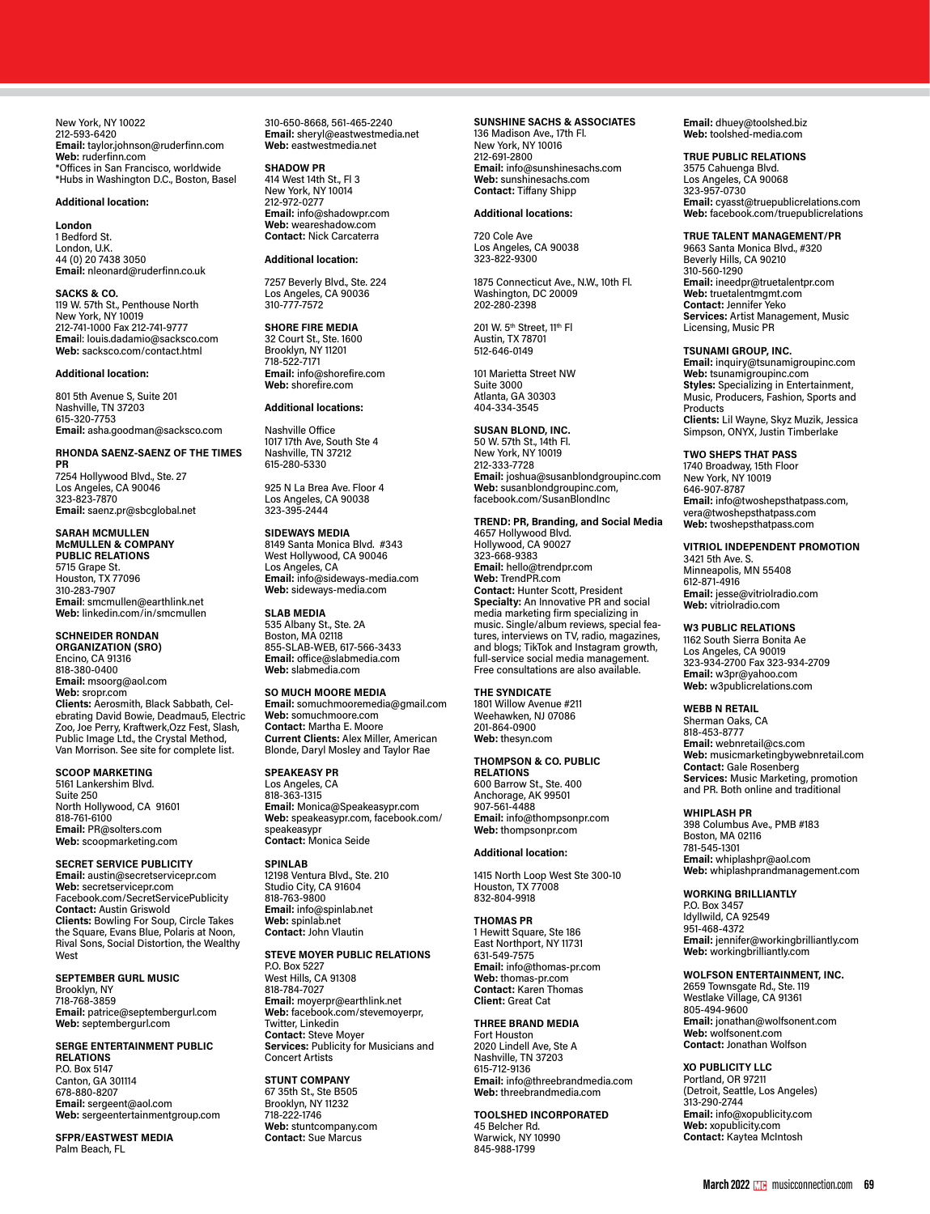New York, NY 10022
212-593-6420
**Email:** taylor.johnson@ruderfinn.com
**Web:** ruderfinn.com
*Offices in San Francisco, worldwide
*Hubs in Washington D.C., Boston, Basel

**Additional location:**

**London**
1 Bedford St.
London, U.K.
44 (0) 20 7438 3050
**Email:** nleonard@ruderfinn.co.uk

**SACKS & CO.**
119 W. 57th St., Penthouse North
New York, NY 10019
212-741-1000 Fax 212-741-9777
**Email**: louis.dadamio@sacksco.com
**Web:** sacksco.com/contact.html

**Additional location:**

801 5th Avenue S, Suite 201
Nashville, TN 37203
615-320-7753
**Email:** asha.goodman@sacksco.com

**RHONDA SAENZ-SAENZ OF THE TIMES PR**
7254 Hollywood Blvd., Ste. 27
Los Angeles, CA 90046
323-823-7870
**Email:** saenz.pr@sbcglobal.net

**SARAH MCMULLEN**
**McMULLEN & COMPANY PUBLIC RELATIONS**
5715 Grape St.
Houston, TX 77096
310-283-7907
**Email**: smcmullen@earthlink.net
**Web:** linkedin.com/in/smcmullen

**SCHNEIDER RONDAN ORGANIZATION (SRO)**
Encino, CA 91316
818-380-0400
**Email:** msoorg@aol.com
**Web:** sropr.com
**Clients:** Aerosmith, Black Sabbath, Celebrating David Bowie, Deadmau5, Electric Zoo, Joe Perry, Kraftwerk,Ozz Fest, Slash, Public Image Ltd., the Crystal Method, Van Morrison. See site for complete list.

**SCOOP MARKETING**
5161 Lankershim Blvd.
Suite 250
North Hollywood, CA 91601
818-761-6100
**Email:** PR@solters.com
**Web:** scoopmarketing.com

**SECRET SERVICE PUBLICITY**
**Email:** austin@secretservicepr.com
**Web:** secretservicepr.com
Facebook.com/SecretServicePublicity
**Contact:** Austin Griswold
**Clients:** Bowling For Soup, Circle Takes the Square, Evans Blue, Polaris at Noon, Rival Sons, Social Distortion, the Wealthy West

**SEPTEMBER GURL MUSIC**
Brooklyn, NY
718-768-3859
**Email:** patrice@septembergurl.com
**Web:** septembergurl.com

**SERGE ENTERTAINMENT PUBLIC RELATIONS**
P.O. Box 5147
Canton, GA 301114
678-880-8207
**Email:** sergeent@aol.com
**Web:** sergeentertainmentgroup.com

**SFPR/EASTWEST MEDIA**
Palm Beach, FL
310-650-8668, 561-465-2240
**Email:** sheryl@eastwestmedia.net
**Web:** eastwestmedia.net

**SHADOW PR**
414 West 14th St., Fl 3
New York, NY 10014
212-972-0277
**Email:** info@shadowpr.com
**Web:** weareshadow.com
**Contact:** Nick Carcaterra

**Additional location:**

7257 Beverly Blvd., Ste. 224
Los Angeles, CA 90036
310-777-7572

**SHORE FIRE MEDIA**
32 Court St., Ste. 1600
Brooklyn, NY 11201
718-522-7171
**Email:** info@shorefire.com
**Web:** shorefire.com

**Additional locations:**

Nashville Office
1017 17th Ave, South Ste 4
Nashville, TN 37212
615-280-5330

925 N La Brea Ave. Floor 4
Los Angeles, CA 90038
323-395-2444

**SIDEWAYS MEDIA**
8149 Santa Monica Blvd. #343
West Hollywood, CA 90046
Los Angeles, CA
**Email:** info@sideways-media.com
**Web:** sideways-media.com

**SLAB MEDIA**
535 Albany St., Ste. 2A
Boston, MA 02118
855-SLAB-WEB, 617-566-3433
**Email:** office@slabmedia.com
**Web:** slabmedia.com

**SO MUCH MOORE MEDIA**
**Email:** somuchmooremedia@gmail.com
**Web:** somuchmoore.com
**Contact:** Martha E. Moore
**Current Clients:** Alex Miller, American Blonde, Daryl Mosley and Taylor Rae

**SPEAKEASY PR**
Los Angeles, CA
818-363-1315
**Email:** Monica@Speakeasypr.com
**Web:** speakeasypr.com, facebook.com/speakeasypr
**Contact:** Monica Seide

**SPINLAB**
12198 Ventura Blvd., Ste. 210
Studio City, CA 91604
818-763-9800
**Email:** info@spinlab.net
**Web:** spinlab.net
**Contact:** John Vlautin

**STEVE MOYER PUBLIC RELATIONS**
P.O. Box 5227
West Hills, CA 91308
818-784-7027
**Email:** moyerpr@earthlink.net
**Web:** facebook.com/stevemoyerpr, Twitter, Linkedin
**Contact:** Steve Moyer
**Services:** Publicity for Musicians and Concert Artists

**STUNT COMPANY**
67 35th St., Ste B505
Brooklyn, NY 11232
718-222-1746
**Web:** stuntcompany.com
**Contact:** Sue Marcus

**SUNSHINE SACHS & ASSOCIATES**
136 Madison Ave., 17th Fl.
New York, NY 10016
212-691-2800
**Email:** info@sunshinesachs.com
**Web:** sunshinesachs.com
**Contact:** Tiffany Shipp

**Additional locations:**

720 Cole Ave
Los Angeles, CA 90038
323-822-9300

1875 Connecticut Ave., N.W., 10th Fl.
Washington, DC 20009
202-280-2398

201 W. 5th Street, 11th Fl
Austin, TX 78701
512-646-0149

101 Marietta Street NW
Suite 3000
Atlanta, GA 30303
404-334-3545

**SUSAN BLOND, INC.**
50 W. 57th St., 14th Fl.
New York, NY 10019
212-333-7728
**Email:** joshua@susanblondgroupinc.com
**Web:** susanblondgroupinc.com, facebook.com/SusanBlondInc

**TREND: PR, Branding, and Social Media**
4657 Hollywood Blvd.
Hollywood, CA 90027
323-668-9383
**Email:** hello@trendpr.com
**Web:** TrendPR.com
**Contact:** Hunter Scott, President
**Specialty:** An Innovative PR and social media marketing firm specializing in music. Single/album reviews, special features, interviews on TV, radio, magazines, and blogs; TikTok and Instagram growth, full-service social media management. Free consultations are also available.

**THE SYNDICATE**
1801 Willow Avenue #211
Weehawken, NJ 07086
201-864-0900
**Web:** thesyn.com

**THOMPSON & CO. PUBLIC RELATIONS**
600 Barrow St., Ste. 400
Anchorage, AK 99501
907-561-4488
**Email:** info@thompsonpr.com
**Web:** thompsonpr.com

**Additional location:**

1415 North Loop West Ste 300-10
Houston, TX 77008
832-804-9918

**THOMAS PR**
1 Hewitt Square, Ste 186
East Northport, NY 11731
631-549-7575
**Email:** info@thomas-pr.com
**Web:** thomas-pr.com
**Contact:** Karen Thomas
**Client:** Great Cat

**THREE BRAND MEDIA**
Fort Houston
2020 Lindell Ave, Ste A
Nashville, TN 37203
615-712-9136
**Email:** info@threebrandmedia.com
**Web:** threebrandmedia.com

**TOOLSHED INCORPORATED**
45 Belcher Rd.
Warwick, NY 10990
845-988-1799
**Email:** dhuey@toolshed.biz
**Web:** toolshed-media.com

**TRUE PUBLIC RELATIONS**
3575 Cahuenga Blvd.
Los Angeles, CA 90068
323-957-0730
**Email:** cyasst@truepublicrelations.com
**Web:** facebook.com/truepublicrelations

**TRUE TALENT MANAGEMENT/PR**
9663 Santa Monica Blvd., #320
Beverly Hills, CA 90210
310-560-1290
**Email:** ineedpr@truetalentpr.com
**Web:** truetalentmgmt.com
**Contact:** Jennifer Yeko
**Services:** Artist Management, Music Licensing, Music PR

**TSUNAMI GROUP, INC.**
**Email:** inquiry@tsunamigroupinc.com
**Web:** tsunamigroupinc.com
**Styles:** Specializing in Entertainment, Music, Producers, Fashion, Sports and Products
**Clients:** Lil Wayne, Skyz Muzik, Jessica Simpson, ONYX, Justin Timberlake

**TWO SHEPS THAT PASS**
1740 Broadway, 15th Floor
New York, NY 10019
646-907-8787
**Email:** info@twoshepsthatpass.com, vera@twoshepsthatpass.com
**Web:** twoshepsthatpass.com

**VITRIOL INDEPENDENT PROMOTION**
3421 5th Ave. S.
Minneapolis, MN 55408
612-871-4916
**Email:** jesse@vitriolradio.com
**Web:** vitriolradio.com

**W3 PUBLIC RELATIONS**
1162 South Sierra Bonita Ae
Los Angeles, CA 90019
323-934-2700 Fax 323-934-2709
**Email:** w3pr@yahoo.com
**Web:** w3publicrelations.com

**WEBB N RETAIL**
Sherman Oaks, CA
818-453-8777
**Email:** webnretail@cs.com
**Web:** musicmarketingbywebnretail.com
**Contact:** Gale Rosenberg
**Services:** Music Marketing, promotion and PR. Both online and traditional

**WHIPLASH PR**
398 Columbus Ave., PMB #183
Boston, MA 02116
781-545-1301
**Email:** whiplashpr@aol.com
**Web:** whiplashprandmanagement.com

**WORKING BRILLIANTLY**
P.O. Box 3457
Idyllwild, CA 92549
951-468-4372
**Email:** jennifer@workingbrilliantly.com
**Web:** workingbrilliantly.com

**WOLFSON ENTERTAINMENT, INC.**
2659 Townsgate Rd., Ste. 119
Westlake Village, CA 91361
805-494-9600
**Email:** jonathan@wolfsonent.com
**Web:** wolfsonent.com
**Contact:** Jonathan Wolfson

**XO PUBLICITY LLC**
Portland, OR 97211
(Detroit, Seattle, Los Angeles)
313-290-2744
**Email:** info@xopublicity.com
**Web:** xopublicity.com
**Contact:** Kaytea McIntosh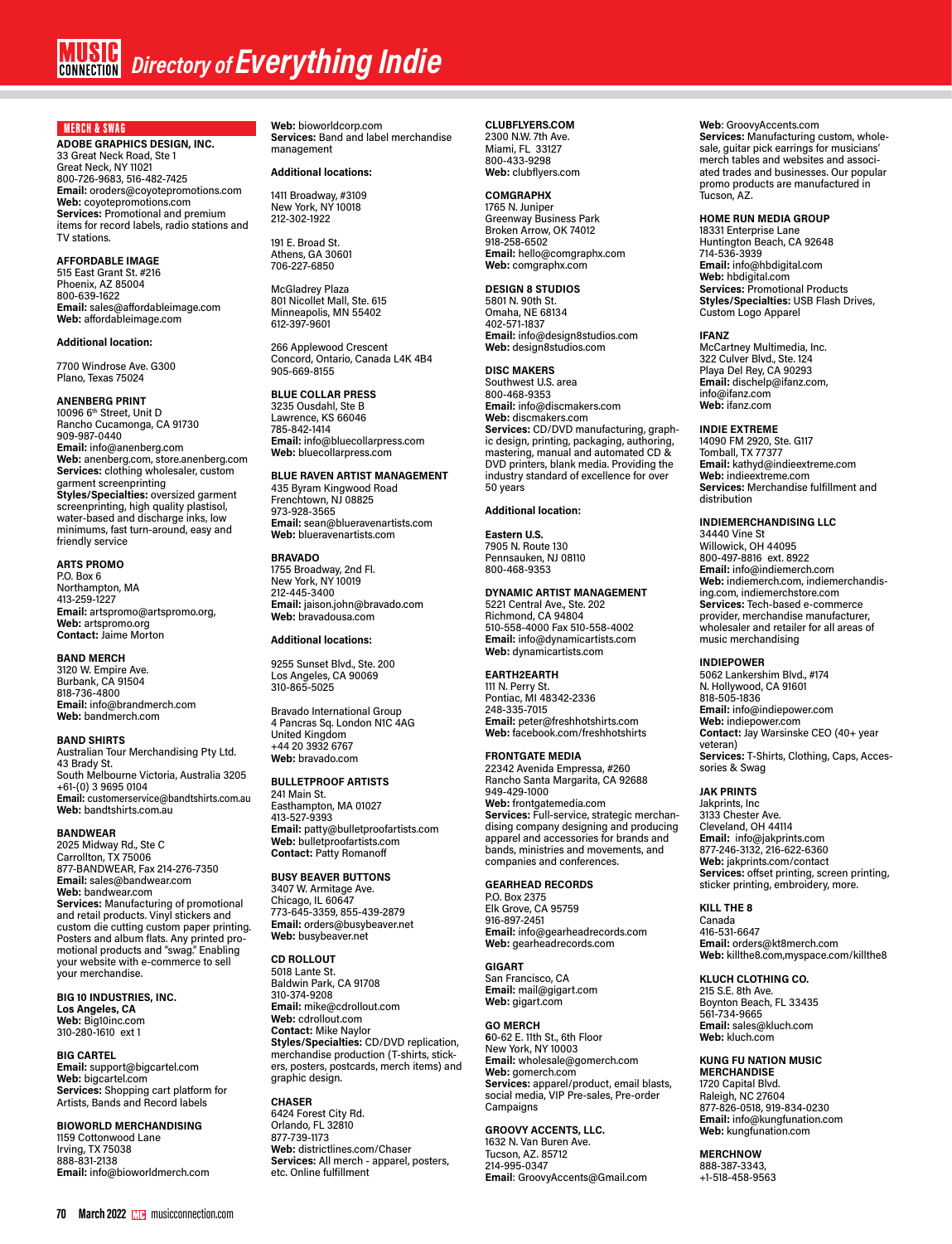# Directory of Everything Indie

## MERCH & SWAG

**ADOBE GRAPHICS DESIGN, INC.**
33 Great Neck Road, Ste 1
Great Neck, NY 11021
800-726-9683, 516-482-7425
**Email:** oroders@coyotepromotions.com
**Web:** coyotepromotions.com
**Services:** Promotional and premium items for record labels, radio stations and TV stations.

**AFFORDABLE IMAGE**
515 East Grant St. #216
Phoenix, AZ 85004
800-639-1622
**Email:** sales@affordableimage.com
**Web:** affordableimage.com

**Additional location:**

7700 Windrose Ave. G300
Plano, Texas 75024

**ANENBERG PRINT**
10096 6th Street, Unit D
Rancho Cucamonga, CA 91730
909-987-0440
**Email:** info@anenberg.com
**Web:** anenberg.com, store.anenberg.com
**Services:** clothing wholesaler, custom garment screenprinting
**Styles/Specialties:** oversized garment screenprinting, high quality plastisol, water-based and discharge inks, low minimums, fast turn-around, easy and friendly service

**ARTS PROMO**
P.O. Box 6
Northampton, MA
413-259-1227
**Email:** artspromo@artspromo.org,
**Web:** artspromo.org
**Contact:** Jaime Morton

**BAND MERCH**
3120 W. Empire Ave.
Burbank, CA 91504
818-736-4800
**Email:** info@brandmerch.com
**Web:** bandmerch.com

**BAND SHIRTS**
Australian Tour Merchandising Pty Ltd.
43 Brady St.
South Melbourne Victoria, Australia 3205
+61-(0) 3 9695 0104
**Email:** customerservice@bandtshirts.com.au
**Web:** bandtshirts.com.au

**BANDWEAR**
2025 Midway Rd., Ste C
Carrollton, TX 75006
877-BANDWEAR, Fax 214-276-7350
**Email:** sales@bandwear.com
**Web:** bandwear.com
**Services:** Manufacturing of promotional and retail products. Vinyl stickers and custom die cutting custom paper printing. Posters and album flats. Any printed promotional products and "swag." Enabling your website with e-commerce to sell your merchandise.

**BIG 10 INDUSTRIES, INC.**
**Los Angeles, CA**
**Web:** Big10inc.com
310-280-1610 ext 1

**BIG CARTEL**
**Email:** support@bigcartel.com
**Web:** bigcartel.com
**Services:** Shopping cart platform for Artists, Bands and Record labels

**BIOWORLD MERCHANDISING**
1159 Cottonwood Lane
Irving, TX 75038
888-831-2138
**Email:** info@bioworldmerch.com
**Web:** bioworldcorp.com
**Services:** Band and label merchandise management

**Additional locations:**

1411 Broadway, #3109
New York, NY 10018
212-302-1922

191 E. Broad St.
Athens, GA 30601
706-227-6850

McGladrey Plaza
801 Nicollet Mall, Ste. 615
Minneapolis, MN 55402
612-397-9601

266 Applewood Crescent
Concord, Ontario, Canada L4K 4B4
905-669-8155

**BLUE COLLAR PRESS**
3235 Ousdahl, Ste B
Lawrence, KS 66046
785-842-1414
**Email:** info@bluecollarpress.com
**Web:** bluecollarpress.com

**BLUE RAVEN ARTIST MANAGEMENT**
435 Byram Kingwood Road
Frenchtown, NJ 08825
973-928-3565
**Email:** sean@blueravenartists.com
**Web:** blueravenartists.com

**BRAVADO**
1755 Broadway, 2nd Fl.
New York, NY 10019
212-445-3400
**Email:** jaison.john@bravado.com
**Web:** bravadousa.com

**Additional locations:**

9255 Sunset Blvd., Ste. 200
Los Angeles, CA 90069
310-865-5025

Bravado International Group
4 Pancras Sq. London N1C 4AG
United Kingdom
+44 20 3932 6767
**Web:** bravado.com

**BULLETPROOF ARTISTS**
241 Main St.
Easthampton, MA 01027
413-527-9393
**Email:** patty@bulletproofartists.com
**Web:** bulletproofartists.com
**Contact:** Patty Romanoff

**BUSY BEAVER BUTTONS**
3407 W. Armitage Ave.
Chicago, IL 60647
773-645-3359, 855-439-2879
**Email:** orders@busybeaver.net
**Web:** busybeaver.net

**CD ROLLOUT**
5018 Lante St.
Baldwin Park, CA 91708
310-374-9208
**Email:** mike@cdrollout.com
**Web:** cdrollout.com
**Contact:** Mike Naylor
**Styles/Specialties:** CD/DVD replication, merchandise production (T-shirts, stickers, posters, postcards, merch items) and graphic design.

**CHASER**
6424 Forest City Rd.
Orlando, FL 32810
877-739-1173
**Web:** districtlines.com/Chaser
**Services:** All merch - apparel, posters, etc. Online fulfillment

**CLUBFLYERS.COM**
2300 N.W. 7th Ave.
Miami, FL 33127
800-433-9298
**Web:** clubflyers.com

**COMGRAPHX**
1765 N. Juniper
Greenway Business Park
Broken Arrow, OK 74012
918-258-6502
**Email:** hello@comgraphx.com
**Web:** comgraphx.com

**DESIGN 8 STUDIOS**
5801 N. 90th St.
Omaha, NE 68134
402-571-1837
**Email:** info@design8studios.com
**Web:** design8studios.com

**DISC MAKERS**
Southwest U.S. area
800-468-9353
**Email:** info@discmakers.com
**Web:** discmakers.com
**Services:** CD/DVD manufacturing, graphic design, printing, packaging, authoring, mastering, manual and automated CD & DVD printers, blank media. Providing the industry standard of excellence for over 50 years

**Additional location:**

**Eastern U.S.**
7905 N. Route 130
Pennsauken, NJ 08110
800-468-9353

**DYNAMIC ARTIST MANAGEMENT**
5221 Central Ave., Ste. 202
Richmond, CA 94804
510-558-4000 Fax 510-558-4002
**Email:** info@dynamicartists.com
**Web:** dynamicartists.com

**EARTH2EARTH**
111 N. Perry St.
Pontiac, MI 48342-2336
248-335-7015
**Email:** peter@freshhotshirts.com
**Web:** facebook.com/freshhotshirts

**FRONTGATE MEDIA**
22342 Avenida Empressa, #260
Rancho Santa Margarita, CA 92688
949-429-1000
**Web:** frontgatemedia.com
**Services:** Full-service, strategic merchandising company designing and producing apparel and accessories for brands and bands, ministries and movements, and companies and conferences.

**GEARHEAD RECORDS**
P.O. Box 2375
Elk Grove, CA 95759
916-897-2451
**Email:** info@gearheadrecords.com
**Web:** gearheadrecords.com

**GIGART**
San Francisco, CA
**Email:** mail@gigart.com
**Web:** gigart.com

**GO MERCH**
60-62 E. 11th St., 6th Floor
New York, NY 10003
**Email:** wholesale@gomerch.com
**Web:** gomerch.com
**Services:** apparel/product, email blasts, social media, VIP Pre-sales, Pre-order Campaigns

**GROOVY ACCENTS, LLC.**
1632 N. Van Buren Ave.
Tucson, AZ. 85712
214-995-0347
**Email**: GroovyAccents@Gmail.com
**Web**: GroovyAccents.com
**Services:** Manufacturing custom, wholesale, guitar pick earrings for musicians' merch tables and websites and associated trades and businesses. Our popular promo products are manufactured in Tucson, AZ.

**HOME RUN MEDIA GROUP**
18331 Enterprise Lane
Huntington Beach, CA 92648
714-536-3939
**Email:** info@hbdigital.com
**Web:** hbdigital.com
**Services:** Promotional Products
**Styles/Specialties:** USB Flash Drives, Custom Logo Apparel

**IFANZ**
McCartney Multimedia, Inc.
322 Culver Blvd., Ste. 124
Playa Del Rey, CA 90293
**Email:** dischelp@ifanz.com, info@ifanz.com
**Web:** ifanz.com

**INDIE EXTREME**
14090 FM 2920, Ste. G117
Tomball, TX 77377
**Email:** kathyd@indieextreme.com
**Web:** indieextreme.com
**Services:** Merchandise fulfillment and distribution

**INDIEMERCHANDISING LLC**
34440 Vine St
Willowick, OH 44095
800-497-8816 ext. 8922
**Email:** info@indiemerch.com
**Web:** indiemerch.com, indiemerchandising.com, indiemerchstore.com
**Services:** Tech-based e-commerce provider, merchandise manufacturer, wholesaler and retailer for all areas of music merchandising

**INDIEPOWER**
5062 Lankershim Blvd., #174
N. Hollywood, CA 91601
818-505-1836
**Email:** info@indiepower.com
**Web:** indiepower.com
**Contact:** Jay Warsinske CEO (40+ year veteran)
**Services:** T-Shirts, Clothing, Caps, Accessories & Swag

**JAK PRINTS**
Jakprints, Inc
3133 Chester Ave.
Cleveland, OH 44114
**Email:** info@jakprints.com
877-246-3132, 216-622-6360
**Web:** jakprints.com/contact
**Services:** offset printing, screen printing, sticker printing, embroidery, more.

**KILL THE 8**
Canada
416-531-6647
**Email:** orders@kt8merch.com
**Web:** killthe8.com,myspace.com/killthe8

**KLUCH CLOTHING CO.**
215 S.E. 8th Ave.
Boynton Beach, FL 33435
561-734-9665
**Email:** sales@kluch.com
**Web:** kluch.com

**KUNG FU NATION MUSIC MERCHANDISE**
1720 Capital Blvd.
Raleigh, NC 27604
877-826-0518, 919-834-0230
**Email:** info@kungfunation.com
**Web:** kungfunation.com

**MERCHNOW**
888-387-3343,
+1-518-458-9563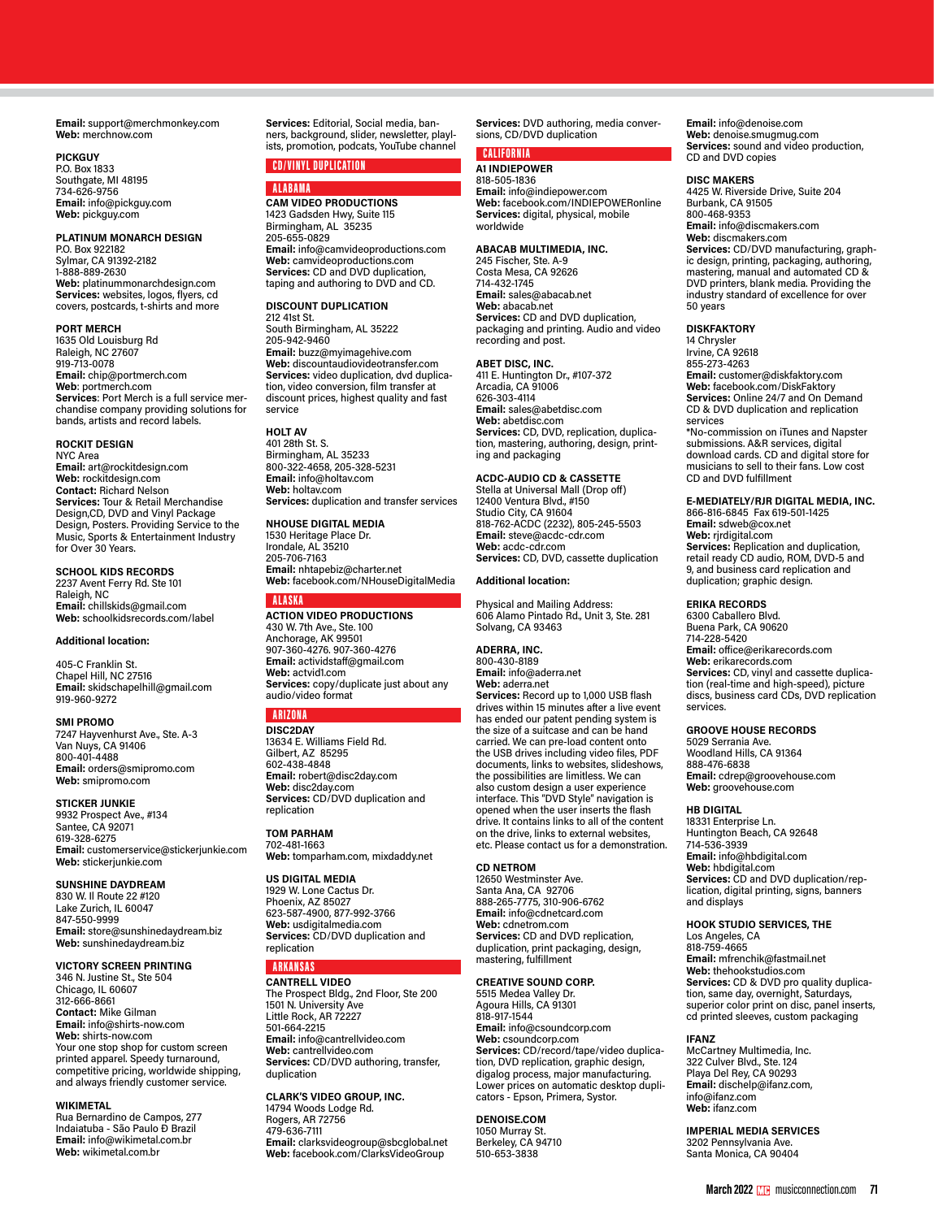**Email:** support@merchmonkey.com
**Web:** merchnow.com

**PICKGUY**
P.O. Box 1833
Southgate, MI 48195
734-626-9756
**Email:** info@pickguy.com
**Web:** pickguy.com

**PLATINUM MONARCH DESIGN**
P.O. Box 922182
Sylmar, CA 91392-2182
1-888-889-2630
**Web:** platinummonarchdesign.com
**Services:** websites, logos, flyers, cd covers, postcards, t-shirts and more

**PORT MERCH**
1635 Old Louisburg Rd
Raleigh, NC 27607
919-713-0078
**Email:** chip@portmerch.com
**Web:** portmerch.com
**Services:** Port Merch is a full service merchandise company providing solutions for bands, artists and record labels.

**ROCKIT DESIGN**
NYC Area
**Email:** art@rockitdesign.com
**Web:** rockitdesign.com
**Contact:** Richard Nelson
**Services:** Tour & Retail Merchandise Design,CD, DVD and Vinyl Package Design, Posters. Providing Service to the Music, Sports & Entertainment Industry for Over 30 Years.

**SCHOOL KIDS RECORDS**
2237 Avent Ferry Rd. Ste 101
Raleigh, NC
**Email:** chillskids@gmail.com
**Web:** schoolkidsrecords.com/label

**Additional location:**

405-C Franklin St.
Chapel Hill, NC 27516
**Email:** skidschapelhill@gmail.com
919-960-9272

**SMI PROMO**
7247 Hayvenhurst Ave., Ste. A-3
Van Nuys, CA 91406
800-401-4488
**Email:** orders@smipromo.com
**Web:** smipromo.com

**STICKER JUNKIE**
9932 Prospect Ave., #134
Santee, CA 92071
619-328-6275
**Email:** customerservice@stickerjunkie.com
**Web:** stickerjunkie.com

**SUNSHINE DAYDREAM**
830 W. Il Route 22 #120
Lake Zurich, IL 60047
847-550-9999
**Email:** store@sunshinedaydream.biz
**Web:** sunshinedaydream.biz

**VICTORY SCREEN PRINTING**
346 N. Justine St., Ste 504
Chicago, IL 60607
312-666-8661
**Contact:** Mike Gilman
**Email:** info@shirts-now.com
**Web:** shirts-now.com
Your one stop shop for custom screen printed apparel. Speedy turnaround, competitive pricing, worldwide shipping, and always friendly customer service.

**WIKIMETAL**
Rua Bernardino de Campos, 277
Indaiatuba - São Paulo Ð Brazil
**Email:** info@wikimetal.com.br
**Web:** wikimetal.com.br

**Services:** Editorial, Social media, banners, background, slider, newsletter, playlists, promotion, podcasts, YouTube channel

## CD/VINYL DUPLICATION

### ALABAMA

**CAM VIDEO PRODUCTIONS**
1423 Gadsden Hwy, Suite 115
Birmingham, AL 35235
205-655-0829
**Email:** info@camvideoproductions.com
**Web:** camvideoproductions.com
**Services:** CD and DVD duplication, taping and authoring to DVD and CD.

**DISCOUNT DUPLICATION**
212 41st St.
South Birmingham, AL 35222
205-942-9460
**Email:** buzz@myimagehive.com
**Web:** discountaudiovideotransfer.com
**Services:** video duplication, dvd duplication, video conversion, film transfer at discount prices, highest quality and fast service

**HOLT AV**
401 28th St. S.
Birmingham, AL 35233
800-322-4658, 205-328-5231
**Email:** info@holtav.com
**Web:** holtav.com
**Services:** duplication and transfer services

**NHOUSE DIGITAL MEDIA**
1530 Heritage Place Dr.
Irondale, AL 35210
205-706-7163
**Email:** nhtapebiz@charter.net
**Web:** facebook.com/NHouseDigitalMedia

### ALASKA

**ACTION VIDEO PRODUCTIONS**
430 W. 7th Ave., Ste. 100
Anchorage, AK 99501
907-360-4276. 907-360-4276
**Email:** actividstaff@gmail.com
**Web:** actvid1.com
**Services:** copy/duplicate just about any audio/video format

### ARIZONA

**DISC2DAY**
13634 E. Williams Field Rd.
Gilbert, AZ 85295
602-438-4848
**Email:** robert@disc2day.com
**Web:** disc2day.com
**Services:** CD/DVD duplication and replication

**TOM PARHAM**
702-481-1663
**Web:** tomparham.com, mixdaddy.net

**US DIGITAL MEDIA**
1929 W. Lone Cactus Dr.
Phoenix, AZ 85027
623-587-4900, 877-992-3766
**Web:** usdigitalmedia.com
**Services:** CD/DVD duplication and replication

### ARKANSAS

**CANTRELL VIDEO**
The Prospect Bldg., 2nd Floor, Ste 200
1501 N. University Ave
Little Rock, AR 72227
501-664-2215
**Email:** info@cantrellvideo.com
**Web:** cantrellvideo.com
**Services:** CD/DVD authoring, transfer, duplication

**CLARK'S VIDEO GROUP, INC.**
14794 Woods Lodge Rd.
Rogers, AR 72756
479-636-7111
**Email:** clarksvideogroup@sbcglobal.net
**Web:** facebook.com/ClarksVideoGroup
**Services:** DVD authoring, media conversions, CD/DVD duplication

### CALIFORNIA

**A1 INDIEPOWER**
818-505-1836
**Email:** info@indiepower.com
**Web:** facebook.com/INDIEPOWERonline
**Services:** digital, physical, mobile worldwide

**ABACAB MULTIMEDIA, INC.**
245 Fischer, Ste. A-9
Costa Mesa, CA 92626
714-432-1745
**Email:** sales@abacab.net
**Web:** abacab.net
**Services:** CD and DVD duplication, packaging and printing. Audio and video recording and post.

**ABET DISC, INC.**
411 E. Huntington Dr., #107-372
Arcadia, CA 91006
626-303-4114
**Email:** sales@abetdisc.com
**Web:** abetdisc.com
**Services:** CD, DVD, replication, duplication, mastering, authoring, design, printing and packaging

**ACDC-AUDIO CD & CASSETTE**
Stella at Universal Mall (Drop off)
12400 Ventura Blvd., #150
Studio City, CA 91604
818-762-ACDC (2232), 805-245-5503
**Email:** steve@acdc-cdr.com
**Web:** acdc-cdr.com
**Services:** CD, DVD, cassette duplication

**Additional location:**

Physical and Mailing Address:
606 Alamo Pintado Rd., Unit 3, Ste. 281
Solvang, CA 93463

**ADERRA, INC.**
800-430-8189
**Email:** info@aderra.net
**Web:** aderra.net
**Services:** Record up to 1,000 USB flash drives within 15 minutes after a live event has ended our patent pending system is the size of a suitcase and can be hand carried. We can pre-load content onto the USB drives including video files, PDF documents, links to websites, slideshows, the possibilities are limitless. We can also custom design a user experience interface. This "DVD Style" navigation is opened when the user inserts the flash drive. It contains links to all of the content on the drive, links to external websites, etc. Please contact us for a demonstration.

**CD NETROM**
12650 Westminster Ave.
Santa Ana, CA 92706
888-265-7775, 310-906-6762
**Email:** info@cdnetcard.com
**Web:** cdnetrom.com
**Services:** CD and DVD replication, duplication, print packaging, design, mastering, fulfillment

**CREATIVE SOUND CORP.**
5515 Medea Valley Dr.
Agoura Hills, CA 91301
818-917-1544
**Email:** info@csoundcorp.com
**Web:** csoundcorp.com
**Services:** CD/record/tape/video duplication, DVD replication, graphic design, digalog process, major manufacturing. Lower prices on automatic desktop duplicators - Epson, Primera, Systor.

**DENOISE.COM**
1050 Murray St.
Berkeley, CA 94710
510-653-3838
**Email:** info@denoise.com
**Web:** denoise.smugmug.com
**Services:** sound and video production, CD and DVD copies

**DISC MAKERS**
4425 W. Riverside Drive, Suite 204
Burbank, CA 91505
800-468-9353
**Email:** info@discmakers.com
**Web:** discmakers.com
**Services:** CD/DVD manufacturing, graphic design, printing, packaging, authoring, mastering, manual and automated CD & DVD printers, blank media. Providing the industry standard of excellence for over 50 years

**DISKFAKTORY**
14 Chrysler
Irvine, CA 92618
855-273-4263
**Email:** customer@diskfaktory.com
**Web:** facebook.com/DiskFaktory
**Services:** Online 24/7 and On Demand CD & DVD duplication and replication services
*No-commission on iTunes and Napster submissions. A&R services, digital download cards. CD and digital store for musicians to sell to their fans. Low cost CD and DVD fulfillment

**E-MEDIATELY/RJR DIGITAL MEDIA, INC.**
866-816-6845 Fax 619-501-1425
**Email:** sdweb@cox.net
**Web:** rjrdigital.com
**Services:** Replication and duplication, retail ready CD audio, ROM, DVD-5 and 9, and business card replication and duplication; graphic design.

**ERIKA RECORDS**
6300 Caballero Blvd.
Buena Park, CA 90620
714-228-5420
**Email:** office@erikarecords.com
**Web:** erikarecords.com
**Services:** CD, vinyl and cassette duplication (real-time and high-speed), picture discs, business card CDs, DVD replication services.

**GROOVE HOUSE RECORDS**
5029 Serrania Ave.
Woodland Hills, CA 91364
888-476-6838
**Email:** cdrep@groovehouse.com
**Web:** groovehouse.com

**HB DIGITAL**
18331 Enterprise Ln.
Huntington Beach, CA 92648
714-536-3939
**Email:** info@hbdigital.com
**Web:** hbdigital.com
**Services:** CD and DVD duplication/replication, digital printing, signs, banners and displays

**HOOK STUDIO SERVICES, THE**
Los Angeles, CA
818-759-4665
**Email:** mfrenchik@fastmail.net
**Web:** thehookstudios.com
**Services:** CD & DVD pro quality duplication, same day, overnight, Saturdays, superior color print on disc, panel inserts, cd printed sleeves, custom packaging

**IFANZ**
McCartney Multimedia, Inc.
322 Culver Blvd., Ste. 124
Playa Del Rey, CA 90293
**Email:** dischelp@ifanz.com, info@ifanz.com
**Web:** ifanz.com

**IMPERIAL MEDIA SERVICES**
3202 Pennsylvania Ave.
Santa Monica, CA 90404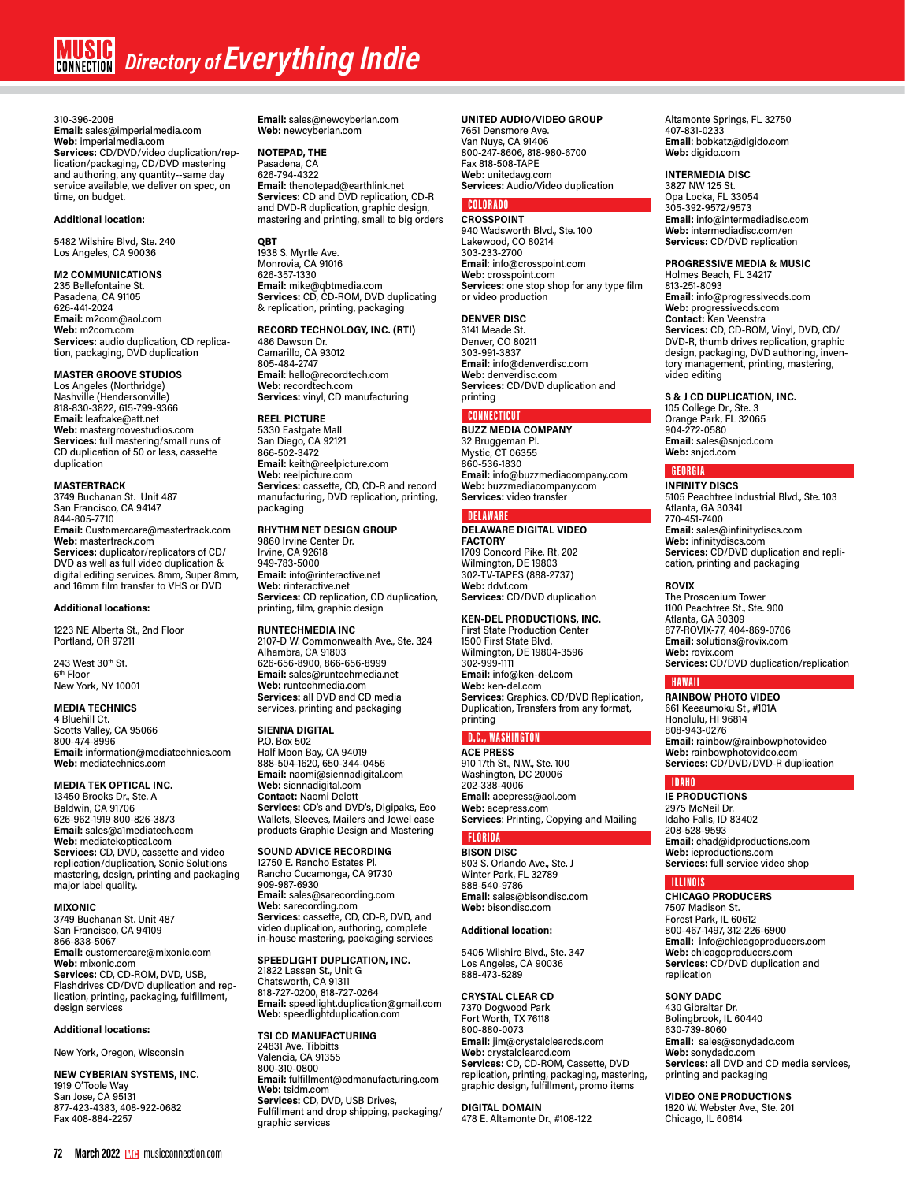310-396-2008
**Email:** sales@imperialmedia.com
**Web:** imperialmedia.com
**Services:** CD/DVD/video duplication/replication/packaging, CD/DVD mastering and authoring, any quantity--same day service available, we deliver on spec, on time, on budget.

**Additional location:**

5482 Wilshire Blvd, Ste. 240
Los Angeles, CA 90036

**M2 COMMUNICATIONS**
235 Bellefontaine St.
Pasadena, CA 91105
626-441-2024
**Email:** m2com@aol.com
**Web:** m2com.com
**Services:** audio duplication, CD replication, packaging, DVD duplication

**MASTER GROOVE STUDIOS**
Los Angeles (Northridge)
Nashville (Hendersonville)
818-830-3822, 615-799-9366
**Email:** leafcake@att.net
**Web:** mastergroovestudios.com
**Services:** full mastering/small runs of CD duplication of 50 or less, cassette duplication

**MASTERTRACK**
3749 Buchanan St. Unit 487
San Francisco, CA 94147
844-805-7710
**Email:** Customercare@mastertrack.com
**Web:** mastertrack.com
**Services:** duplicator/replicators of CD/DVD as well as full video duplication & digital editing services. 8mm, Super 8mm, and 16mm film transfer to VHS or DVD

**Additional locations:**

1223 NE Alberta St., 2nd Floor
Portland, OR 97211

243 West 30th St.
6th Floor
New York, NY 10001

**MEDIA TECHNICS**
4 Bluehill Ct.
Scotts Valley, CA 95066
800-474-8996
**Email:** information@mediatechnics.com
**Web:** mediatechnics.com

**MEDIA TEK OPTICAL INC.**
13450 Brooks Dr., Ste. A
Baldwin, CA 91706
626-962-1919 800-826-3873
**Email:** sales@a1mediatech.com
**Web:** mediatekoptical.com
**Services:** CD, DVD, cassette and video replication/duplication, Sonic Solutions mastering, design, printing and packaging major label quality.

**MIXONIC**
3749 Buchanan St. Unit 487
San Francisco, CA 94109
866-838-5067
**Email:** customercare@mixonic.com
**Web:** mixonic.com
**Services:** CD, CD-ROM, DVD, USB, Flashdrives CD/DVD duplication and replication, printing, packaging, fulfillment, design services

**Additional locations:**

New York, Oregon, Wisconsin

**NEW CYBERIAN SYSTEMS, INC.**
1919 O'Toole Way
San Jose, CA 95131
877-423-4383, 408-922-0682
Fax 408-884-2257
**Email:** sales@newcyberian.com
**Web:** newcyberian.com

**NOTEPAD, THE**
Pasadena, CA
626-794-4322
**Email:** thenotepad@earthlink.net
**Services:** CD and DVD replication, CD-R and DVD-R duplication, graphic design, mastering and printing, small to big orders

**QBT**
1938 S. Myrtle Ave.
Monrovia, CA 91016
626-357-1330
**Email:** mike@qbtmedia.com
**Services:** CD, CD-ROM, DVD duplicating & replication, printing, packaging

**RECORD TECHNOLOGY, INC. (RTI)**
486 Dawson Dr.
Camarillo, CA 93012
805-484-2747
**Email**: hello@recordtech.com
**Web:** recordtech.com
**Services:** vinyl, CD manufacturing

**REEL PICTURE**
5330 Eastgate Mall
San Diego, CA 92121
866-502-3472
**Email:** keith@reelpicture.com
**Web:** reelpicture.com
**Services:** cassette, CD, CD-R and record manufacturing, DVD replication, printing, packaging

**RHYTHM NET DESIGN GROUP**
9860 Irvine Center Dr.
Irvine, CA 92618
949-783-5000
**Email:** info@rinteractive.net
**Web:** rinteractive.net
**Services:** CD replication, CD duplication, printing, film, graphic design

**RUNTECHMEDIA INC**
2107-D W. Commonwealth Ave., Ste. 324
Alhambra, CA 91803
626-656-8900, 866-656-8999
**Email:** sales@runtechmedia.net
**Web:** runtechmedia.com
**Services:** all DVD and CD media services, printing and packaging

**SIENNA DIGITAL**
P.O. Box 502
Half Moon Bay, CA 94019
888-504-1620, 650-344-0456
**Email:** naomi@siennadigital.com
**Web:** siennadigital.com
**Contact:** Naomi Delott
**Services:** CD's and DVD's, Digipaks, Eco Wallets, Sleeves, Mailers and Jewel case products Graphic Design and Mastering

**SOUND ADVICE RECORDING**
12750 E. Rancho Estates Pl.
Rancho Cucamonga, CA 91730
909-987-6930
**Email:** sales@sarecording.com
**Web:** sarecording.com
**Services:** cassette, CD, CD-R, DVD, and video duplication, authoring, complete in-house mastering, packaging services

**SPEEDLIGHT DUPLICATION, INC.**
21822 Lassen St., Unit G
Chatsworth, CA 91311
818-727-0200, 818-727-0264
**Email:** speedlight.duplication@gmail.com
**Web**: speedlightduplication.com

**TSI CD MANUFACTURING**
24831 Ave. Tibbitts
Valencia, CA 91355
800-310-0800
**Email:** fulfillment@cdmanufacturing.com
**Web:** tsidm.com
**Services:** CD, DVD, USB Drives, Fulfillment and drop shipping, packaging/graphic services

**UNITED AUDIO/VIDEO GROUP**
7651 Densmore Ave.
Van Nuys, CA 91406
800-247-8606, 818-980-6700
Fax 818-508-TAPE
**Web:** unitedavg.com
**Services:** Audio/Video duplication

## COLORADO

**CROSSPOINT**
940 Wadsworth Blvd., Ste. 100
Lakewood, CO 80214
303-233-2700
**Email**: info@crosspoint.com
**Web:** crosspoint.com
**Services:** one stop shop for any type film or video production

**DENVER DISC**
3141 Meade St.
Denver, CO 80211
303-991-3837
**Email:** info@denverdisc.com
**Web:** denverdisc.com
**Services:** CD/DVD duplication and printing

## CONNECTICUT

**BUZZ MEDIA COMPANY**
32 Bruggeman Pl.
Mystic, CT 06355
860-536-1830
**Email:** info@buzzmediacompany.com
**Web:** buzzmediacompany.com
**Services:** video transfer

## DELAWARE

**DELAWARE DIGITAL VIDEO FACTORY**
1709 Concord Pike, Rt. 202
Wilmington, DE 19803
302-TV-TAPES (888-2737)
**Web:** ddvf.com
**Services:** CD/DVD duplication

**KEN-DEL PRODUCTIONS, INC.**
First State Production Center
1500 First State Blvd.
Wilmington, DE 19804-3596
302-999-1111
**Email:** info@ken-del.com
**Web:** ken-del.com
**Services:** Graphics, CD/DVD Replication, Duplication, Transfers from any format, printing

## D.C., WASHINGTON

**ACE PRESS**
910 17th St., N.W., Ste. 100
Washington, DC 20006
202-338-4006
**Email:** acepress@aol.com
**Web:** acepress.com
**Services**: Printing, Copying and Mailing

## FLORIDA

**BISON DISC**
803 S. Orlando Ave., Ste. J
Winter Park, FL 32789
888-540-9786
**Email:** sales@bisondisc.com
**Web:** bisondisc.com

**Additional location:**

5405 Wilshire Blvd., Ste. 347
Los Angeles, CA 90036
888-473-5289

**CRYSTAL CLEAR CD**
7370 Dogwood Park
Fort Worth, TX 76118
800-880-0073
**Email:** jim@crystalclearcds.com
**Web:** crystalclearcd.com
**Services:** CD, CD-ROM, Cassette, DVD replication, printing, packaging, mastering, graphic design, fulfillment, promo items

**DIGITAL DOMAIN**
478 E. Altamonte Dr., #108-122
Altamonte Springs, FL 32750
407-831-0233
**Email**: bobkatz@digido.com
**Web:** digido.com

**INTERMEDIA DISC**
3827 NW 125 St.
Opa Locka, FL 33054
305-392-9572/9573
**Email:** info@intermediadisc.com
**Web:** intermediadisc.com/en
**Services:** CD/DVD replication

**PROGRESSIVE MEDIA & MUSIC**
Holmes Beach, FL 34217
813-251-8093
**Email:** info@progressivecds.com
**Web:** progressivecds.com
**Contact:** Ken Veenstra
**Services:** CD, CD-ROM, Vinyl, DVD, CD/DVD-R, thumb drives replication, graphic design, packaging, DVD authoring, inventory management, printing, mastering, video editing

**S & J CD DUPLICATION, INC.**
105 College Dr., Ste. 3
Orange Park, FL 32065
904-272-0580
**Email:** sales@snjcd.com
**Web:** snjcd.com

## GEORGIA

**INFINITY DISCS**
5105 Peachtree Industrial Blvd., Ste. 103
Atlanta, GA 30341
770-451-7400
**Email:** sales@infinitydiscs.com
**Web:** infinitydiscs.com
**Services:** CD/DVD duplication and replication, printing and packaging

**ROVIX**
The Proscenium Tower
1100 Peachtree St., Ste. 900
Atlanta, GA 30309
877-ROVIX-77, 404-869-0706
**Email:** solutions@rovix.com
**Web:** rovix.com
**Services:** CD/DVD duplication/replication

## HAWAII

**RAINBOW PHOTO VIDEO**
661 Keeaumoku St., #101A
Honolulu, HI 96814
808-943-0276
**Email:** rainbow@rainbowphotovideo
**Web:** rainbowphotovideo.com
**Services:** CD/DVD/DVD-R duplication

## IDAHO

**IE PRODUCTIONS**
2975 McNeil Dr.
Idaho Falls, ID 83402
208-528-9593
**Email:** chad@idproductions.com
**Web:** ieproductions.com
**Services:** full service video shop

## ILLINOIS

**CHICAGO PRODUCERS**
7507 Madison St.
Forest Park, IL 60612
800-467-1497, 312-226-6900
**Email:** info@chicagoproducers.com
**Web:** chicagoproducers.com
**Services:** CD/DVD duplication and replication

**SONY DADC**
430 Gibraltar Dr.
Bolingbrook, IL 60440
630-739-8060
**Email:** sales@sonydadc.com
**Web:** sonydadc.com
**Services:** all DVD and CD media services, printing and packaging

**VIDEO ONE PRODUCTIONS**
1820 W. Webster Ave., Ste. 201
Chicago, IL 60614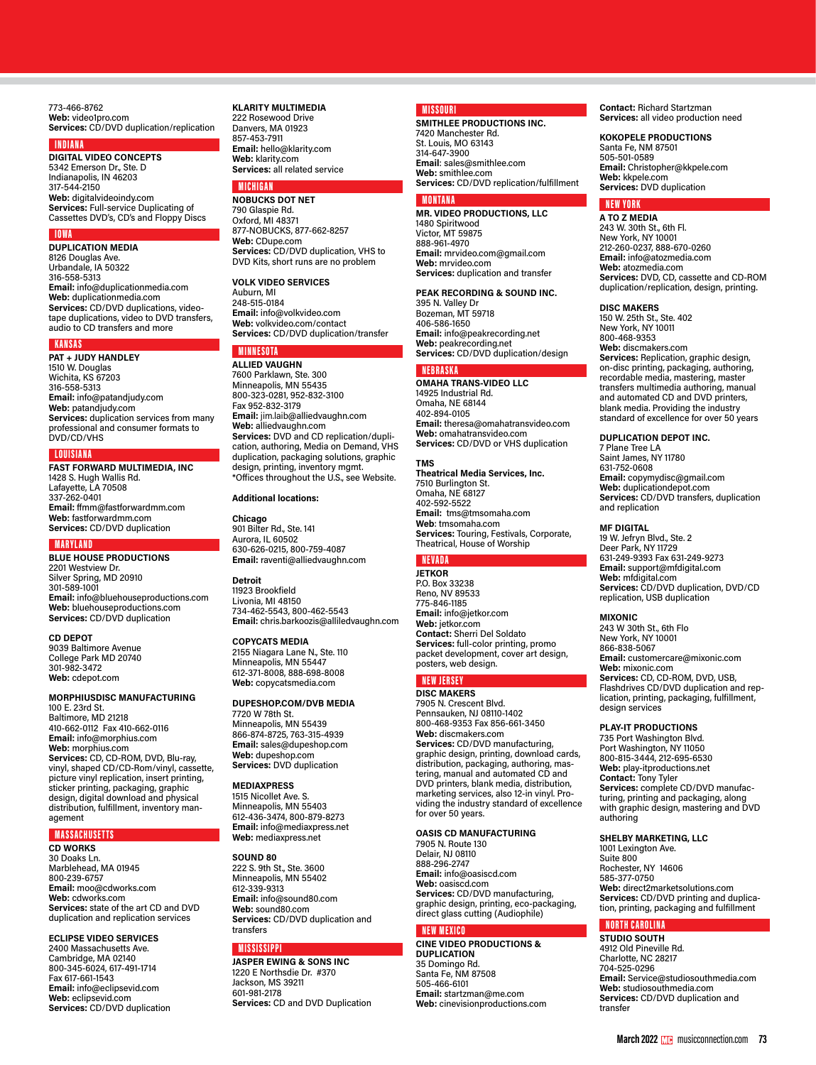773-466-8762
**Web:** video1pro.com
**Services:** CD/DVD duplication/replication

## INDIANA

**DIGITAL VIDEO CONCEPTS**
5342 Emerson Dr., Ste. D
Indianapolis, IN 46203
317-544-2150
**Web:** digitalvideoindy.com
**Services:** Full-service Duplicating of Cassettes DVD's, CD's and Floppy Discs

## IOWA

**DUPLICATION MEDIA**
8126 Douglas Ave.
Urbandale, IA 50322
316-558-5313
**Email:** info@duplicationmedia.com
**Web:** duplicationmedia.com
**Services:** CD/DVD duplications, videotape duplications, video to DVD transfers, audio to CD transfers and more

## KANSAS

**PAT + JUDY HANDLEY**
1510 W. Douglas
Wichita, KS 67203
316-558-5313
**Email:** info@patandjudy.com
**Web:** patandjudy.com
**Services:** duplication services from many professional and consumer formats to DVD/CD/VHS

## LOUISIANA

**FAST FORWARD MULTIMEDIA, INC**
1428 S. Hugh Wallis Rd.
Lafayette, LA 70508
337-262-0401
**Email:** ffmm@fastforwardmm.com
**Web:** fastforwardmm.com
**Services:** CD/DVD duplication

## MARYLAND

**BLUE HOUSE PRODUCTIONS**
2201 Westview Dr.
Silver Spring, MD 20910
301-589-1001
**Email:** info@bluehouseproductions.com
**Web:** bluehouseproductions.com
**Services:** CD/DVD duplication

**CD DEPOT**
9039 Baltimore Avenue
College Park MD 20740
301-982-3472
**Web:** cdepot.com

**MORPHIUSDISC MANUFACTURING**
100 E. 23rd St.
Baltimore, MD 21218
410-662-0112 Fax 410-662-0116
**Email:** info@morphius.com
**Web:** morphius.com
**Services:** CD, CD-ROM, DVD, Blu-ray, vinyl, shaped CD/CD-Rom/vinyl, cassette, picture vinyl replication, insert printing, sticker printing, packaging, graphic design, digital download and physical distribution, fulfillment, inventory management

## MASSACHUSETTS

**CD WORKS**
30 Doaks Ln.
Marblehead, MA 01945
800-239-6757
**Email:** moo@cdworks.com
**Web:** cdworks.com
**Services:** state of the art CD and DVD duplication and replication services

**ECLIPSE VIDEO SERVICES**
2400 Massachusetts Ave.
Cambridge, MA 02140
800-345-6024, 617-491-1714
Fax 617-661-1543
**Email:** info@eclipsevid.com
**Web:** eclipsevid.com
**Services:** CD/DVD duplication

**KLARITY MULTIMEDIA**
222 Rosewood Drive
Danvers, MA 01923
857-453-7911
**Email:** hello@klarity.com
**Web:** klarity.com
**Services:** all related service

## MICHIGAN

**NOBUCKS DOT NET**
790 Glaspie Rd.
Oxford, MI 48371
877-NOBUCKS, 877-662-8257
**Web:** CDupe.com
**Services:** CD/DVD duplication, VHS to DVD Kits, short runs are no problem

**VOLK VIDEO SERVICES**
Auburn, MI
248-515-0184
**Email:** info@volkvideo.com
**Web:** volkvideo.com/contact
**Services:** CD/DVD duplication/transfer

## MINNESOTA

**ALLIED VAUGHN**
7600 Parklawn, Ste. 300
Minneapolis, MN 55435
800-323-0281, 952-832-3100
Fax 952-832-3179
**Email:** jim.laib@alliedvaughn.com
**Web:** alliedvaughn.com
**Services:** DVD and CD replication/duplication, authoring, Media on Demand, VHS duplication, packaging solutions, graphic design, printing, inventory mgmt.
*Offices throughout the U.S., see Website.

**Additional locations:**

**Chicago**
901 Bilter Rd., Ste. 141
Aurora, IL 60502
630-626-0215, 800-759-4087
**Email:** raventi@alliedvaughn.com

**Detroit**
11923 Brookfield
Livonia, MI 48150
734-462-5543, 800-462-5543
**Email:** chris.barkoozis@alliledvaughn.com

**COPYCATS MEDIA**
2155 Niagara Lane N., Ste. 110
Minneapolis, MN 55447
612-371-8008, 888-698-8008
**Web:** copycatsmedia.com

**DUPESHOP.COM/DVB MEDIA**
7720 W 78th St.
Minneapolis, MN 55439
866-874-8725, 763-315-4939
**Email:** sales@dupeshop.com
**Web:** dupeshop.com
**Services:** DVD duplication

**MEDIAXPRESS**
1515 Nicollet Ave. S.
Minneapolis, MN 55403
612-436-3474, 800-879-8273
**Email:** info@mediaxpress.net
**Web:** mediaxpress.net

**SOUND 80**
222 S. 9th St., Ste. 3600
Minneapolis, MN 55402
612-339-9313
**Email:** info@sound80.com
**Web:** sound80.com
**Services:** CD/DVD duplication and transfers

## MISSISSIPPI

**JASPER EWING & SONS INC**
1220 E Northsdie Dr. #370
Jackson, MS 39211
601-981-2178
**Services:** CD and DVD Duplication

## MISSOURI

**SMITHLEE PRODUCTIONS INC.**
7420 Manchester Rd.
St. Louis, MO 63143
314-647-3900
**Email:** sales@smithlee.com
**Web:** smithlee.com
**Services:** CD/DVD replication/fulfillment

## MONTANA

**MR. VIDEO PRODUCTIONS, LLC**
1480 Spiritwood
Victor, MT 59875
888-961-4970
**Email:** mrvideo.com@gmail.com
**Web:** mrvideo.com
**Services:** duplication and transfer

**PEAK RECORDING & SOUND INC.**
395 N. Valley Dr
Bozeman, MT 59718
406-586-1650
**Email:** info@peakrecording.net
**Web:** peakrecording.net
**Services:** CD/DVD duplication/design

## NEBRASKA

**OMAHA TRANS-VIDEO LLC**
14925 Industrial Rd.
Omaha, NE 68144
402-894-0105
**Email:** theresa@omahatransvideo.com
**Web:** omahatransvideo.com
**Services:** CD/DVD or VHS duplication

**TMS**
**Theatrical Media Services, Inc.**
7510 Burlington St.
Omaha, NE 68127
402-592-5522
**Email:** tms@tmsomaha.com
**Web:** tmsomaha.com
**Services:** Touring, Festivals, Corporate, Theatrical, House of Worship

## NEVADA

**JETKOR**
P.O. Box 33238
Reno, NV 89533
775-846-1185
**Email:** info@jetkor.com
**Web:** jetkor.com
**Contact:** Sherri Del Soldato
**Services:** full-color printing, promo packet development, cover art design, posters, web design.

## NEW JERSEY

**DISC MAKERS**
7905 N. Crescent Blvd.
Pennsauken, NJ 08110-1402
800-468-9353 Fax 856-661-3450
**Web:** discmakers.com
**Services:** CD/DVD manufacturing, graphic design, printing, download cards, distribution, packaging, authoring, mastering, manual and automated CD and DVD printers, blank media, distribution, marketing services, also 12-in vinyl. Providing the industry standard of excellence for over 50 years.

**OASIS CD MANUFACTURING**
7905 N. Route 130
Delair, NJ 08110
888-296-2747
**Email:** info@oasiscd.com
**Web:** oasiscd.com
**Services:** CD/DVD manufacturing, graphic design, printing, eco-packaging, direct glass cutting (Audiophile)

## NEW MEXICO

**CINE VIDEO PRODUCTIONS & DUPLICATION**
35 Domingo Rd.
Santa Fe, NM 87508
505-466-6101
**Email:** startzman@me.com
**Web:** cinevisionproductions.com
**Contact:** Richard Startzman
**Services:** all video production need

**KOKOPELE PRODUCTIONS**
Santa Fe, NM 87501
505-501-0589
**Email:** Christopher@kkpele.com
**Web:** kkpele.com
**Services:** DVD duplication

## NEW YORK

**A TO Z MEDIA**
243 W. 30th St., 6th Fl.
New York, NY 10001
212-260-0237, 888-670-0260
**Email:** info@atozmedia.com
**Web:** atozmedia.com
**Services:** DVD, CD, cassette and CD-ROM duplication/replication, design, printing.

**DISC MAKERS**
150 W. 25th St., Ste. 402
New York, NY 10011
800-468-9353
**Web:** discmakers.com
**Services:** Replication, graphic design, on-disc printing, packaging, authoring, recordable media, mastering, master transfers multimedia authoring, manual and automated CD and DVD printers, blank media. Providing the industry standard of excellence for over 50 years

**DUPLICATION DEPOT INC.**
7 Plane Tree LA
Saint James, NY 11780
631-752-0608
**Email:** copymydisc@gmail.com
**Web:** duplicationdepot.com
**Services:** CD/DVD transfers, duplication and replication

**MF DIGITAL**
19 W. Jefryn Blvd., Ste. 2
Deer Park, NY 11729
631-249-9393 Fax 631-249-9273
**Email:** support@mfdigital.com
**Web:** mfdigital.com
**Services:** CD/DVD duplication, DVD/CD replication, USB duplication

**MIXONIC**
243 W 30th St., 6th Flo
New York, NY 10001
866-838-5067
**Email:** customercare@mixonic.com
**Web:** mixonic.com
**Services:** CD, CD-ROM, DVD, USB, Flashdrives CD/DVD duplication and replication, printing, packaging, fulfillment, design services

**PLAY-IT PRODUCTIONS**
735 Port Washington Blvd.
Port Washington, NY 11050
800-815-3444, 212-695-6530
**Web:** play-itproductions.net
**Contact:** Tony Tyler
**Services:** complete CD/DVD manufacturing, printing and packaging, along with graphic design, mastering and DVD authoring

**SHELBY MARKETING, LLC**
1001 Lexington Ave.
Suite 800
Rochester, NY 14606
585-377-0750
**Web:** direct2marketsolutions.com
**Services:** CD/DVD printing and duplication, printing, packaging and fulfillment

## NORTH CAROLINA

**STUDIO SOUTH**
4912 Old Pineville Rd.
Charlotte, NC 28217
704-525-0296
**Email:** Service@studiosouthmedia.com
**Web:** studiosouthmedia.com
**Services:** CD/DVD duplication and transfer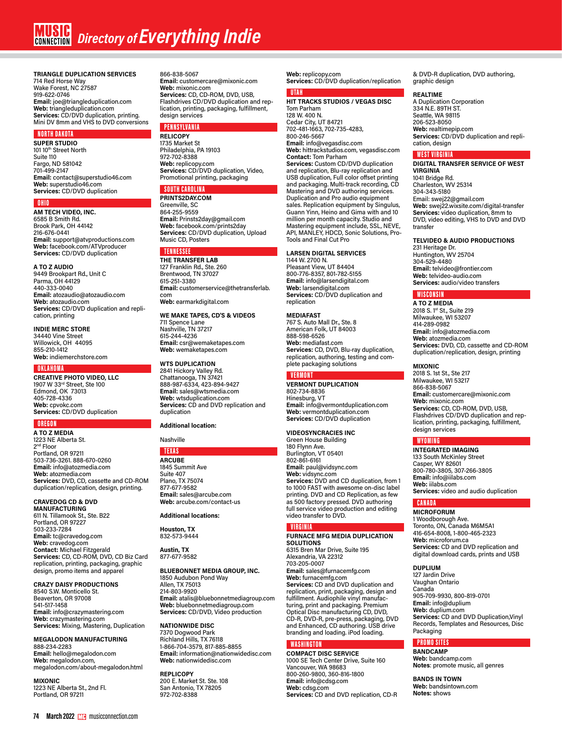# Directory of Everything Indie

**TRIANGLE DUPLICATION SERVICES**
714 Red Horse Way
Wake Forest, NC 27587
919-622-0746
**Email:** joe@triangleduplication.com
**Web:** triangleduplication.com
**Services:** CD/DVD duplication, printing. Mini DV 8mm and VHS to DVD conversions

## NORTH DAKOTA

**SUPER STUDIO**
101 10th Street North
Suite 110
Fargo, ND 581042
701-499-2147
**Email:** contact@superstudio46.com
**Web:** superstudio46.com
**Services:** CD/DVD duplication

## OHIO

**AM TECH VIDEO, INC.**
6585 B Smith Rd.
Brook Park, OH 44142
216-676-0441
**Email:** support@atvproductions.com
**Web:** facebook.com/ATVproducer
**Services:** CD/DVD duplication

**A TO Z AUDIO**
9449 Brookpart Rd., Unit C
Parma, OH 44129
440-333-0040
**Email:** atozaudio@atozaudio.com
**Web:** atozaudio.com
**Services:** CD/DVD duplication and replication, printing

**INDIE MERC STORE**
34440 Vine Street
Willowick, OH 44095
855-210-1412
**Web:** indiemerchstore.com

## OKLAHOMA

**CREATIVE PHOTO VIDEO, LLC**
1907 W 33rd Street, Ste 100
Edmond, OK 73013
405-728-4336
**Web:** cpvokc.com
**Services:** CD/DVD duplication

## OREGON

**A TO Z MEDIA**
1223 NE Alberta St.
2nd Floor
Portland, OR 97211
503-736-3261. 888-670-0260
**Email:** info@atozmedia.com
**Web:** atozmedia.com
**Services:** DVD, CD, cassette and CD-ROM duplication/replication, design, printing.

**CRAVEDOG CD & DVD MANUFACTURING**
611 N. Tillamook St., Ste. B22
Portland, OR 97227
503-233-7284
**Email:** tc@cravedog.com
**Web:** cravedog.com
**Contact:** Michael Fitzgerald
**Services:** CD, CD-ROM, DVD, CD Biz Card replication, printing, packaging, graphic design, promo items and apparel

**CRAZY DAISY PRODUCTIONS**
8540 S.W. Monticello St.
Beaverton, OR 97008
541-517-1458
**Email:** info@crazymastering.com
**Web:** crazymastering.com
**Services:** Mixing, Mastering, Duplication

**MEGALODON MANUFACTURING**
888-234-2283
**Email:** hello@megalodon.com
**Web:** megalodon.com, megalodon.com/about-megalodon.html

**MIXONIC**
1223 NE Alberta St., 2nd Fl.
Portland, OR 97211
866-838-5067
**Email:** customercare@mixonic.com
**Web:** mixonic.com
**Services:** CD, CD-ROM, DVD, USB, Flashdrives CD/DVD duplication and replication, printing, packaging, fulfillment, design services

## PENNSYLVANIA

**RELICOPY**
1735 Market St
Philadelphia, PA 19103
972-702-8388
**Web:** replicopy.com
**Services:** CD/DVD duplication, Video, Promotional printing, packaging

## SOUTH CAROLINA

**PRINTS2DAY.COM**
Greenville, SC
864-255-9559
**Email:** Prints2day@gmail.com
**Web:** facebook.com/prints2day
**Services:** CD/DVD duplication, Upload Music CD, Posters

## TENNESSEE

**THE TRANSFER LAB**
127 Franklin Rd., Ste. 260
Brentwood, TN 37027
615-251-3380
**Email:** customerservice@thetransferlab.com
**Web:** earmarkdigital.com

**WE MAKE TAPES, CD'S & VIDEOS**
711 Spence Lane
Nashville, TN 37217
615-244-4236
**Email:** csr@wemaketapes.com
**Web:** wemaketapes.com

**WTS DUPLICATION**
2841 Hickory Valley Rd.
Chattanooga, TN 37421
888-987-6334, 423-894-9427
**Email:** sales@wtsmedia.com
**Web:** wtsduplication.com
**Services:** CD and DVD replication and duplication

**Additional location:**

Nashville

## TEXAS

**ARCUBE**
1845 Summit Ave
Suite 407
Plano, TX 75074
877-677-9582
**Email:** sales@arcube.com
**Web:** arcube.com/contact-us

**Additional locations:**

**Houston, TX**
832-573-9444

**Austin, TX**
877-677-9582

**BLUEBONNET MEDIA GROUP, INC.**
1850 Audubon Pond Way
Allen, TX 75013
214-803-9920
**Email:** atalis@bluebonnetmediagroup.com
**Web:** bluebonnetmediagroup.com
**Services:** CD/DVD, Video production

**NATIONWIDE DISC**
7370 Dogwood Park
Richland Hills, TX 76118
1-866-704-3579, 817-885-8855
**Email:** information@nationwidedisc.com
**Web:** nationwidedisc.com

**REPLICOPY**
200 E. Market St. Ste. 108
San Antonio, TX 78205
972-702-8388
**Web:** replicopy.com
**Services:** CD/DVD duplication/replication

## UTAH

**HIT TRACKS STUDIOS / VEGAS DISC**
Tom Parham
128 W. 400 N.
Cedar City, UT 84721
702-481-1663, 702-735-4283, 800-246-5667
**Email:** info@vegasdisc.com
**Web:** hittrackstudios.com, vegasdisc.com
**Contact:** Tom Parham
**Services:** Custom CD/DVD duplication and replication, Blu-ray replication and USB duplication, Full color offset printing and packaging. Multi-track recording, CD Mastering and DVD authoring services. Duplication and Pro audio equipment sales. Replication equipment by Singulus, Guann Yinn, Heino and Gima with and 10 million per month capacity. Studio and Mastering equipment include, SSL, NEVE, API, MANLEY, HDCD, Sonic Solutions, Pro-Tools and Final Cut Pro

**LARSEN DIGITAL SERVICES**
1144 W. 2700 N.
Pleasant View, UT 84404
800-776-8357, 801-782-5155
**Email:** info@larsendigital.com
**Web:** larsendigital.com
**Services:** CD/DVD duplication and replication

**MEDIAFAST**
767 S. Auto Mall Dr., Ste. 8
American Folk, UT 84003
888-598-6526
**Web:** mediafast.com
**Services:** CD, DVD, Blu-ray duplication, replication, authoring, testing and complete packaging solutions

## VERMONT

**VERMONT DUPLICATION**
802-734-8836
Hinesburg, VT
**Email:** info@vermontduplication.com
**Web:** vermontduplication.com
**Services:** CD/DVD duplication

**VIDEOSYNCRACIES INC**
Green House Building
180 Flynn Ave.
Burlington, VT 05401
802-861-6161
**Email:** paul@vidsync.com
**Web:** vidsync.com
**Services:** DVD and CD duplication, from 1 to 1000 FAST with awesome on-disc label printing. DVD and CD Replication, as few as 500 factory pressed. DVD authoring full service video production and editing video transfer to DVD.

## VIRGINIA

**FURNACE MFG MEDIA DUPLICATION SOLUTIONS**
6315 Bren Mar Drive, Suite 195
Alexandria, VA 22312
703-205-0007
**Email:** sales@furnacemfg.com
**Web:** furnacemfg.com
**Services:** CD and DVD duplication and replication, print, packaging, design and fulfillment. Audiophile vinyl manufacturing, print and packaging. Premium Optical Disc manufacturing CD, DVD, CD-R, DVD-R, pre-press, packaging, DVD and Enhanced, CD authoring. USB drive branding and loading. iPod loading.

## WASHINGTON

**COMPACT DISC SERVICE**
1000 SE Tech Center Drive, Suite 160
Vancouver, WA 98683
800-260-9800, 360-816-1800
**Email:** info@cdsg.com
**Web:** cdsg.com
**Services:** CD and DVD replication, CD-R & DVD-R duplication, DVD authoring, graphic design

**REALTIME**
A Duplication Corporation
334 N.E. 89TH ST.
Seattle, WA 98115
206-523-8050
**Web:** realtimepip.com
**Services:** CD/DVD duplication and replication, design

## WEST VIRGINIA

**DIGITAL TRANSFER SERVICE OF WEST VIRGINIA**
1041 Bridge Rd.
Charleston, WV 25314
304-343-5180
Email: swej22@gmail.com
**Web:** swej22.wixsite.com/digital-transfer
**Services:** video duplication, 8mm to DVD, video editing, VHS to DVD and DVD transfer

**TELVIDEO & AUDIO PRODUCTIONS**
231 Heritage Dr.
Huntington, WV 25704
304-529-4480
**Email:** telvideo@frontier.com
**Web:** telvideo-audio.com
**Services:** audio/video transfers

## WISCONSIN

**A TO Z MEDIA**
2018 S. 1st St., Suite 219
Milwaukee, WI 53207
414-289-0982
**Email:** info@atozmedia.com
**Web:** atozmedia.com
**Services:** DVD, CD, cassette and CD-ROM duplication/replication, design, printing

**MIXONIC**
2018 S. 1st St., Ste 217
Milwaukee, WI 53217
866-838-5067
**Email:** customercare@mixonic.com
**Web:** mixonic.com
**Services:** CD, CD-ROM, DVD, USB, Flashdrives CD/DVD duplication and replication, printing, packaging, fulfillment, design services

## WYOMING

**INTEGRATED IMAGING**
133 South McKinley Street
Casper, WY 82601
800-780-3805, 307-266-3805
**Email:** info@iilabs.com
**Web:** iilabs.com
**Services:** video and audio duplication

## CANADA

**MICROFORUM**
1 Woodborough Ave.
Toronto, ON, Canada M6M5A1
416-654-8008, 1-800-465-2323
**Web:** microforum.ca
**Services:** CD and DVD replication and digital download cards, prints and USB

**DUPLIUM**
127 Jardin Drive
Vaughan Ontario
Canada
905-709-9930, 800-819-0701
**Email:** info@duplium
**Web:** duplium.com
**Services:** CD and DVD Duplication,Vinyl Records, Templates and Resources, Disc Packaging

## PROMO SITES

**BANDCAMP**
**Web:** bandcamp.com
**Notes:** promote music, all genres

**BANDS IN TOWN**
**Web:** bandsintown.com
**Notes:** shows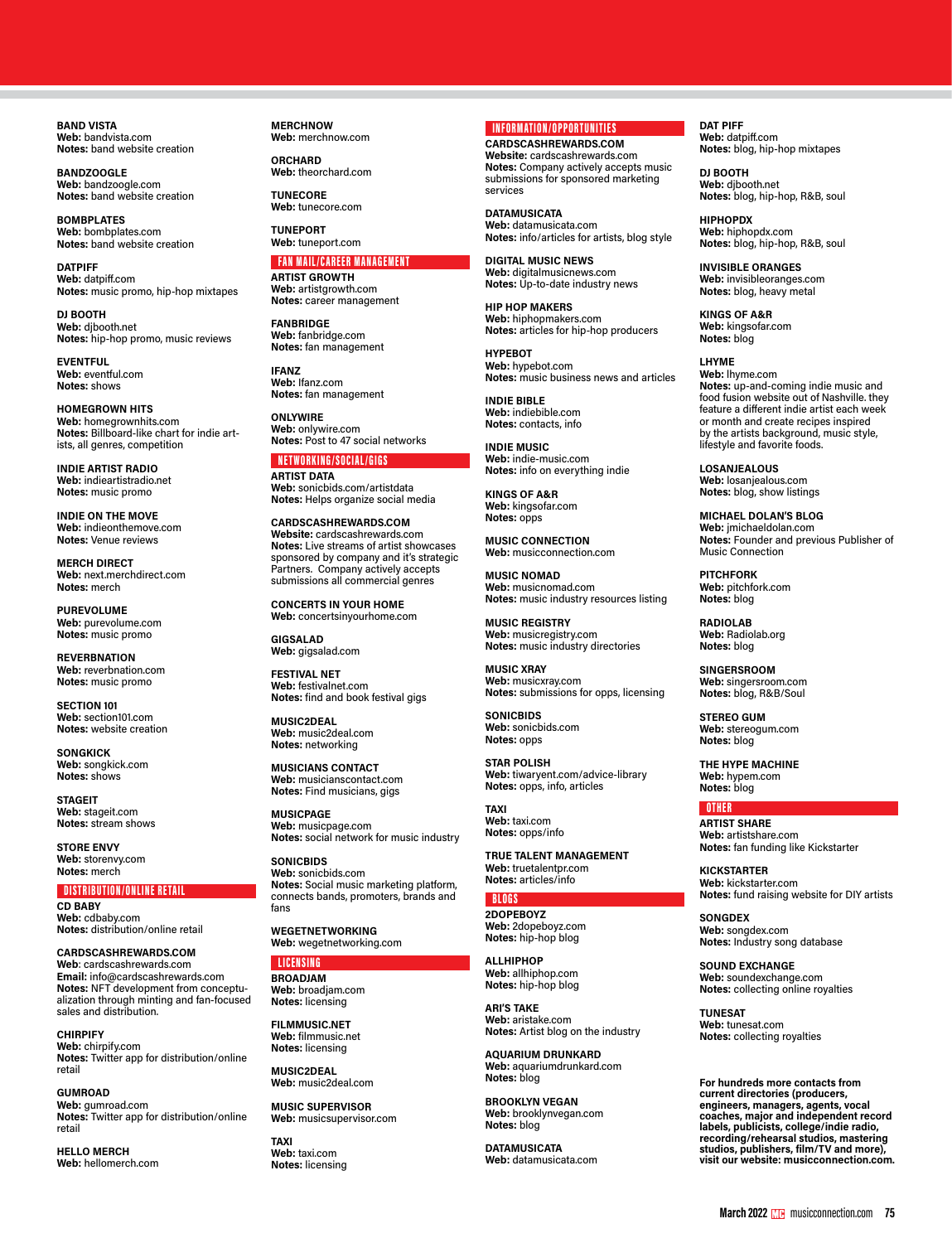**BAND VISTA**
**Web:** bandvista.com
**Notes:** band website creation

**BANDZOOGLE**
**Web:** bandzoogle.com
**Notes:** band website creation

**BOMBPLATES**
**Web:** bombplates.com
**Notes:** band website creation

**DATPIFF**
**Web:** datpiff.com
**Notes:** music promo, hip-hop mixtapes

**DJ BOOTH**
**Web:** djbooth.net
**Notes:** hip-hop promo, music reviews

**EVENTFUL**
**Web:** eventful.com
**Notes:** shows

**HOMEGROWN HITS**
**Web:** homegrownhits.com
**Notes:** Billboard-like chart for indie artists, all genres, competition

**INDIE ARTIST RADIO**
**Web:** indieartistradio.net
**Notes:** music promo

**INDIE ON THE MOVE**
**Web:** indieonthemove.com
**Notes:** Venue reviews

**MERCH DIRECT**
**Web:** next.merchdirect.com
**Notes:** merch

**PUREVOLUME**
**Web:** purevolume.com
**Notes:** music promo

**REVERBNATION**
**Web:** reverbnation.com
**Notes:** music promo

**SECTION 101**
**Web:** section101.com
**Notes:** website creation

**SONGKICK**
**Web:** songkick.com
**Notes:** shows

**STAGEIT**
**Web:** stageit.com
**Notes:** stream shows

**STORE ENVY**
**Web:** storenvy.com
**Notes:** merch

## DISTRIBUTION/ONLINE RETAIL

**CD BABY**
**Web:** cdbaby.com
**Notes:** distribution/online retail

**CARDSCASHREWARDS.COM**
**Web**: cardscashrewards.com
**Email:** info@cardscashrewards.com
**Notes:** NFT development from conceptualization through minting and fan-focused sales and distribution.

**CHIRPIFY**
**Web:** chirpify.com
**Notes:** Twitter app for distribution/online retail

**GUMROAD**
**Web:** gumroad.com
**Notes:** Twitter app for distribution/online retail

**HELLO MERCH**
**Web:** hellomerch.com

**MERCHNOW**
**Web:** merchnow.com

**ORCHARD**
**Web:** theorchard.com

**TUNECORE**
**Web:** tunecore.com

**TUNEPORT**
**Web:** tuneport.com

## FAN MAIL/CAREER MANAGEMENT

**ARTIST GROWTH**
**Web:** artistgrowth.com
**Notes:** career management

**FANBRIDGE**
**Web:** fanbridge.com
**Notes:** fan management

**IFANZ**
**Web:** Ifanz.com
**Notes:** fan management

**ONLYWIRE**
**Web:** onlywire.com
**Notes:** Post to 47 social networks

## NETWORKING/SOCIAL/GIGS

**ARTIST DATA**
**Web:** sonicbids.com/artistdata
**Notes:** Helps organize social media

**CARDSCASHREWARDS.COM**
**Website:** cardscashrewards.com
**Notes:** Live streams of artist showcases sponsored by company and it's strategic Partners. Company actively accepts submissions all commercial genres

**CONCERTS IN YOUR HOME**
**Web:** concertsinyourhome.com

**GIGSALAD**
**Web:** gigsalad.com

**FESTIVAL NET**
**Web:** festivalnet.com
**Notes:** find and book festival gigs

**MUSIC2DEAL**
**Web:** music2deal.com
**Notes:** networking

**MUSICIANS CONTACT**
**Web:** musicianscontact.com
**Notes:** Find musicians, gigs

**MUSICPAGE**
**Web:** musicpage.com
**Notes:** social network for music industry

**SONICBIDS**
**Web:** sonicbids.com
**Notes:** Social music marketing platform, connects bands, promoters, brands and fans

**WEGETNETWORKING**
**Web:** wegetnetworking.com

## LICENSING

**BROADJAM**
**Web:** broadjam.com
**Notes:** licensing

**FILMMUSIC.NET**
**Web:** filmmusic.net
**Notes:** licensing

**MUSIC2DEAL**
**Web:** music2deal.com

**MUSIC SUPERVISOR**
**Web:** musicsupervisor.com

**TAXI**
**Web:** taxi.com
**Notes:** licensing

## INFORMATION/OPPORTUNITIES

**CARDSCASHREWARDS.COM**
**Website:** cardscashrewards.com
**Notes:** Company actively accepts music submissions for sponsored marketing services

**DATAMUSICATA**
**Web:** datamusicata.com
**Notes:** info/articles for artists, blog style

**DIGITAL MUSIC NEWS**
**Web:** digitalmusicnews.com
**Notes:** Up-to-date industry news

**HIP HOP MAKERS**
**Web:** hiphopmakers.com
**Notes:** articles for hip-hop producers

**HYPEBOT**
**Web:** hypebot.com
**Notes:** music business news and articles

**INDIE BIBLE**
**Web:** indiebible.com
**Notes:** contacts, info

**INDIE MUSIC**
**Web:** indie-music.com
**Notes:** info on everything indie

**KINGS OF A&R**
**Web:** kingsofar.com
**Notes:** opps

**MUSIC CONNECTION**
**Web:** musicconnection.com

**MUSIC NOMAD**
**Web:** musicnomad.com
**Notes:** music industry resources listing

**MUSIC REGISTRY**
**Web:** musicregistry.com
**Notes:** music industry directories

**MUSIC XRAY**
**Web:** musicxray.com
**Notes:** submissions for opps, licensing

**SONICBIDS**
**Web:** sonicbids.com
**Notes:** opps

**STAR POLISH**
**Web:** tiwaryent.com/advice-library
**Notes:** opps, info, articles

**TAXI**
**Web:** taxi.com
**Notes:** opps/info

**TRUE TALENT MANAGEMENT**
**Web:** truetalentpr.com
**Notes:** articles/info

## BLOGS

**2DOPEBOYZ**
**Web:** 2dopeboyz.com
**Notes:** hip-hop blog

**ALLHIPHOP**
**Web:** allhiphop.com
**Notes:** hip-hop blog

**ARI'S TAKE**
**Web:** aristake.com
**Notes:** Artist blog on the industry

**AQUARIUM DRUNKARD**
**Web:** aquariumdrunkard.com
**Notes:** blog

**BROOKLYN VEGAN**
**Web:** brooklynvegan.com
**Notes:** blog

**DATAMUSICATA**
**Web:** datamusicata.com

**DAT PIFF**
**Web:** datpiff.com
**Notes:** blog, hip-hop mixtapes

**DJ BOOTH**
**Web:** djbooth.net
**Notes:** blog, hip-hop, R&B, soul

**HIPHOPDX**
**Web:** hiphopdx.com
**Notes:** blog, hip-hop, R&B, soul

**INVISIBLE ORANGES**
**Web:** invisibleoranges.com
**Notes:** blog, heavy metal

**KINGS OF A&R**
**Web:** kingsofar.com
**Notes:** blog

**LHYME**
**Web:** lhyme.com
**Notes:** up-and-coming indie music and food fusion website out of Nashville. they feature a different indie artist each week or month and create recipes inspired by the artists background, music style, lifestyle and favorite foods.

**LOSANJEALOUS**
**Web:** losanjealous.com
**Notes:** blog, show listings

**MICHAEL DOLAN'S BLOG**
**Web:** jmichaeldolan.com
**Notes:** Founder and previous Publisher of Music Connection

**PITCHFORK**
**Web:** pitchfork.com
**Notes:** blog

**RADIOLAB**
**Web:** Radiolab.org
**Notes:** blog

**SINGERSROOM**
**Web:** singersroom.com
**Notes:** blog, R&B/Soul

**STEREO GUM**
**Web:** stereogum.com
**Notes:** blog

**THE HYPE MACHINE**
**Web:** hypem.com
**Notes:** blog

## OTHER

**ARTIST SHARE**
**Web:** artistshare.com
**Notes:** fan funding like Kickstarter

**KICKSTARTER**
**Web:** kickstarter.com
**Notes:** fund raising website for DIY artists

**SONGDEX**
**Web:** songdex.com
**Notes:** Industry song database

**SOUND EXCHANGE**
**Web:** soundexchange.com
**Notes:** collecting online royalties

**TUNESAT**
**Web:** tunesat.com
**Notes:** collecting royalties

**For hundreds more contacts from current directories (producers, engineers, managers, agents, vocal coaches, major and independent record labels, publicists, college/indie radio, recording/rehearsal studios, publishers, film/TV and more), visit our website: musicconnection.com.**